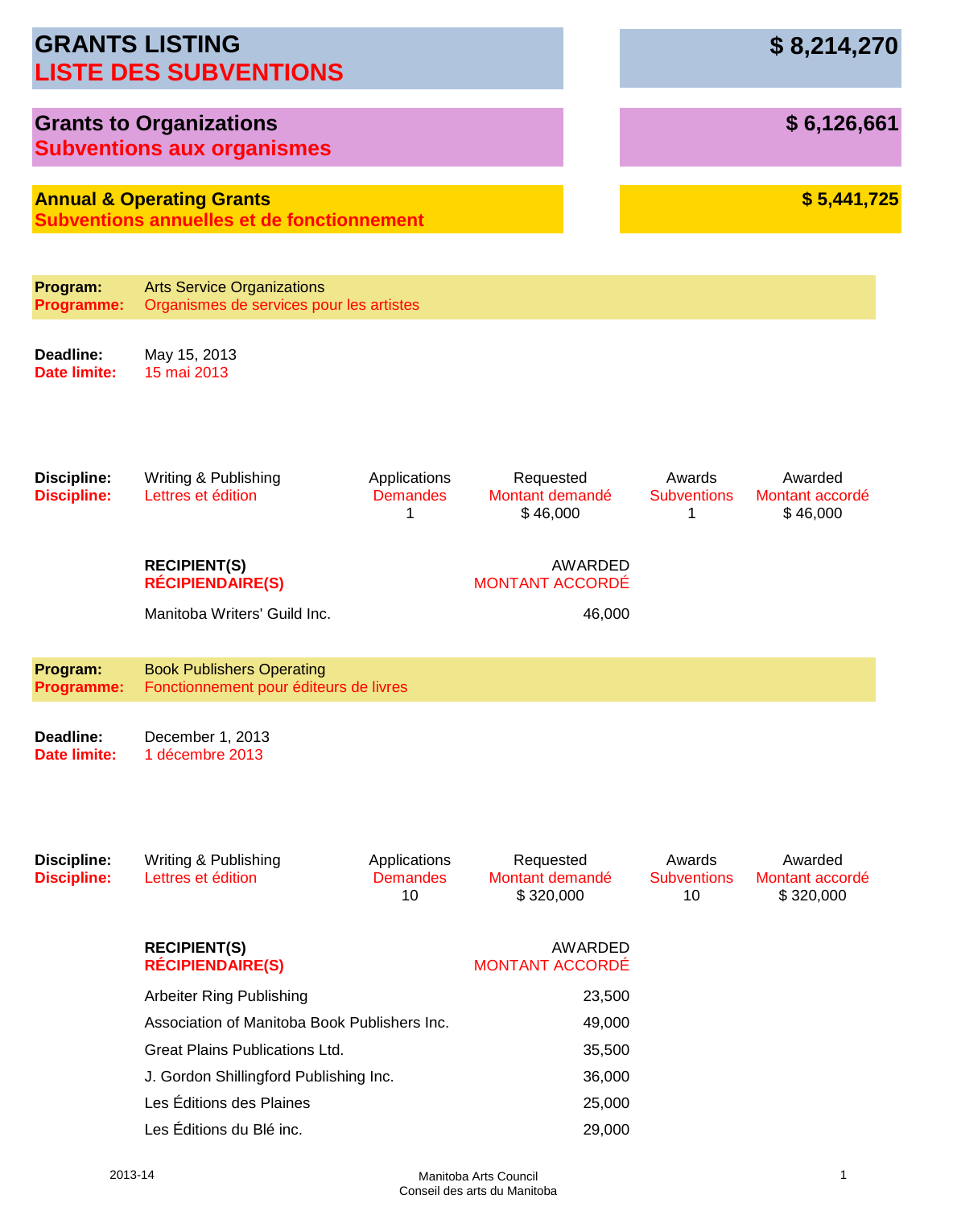# GRANTS LISTING
# LISTE DES SUBVENTIONS

**$ 8,214,270**

## Grants to Organizations
## Subventions aux organismes

**$ 6,126,661**

### Annual & Operating Grants
### Subventions annuelles et de fonctionnement

**$ 5,441,725**

**Program:** Arts Service Organizations
**Programme:** Organismes de services pour les artistes

**Deadline:** May 15, 2013
**Date limite:** 15 mai 2013

| Discipline: / Discipline: | Applications / Demandes | Requested / Montant demandé | Awards / Subventions | Awarded / Montant accordé |
|---|---|---|---|---|
| Writing & Publishing / Lettres et édition | 1 | $ 46,000 | 1 | $ 46,000 |

| RECIPIENT(S) / RÉCIPIENDAIRE(S) | AWARDED / MONTANT ACCORDÉ |
|---|---|
| Manitoba Writers' Guild Inc. | 46,000 |

**Program:** Book Publishers Operating
**Programme:** Fonctionnement pour éditeurs de livres

**Deadline:** December 1, 2013
**Date limite:** 1 décembre 2013

| Discipline: / Discipline: | Applications / Demandes | Requested / Montant demandé | Awards / Subventions | Awarded / Montant accordé |
|---|---|---|---|---|
| Writing & Publishing / Lettres et édition | 10 | $ 320,000 | 10 | $ 320,000 |

| RECIPIENT(S) / RÉCIPIENDAIRE(S) | AWARDED / MONTANT ACCORDÉ |
|---|---|
| Arbeiter Ring Publishing | 23,500 |
| Association of Manitoba Book Publishers Inc. | 49,000 |
| Great Plains Publications Ltd. | 35,500 |
| J. Gordon Shillingford Publishing Inc. | 36,000 |
| Les Éditions des Plaines | 25,000 |
| Les Éditions du Blé inc. | 29,000 |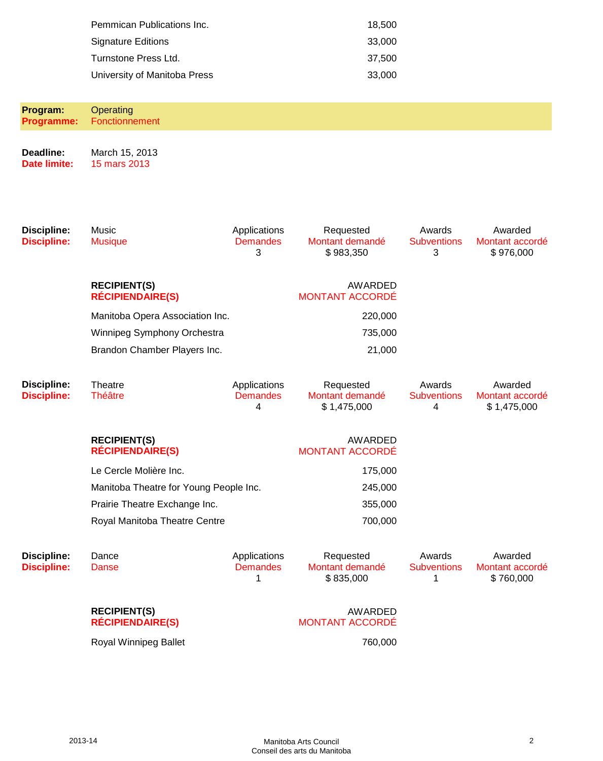| | |
|---|---|
| Pemmican Publications Inc. | 18,500 |
| Signature Editions | 33,000 |
| Turnstone Press Ltd. | 37,500 |
| University of Manitoba Press | 33,000 |

**Program:** Operating
**Programme:** Fonctionnement

**Deadline:** March 15, 2013
**Date limite:** 15 mars 2013

| **Discipline:** **Discipline:** | Music Musique | Applications Demandes | Requested Montant demandé | Awards Subventions | Awarded Montant accordé |
|---|---|---|---|---|---|
| | | 3 | $ 983,350 | 3 | $ 976,000 |

| **RECIPIENT(S)** **RÉCIPIENDAIRE(S)** | AWARDED MONTANT ACCORDÉ |
|---|---|
| Manitoba Opera Association Inc. | 220,000 |
| Winnipeg Symphony Orchestra | 735,000 |
| Brandon Chamber Players Inc. | 21,000 |

| **Discipline:** **Discipline:** | Theatre Théâtre | Applications Demandes | Requested Montant demandé | Awards Subventions | Awarded Montant accordé |
|---|---|---|---|---|---|
| | | 4 | $ 1,475,000 | 4 | $ 1,475,000 |

| **RECIPIENT(S)** **RÉCIPIENDAIRE(S)** | AWARDED MONTANT ACCORDÉ |
|---|---|
| Le Cercle Molière Inc. | 175,000 |
| Manitoba Theatre for Young People Inc. | 245,000 |
| Prairie Theatre Exchange Inc. | 355,000 |
| Royal Manitoba Theatre Centre | 700,000 |

| **Discipline:** **Discipline:** | Dance Danse | Applications Demandes | Requested Montant demandé | Awards Subventions | Awarded Montant accordé |
|---|---|---|---|---|---|
| | | 1 | $ 835,000 | 1 | $ 760,000 |

| **RECIPIENT(S)** **RÉCIPIENDAIRE(S)** | AWARDED MONTANT ACCORDÉ |
|---|---|
| Royal Winnipeg Ballet | 760,000 |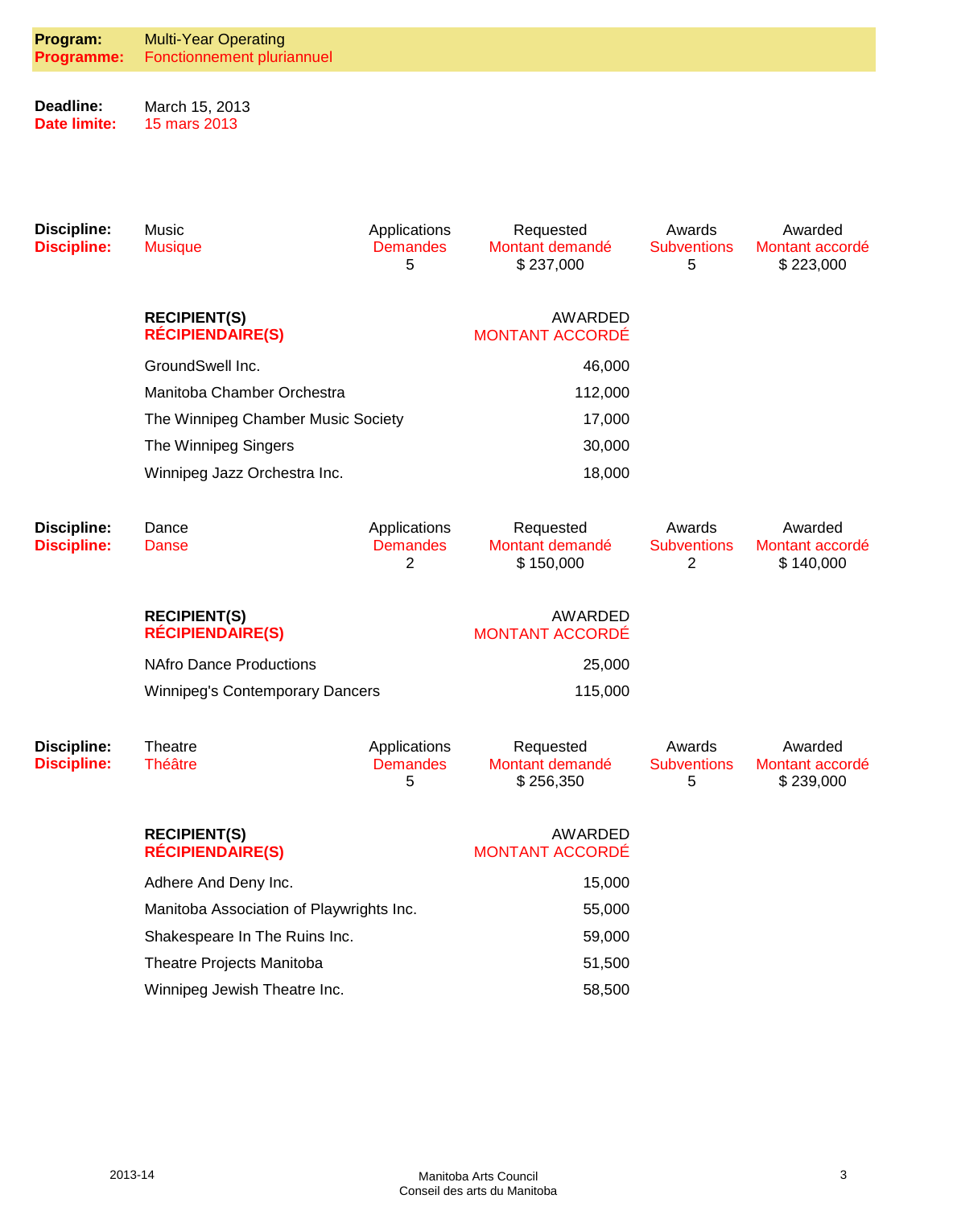**Program:** Multi-Year Operating
**Programme:** Fonctionnement pluriannuel

**Deadline:** March 15, 2013
**Date limite:** 15 mars 2013

| **Discipline:** / **Discipline:** | Applications / Demandes | Requested / Montant demandé | Awards / Subventions | Awarded / Montant accordé |
|---|---|---|---|---|
| Music / Musique | 5 | $ 237,000 | 5 | $ 223,000 |

| **RECIPIENT(S) / RÉCIPIENDAIRE(S)** | AWARDED / MONTANT ACCORDÉ |
|---|---|
| GroundSwell Inc. | 46,000 |
| Manitoba Chamber Orchestra | 112,000 |
| The Winnipeg Chamber Music Society | 17,000 |
| The Winnipeg Singers | 30,000 |
| Winnipeg Jazz Orchestra Inc. | 18,000 |

| **Discipline:** / **Discipline:** | Applications / Demandes | Requested / Montant demandé | Awards / Subventions | Awarded / Montant accordé |
|---|---|---|---|---|
| Dance / Danse | 2 | $ 150,000 | 2 | $ 140,000 |

| **RECIPIENT(S) / RÉCIPIENDAIRE(S)** | AWARDED / MONTANT ACCORDÉ |
|---|---|
| NAfro Dance Productions | 25,000 |
| Winnipeg's Contemporary Dancers | 115,000 |

| **Discipline:** / **Discipline:** | Applications / Demandes | Requested / Montant demandé | Awards / Subventions | Awarded / Montant accordé |
|---|---|---|---|---|
| Theatre / Théâtre | 5 | $ 256,350 | 5 | $ 239,000 |

| **RECIPIENT(S) / RÉCIPIENDAIRE(S)** | AWARDED / MONTANT ACCORDÉ |
|---|---|
| Adhere And Deny Inc. | 15,000 |
| Manitoba Association of Playwrights Inc. | 55,000 |
| Shakespeare In The Ruins Inc. | 59,000 |
| Theatre Projects Manitoba | 51,500 |
| Winnipeg Jewish Theatre Inc. | 58,500 |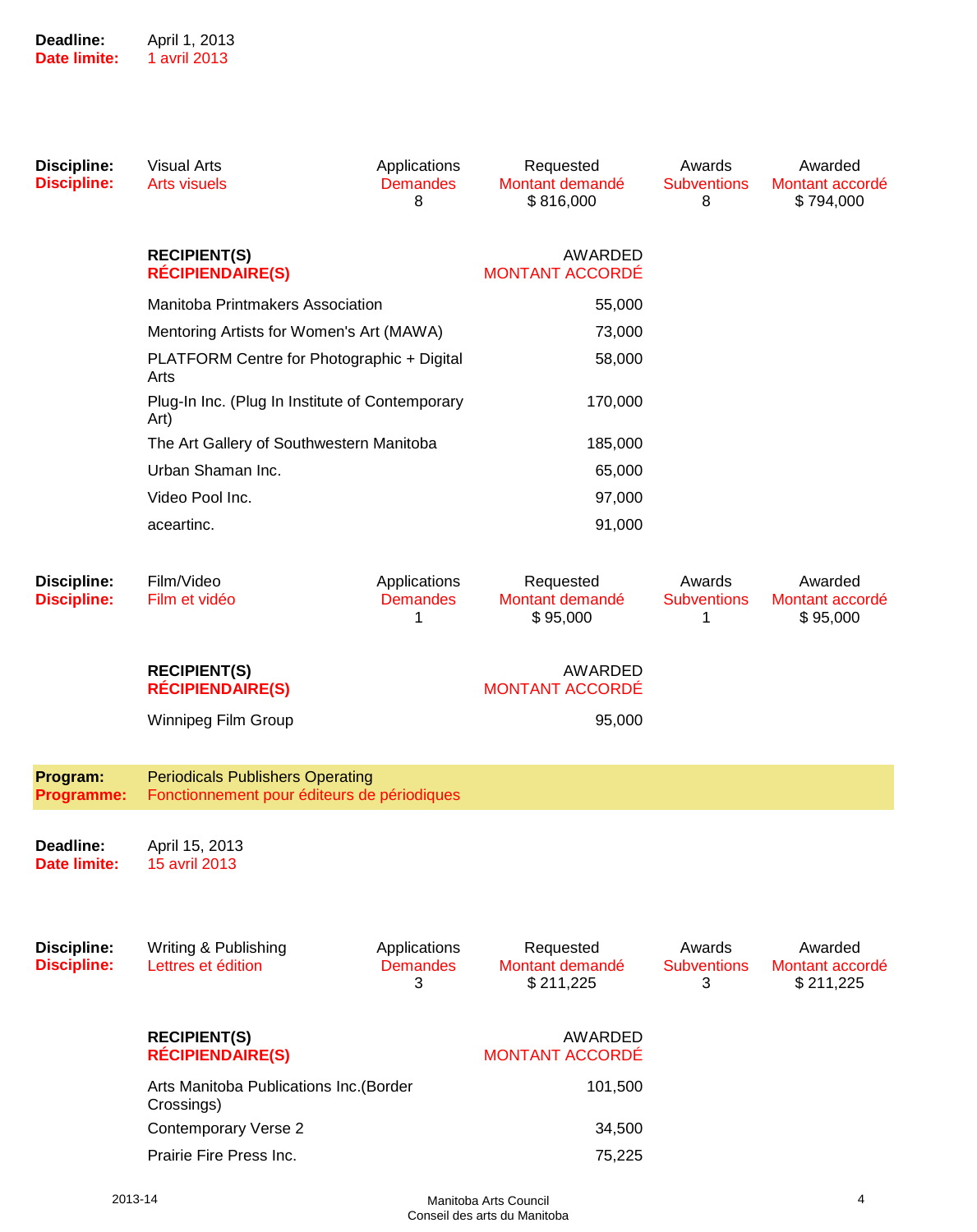**Deadline:** April 1, 2013
**Date limite:** 1 avril 2013

| Discipline: | Visual Arts | Applications | Requested | Awards | Awarded |
|---|---|---|---|---|---|
| Discipline: | Arts visuels | Demandes | Montant demandé | Subventions | Montant accordé |
| | | 8 | $ 816,000 | 8 | $ 794,000 |

| RECIPIENT(S) / RÉCIPIENDAIRE(S) | AWARDED / MONTANT ACCORDÉ |
|---|---|
| Manitoba Printmakers Association | 55,000 |
| Mentoring Artists for Women's Art (MAWA) | 73,000 |
| PLATFORM Centre for Photographic + Digital Arts | 58,000 |
| Plug-In Inc. (Plug In Institute of Contemporary Art) | 170,000 |
| The Art Gallery of Southwestern Manitoba | 185,000 |
| Urban Shaman Inc. | 65,000 |
| Video Pool Inc. | 97,000 |
| aceartinc. | 91,000 |

| Discipline: | Film/Video | Applications | Requested | Awards | Awarded |
|---|---|---|---|---|---|
| Discipline: | Film et vidéo | Demandes | Montant demandé | Subventions | Montant accordé |
| | | 1 | $ 95,000 | 1 | $ 95,000 |

| RECIPIENT(S) / RÉCIPIENDAIRE(S) | AWARDED / MONTANT ACCORDÉ |
|---|---|
| Winnipeg Film Group | 95,000 |

**Program:** Periodicals Publishers Operating
**Programme:** Fonctionnement pour éditeurs de périodiques

**Deadline:** April 15, 2013
**Date limite:** 15 avril 2013

| Discipline: | Writing & Publishing | Applications | Requested | Awards | Awarded |
|---|---|---|---|---|---|
| Discipline: | Lettres et édition | Demandes | Montant demandé | Subventions | Montant accordé |
| | | 3 | $ 211,225 | 3 | $ 211,225 |

| RECIPIENT(S) / RÉCIPIENDAIRE(S) | AWARDED / MONTANT ACCORDÉ |
|---|---|
| Arts Manitoba Publications Inc.(Border Crossings) | 101,500 |
| Contemporary Verse 2 | 34,500 |
| Prairie Fire Press Inc. | 75,225 |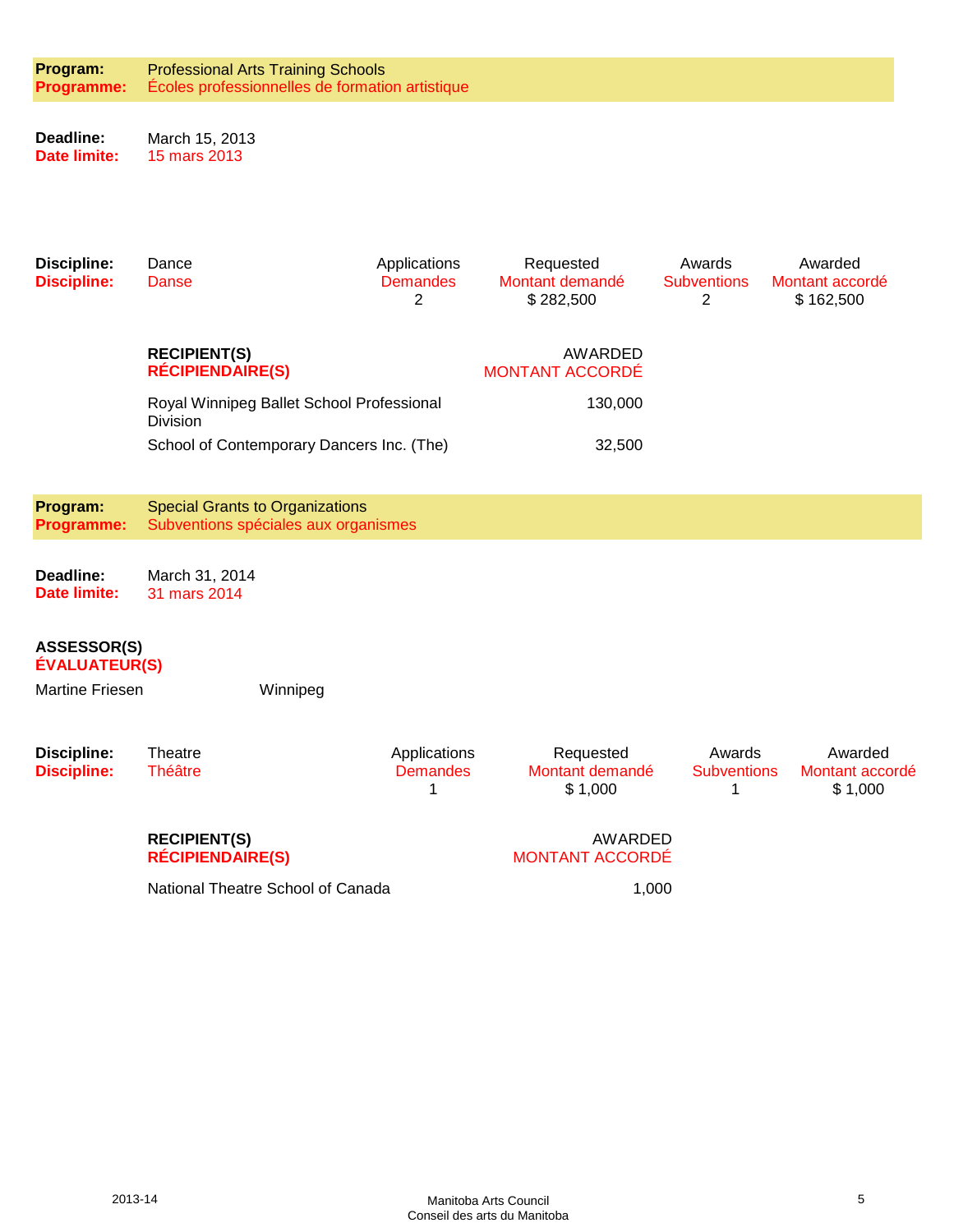**Program:** Professional Arts Training Schools
**Programme:** Écoles professionnelles de formation artistique

**Deadline:** March 15, 2013
**Date limite:** 15 mars 2013

| Discipline: / Discipline: | | Applications / Demandes | Requested / Montant demandé | Awards / Subventions | Awarded / Montant accordé |
|---|---|---|---|---|---|
| | Dance / Danse | 2 | $ 282,500 | 2 | $ 162,500 |

| RECIPIENT(S) / RÉCIPIENDAIRE(S) | AWARDED / MONTANT ACCORDÉ |
|---|---|
| Royal Winnipeg Ballet School Professional Division | 130,000 |
| School of Contemporary Dancers Inc. (The) | 32,500 |

**Program:** Special Grants to Organizations
**Programme:** Subventions spéciales aux organismes

**Deadline:** March 31, 2014
**Date limite:** 31 mars 2014

**ASSESSOR(S)**
**ÉVALUATEUR(S)**

Martine Friesen — Winnipeg

| Discipline: / Discipline: | | Applications / Demandes | Requested / Montant demandé | Awards / Subventions | Awarded / Montant accordé |
|---|---|---|---|---|---|
| | Theatre / Théâtre | 1 | $ 1,000 | 1 | $ 1,000 |

| RECIPIENT(S) / RÉCIPIENDAIRE(S) | AWARDED / MONTANT ACCORDÉ |
|---|---|
| National Theatre School of Canada | 1,000 |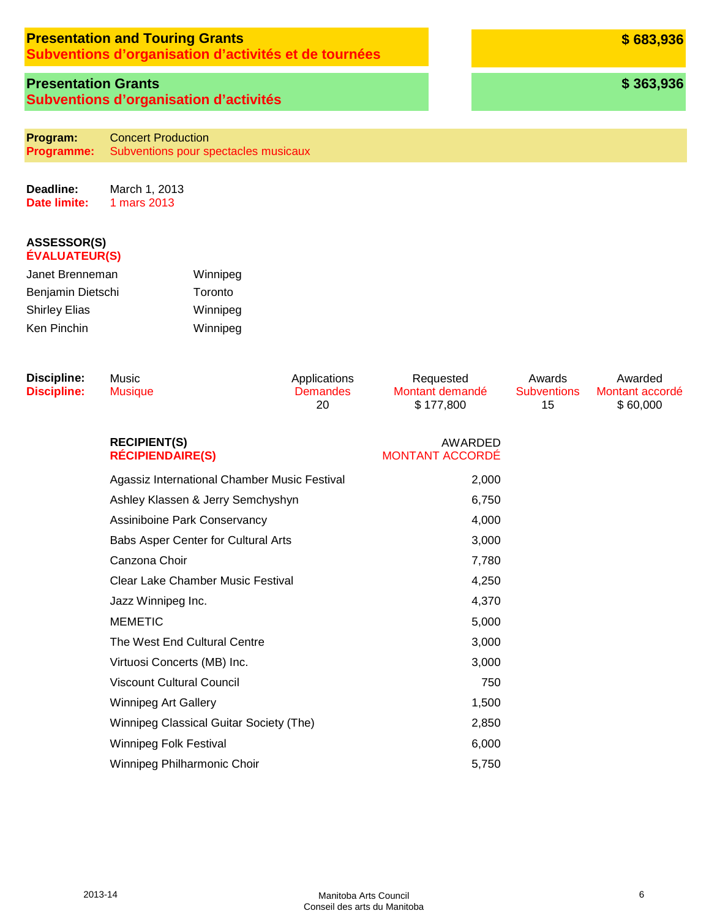## Presentation and Touring Grants
## Subventions d'organisation d'activités et de tournées

**$ 683,936**

### Presentation Grants
### Subventions d'organisation d'activités

**$ 363,936**

**Program:** Concert Production
**Programme:** Subventions pour spectacles musicaux

**Deadline:** March 1, 2013
**Date limite:** 1 mars 2013

**ASSESSOR(S)**
**ÉVALUATEUR(S)**

| | |
|---|---|
| Janet Brenneman | Winnipeg |
| Benjamin Dietschi | Toronto |
| Shirley Elias | Winnipeg |
| Ken Pinchin | Winnipeg |

| Discipline: / Discipline: | | Applications / Demandes | Requested / Montant demandé | Awards / Subventions | Awarded / Montant accordé |
|---|---|---|---|---|---|
| | Music / Musique | 20 | $ 177,800 | 15 | $ 60,000 |

| RECIPIENT(S) / RÉCIPIENDAIRE(S) | AWARDED / MONTANT ACCORDÉ |
|---|---|
| Agassiz International Chamber Music Festival | 2,000 |
| Ashley Klassen & Jerry Semchyshyn | 6,750 |
| Assiniboine Park Conservancy | 4,000 |
| Babs Asper Center for Cultural Arts | 3,000 |
| Canzona Choir | 7,780 |
| Clear Lake Chamber Music Festival | 4,250 |
| Jazz Winnipeg Inc. | 4,370 |
| MEMETIC | 5,000 |
| The West End Cultural Centre | 3,000 |
| Virtuosi Concerts (MB) Inc. | 3,000 |
| Viscount Cultural Council | 750 |
| Winnipeg Art Gallery | 1,500 |
| Winnipeg Classical Guitar Society (The) | 2,850 |
| Winnipeg Folk Festival | 6,000 |
| Winnipeg Philharmonic Choir | 5,750 |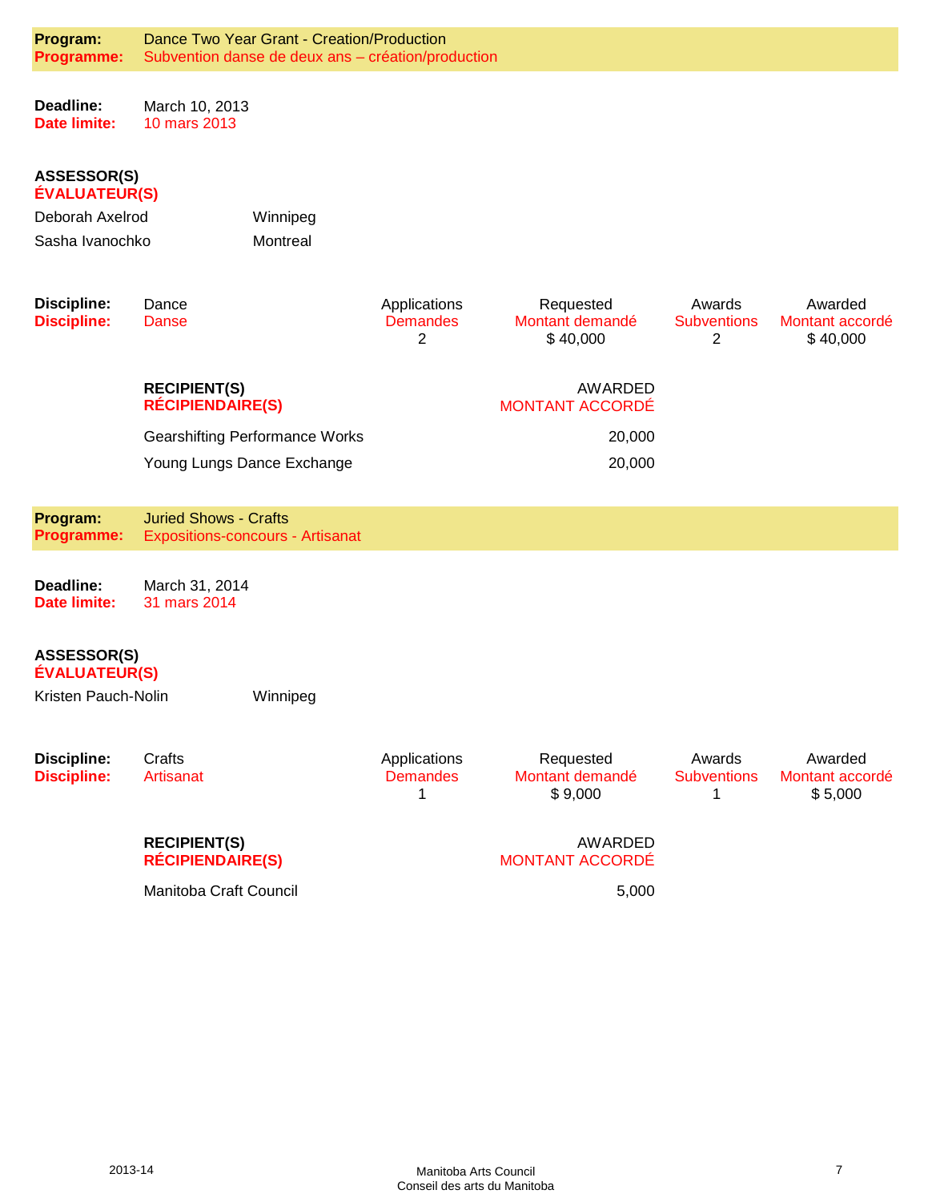**Program:** Dance Two Year Grant - Creation/Production
**Programme:** Subvention danse de deux ans – création/production

**Deadline:** March 10, 2013
**Date limite:** 10 mars 2013

**ASSESSOR(S)**
**ÉVALUATEUR(S)**

| | |
|---|---|
| Deborah Axelrod | Winnipeg |
| Sasha Ivanochko | Montreal |

| Discipline: / Discipline: | | Applications / Demandes | Requested / Montant demandé | Awards / Subventions | Awarded / Montant accordé |
|---|---|---|---|---|---|
| Dance / Danse | | 2 | $ 40,000 | 2 | $ 40,000 |

| RECIPIENT(S) / RÉCIPIENDAIRE(S) | AWARDED / MONTANT ACCORDÉ |
|---|---|
| Gearshifting Performance Works | 20,000 |
| Young Lungs Dance Exchange | 20,000 |

**Program:** Juried Shows - Crafts
**Programme:** Expositions-concours - Artisanat

**Deadline:** March 31, 2014
**Date limite:** 31 mars 2014

**ASSESSOR(S)**
**ÉVALUATEUR(S)**

| | |
|---|---|
| Kristen Pauch-Nolin | Winnipeg |

| Discipline: / Discipline: | | Applications / Demandes | Requested / Montant demandé | Awards / Subventions | Awarded / Montant accordé |
|---|---|---|---|---|---|
| Crafts / Artisanat | | 1 | $ 9,000 | 1 | $ 5,000 |

| RECIPIENT(S) / RÉCIPIENDAIRE(S) | AWARDED / MONTANT ACCORDÉ |
|---|---|
| Manitoba Craft Council | 5,000 |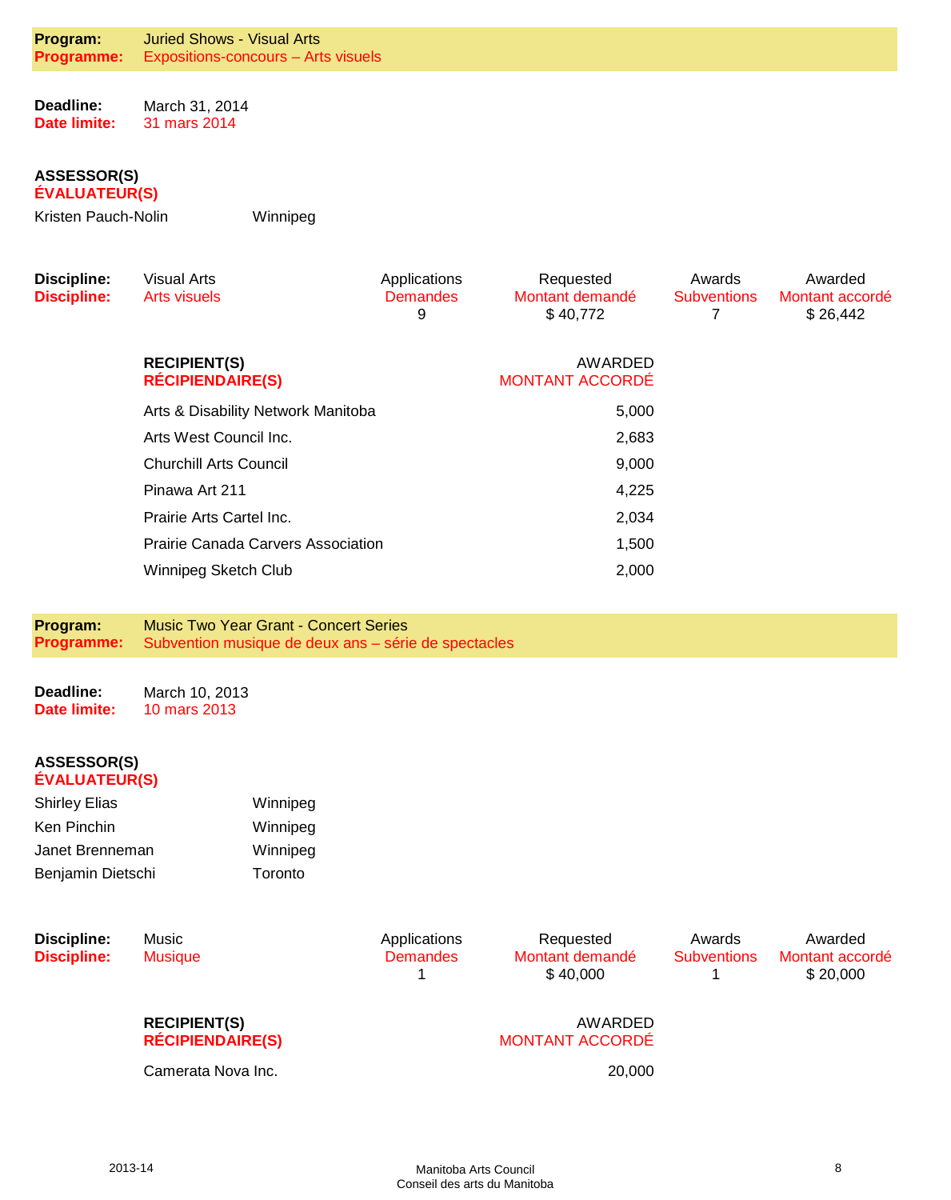**Program:** Juried Shows - Visual Arts
**Programme:** Expositions-concours – Arts visuels

**Deadline:** March 31, 2014
**Date limite:** 31 mars 2014

**ASSESSOR(S)**
**ÉVALUATEUR(S)**

| | |
|---|---|
| Kristen Pauch-Nolin | Winnipeg |

| Discipline: / Discipline: | Applications / Demandes | Requested / Montant demandé | Awards / Subventions | Awarded / Montant accordé |
|---|---|---|---|---|
| Visual Arts / Arts visuels | 9 | $ 40,772 | 7 | $ 26,442 |

| RECIPIENT(S) / RÉCIPIENDAIRE(S) | AWARDED / MONTANT ACCORDÉ |
|---|---|
| Arts & Disability Network Manitoba | 5,000 |
| Arts West Council Inc. | 2,683 |
| Churchill Arts Council | 9,000 |
| Pinawa Art 211 | 4,225 |
| Prairie Arts Cartel Inc. | 2,034 |
| Prairie Canada Carvers Association | 1,500 |
| Winnipeg Sketch Club | 2,000 |

**Program:** Music Two Year Grant - Concert Series
**Programme:** Subvention musique de deux ans – série de spectacles

**Deadline:** March 10, 2013
**Date limite:** 10 mars 2013

**ASSESSOR(S)**
**ÉVALUATEUR(S)**

| | |
|---|---|
| Shirley Elias | Winnipeg |
| Ken Pinchin | Winnipeg |
| Janet Brenneman | Winnipeg |
| Benjamin Dietschi | Toronto |

| Discipline: / Discipline: | Applications / Demandes | Requested / Montant demandé | Awards / Subventions | Awarded / Montant accordé |
|---|---|---|---|---|
| Music / Musique | 1 | $ 40,000 | 1 | $ 20,000 |

| RECIPIENT(S) / RÉCIPIENDAIRE(S) | AWARDED / MONTANT ACCORDÉ |
|---|---|
| Camerata Nova Inc. | 20,000 |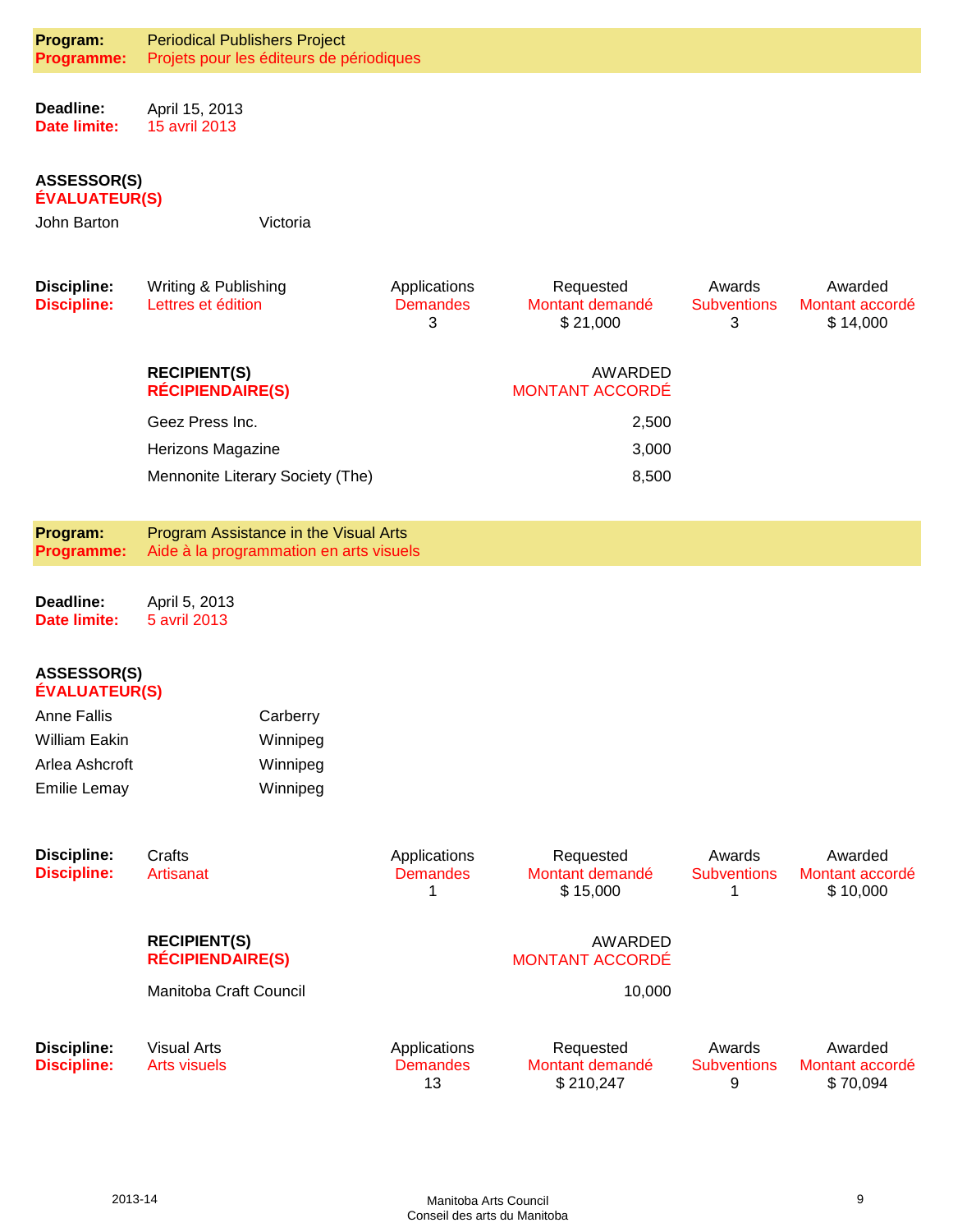**Program:** Periodical Publishers Project
**Programme:** Projets pour les éditeurs de périodiques

**Deadline:** April 15, 2013
**Date limite:** 15 avril 2013

**ASSESSOR(S)**
**ÉVALUATEUR(S)**

| | |
|---|---|
| John Barton | Victoria |

| Discipline: | Applications / Demandes | Requested / Montant demandé | Awards / Subventions | Awarded / Montant accordé |
|---|---|---|---|---|
| Writing & Publishing / Lettres et édition | 3 | $ 21,000 | 3 | $ 14,000 |

| RECIPIENT(S) / RÉCIPIENDAIRE(S) | AWARDED / MONTANT ACCORDÉ |
|---|---|
| Geez Press Inc. | 2,500 |
| Herizons Magazine | 3,000 |
| Mennonite Literary Society (The) | 8,500 |

**Program:** Program Assistance in the Visual Arts
**Programme:** Aide à la programmation en arts visuels

**Deadline:** April 5, 2013
**Date limite:** 5 avril 2013

**ASSESSOR(S)**
**ÉVALUATEUR(S)**

| | |
|---|---|
| Anne Fallis | Carberry |
| William Eakin | Winnipeg |
| Arlea Ashcroft | Winnipeg |
| Emilie Lemay | Winnipeg |

| Discipline: | Applications / Demandes | Requested / Montant demandé | Awards / Subventions | Awarded / Montant accordé |
|---|---|---|---|---|
| Crafts / Artisanat | 1 | $ 15,000 | 1 | $ 10,000 |

| RECIPIENT(S) / RÉCIPIENDAIRE(S) | AWARDED / MONTANT ACCORDÉ |
|---|---|
| Manitoba Craft Council | 10,000 |

| Discipline: | Applications / Demandes | Requested / Montant demandé | Awards / Subventions | Awarded / Montant accordé |
|---|---|---|---|---|
| Visual Arts / Arts visuels | 13 | $ 210,247 | 9 | $ 70,094 |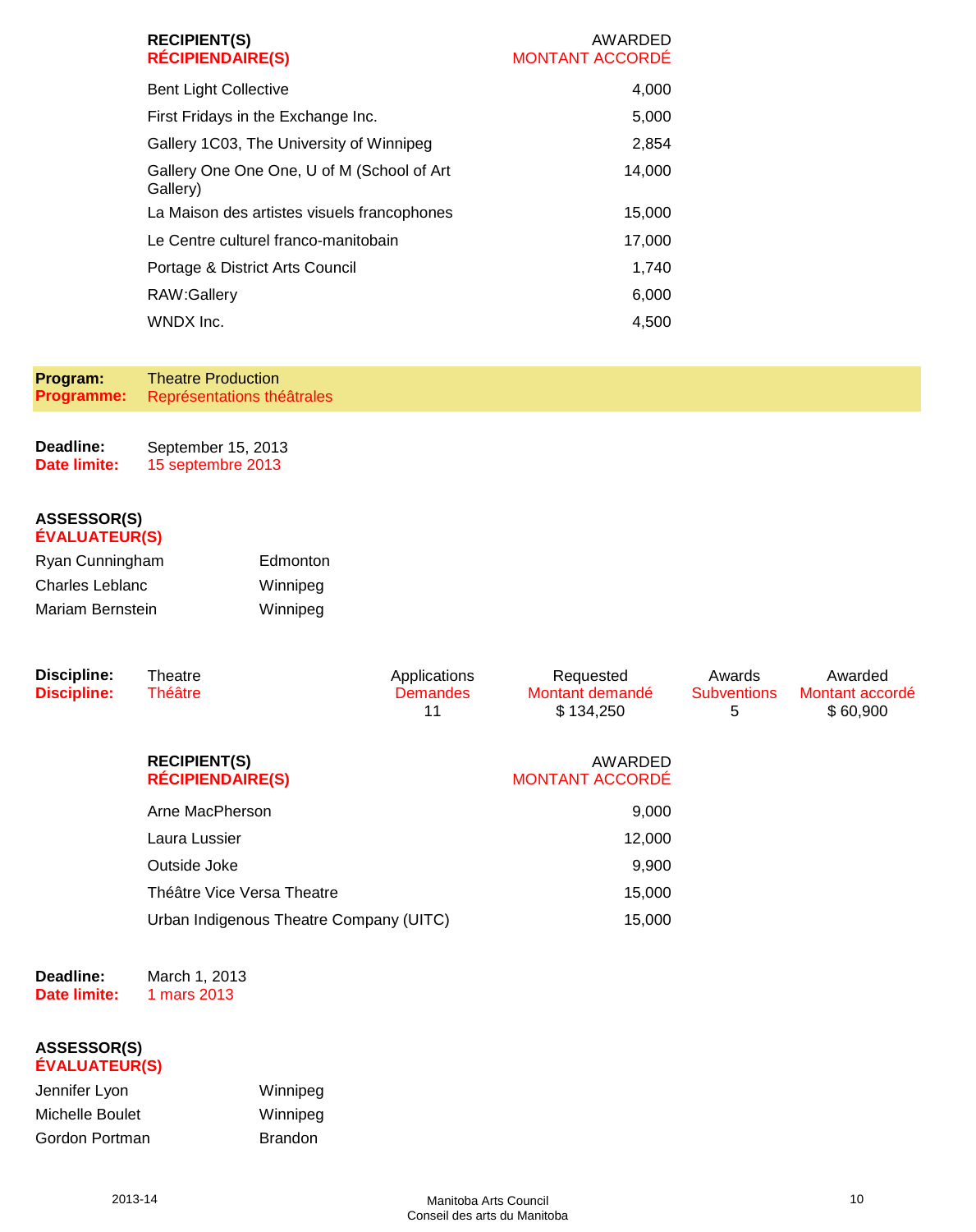| RECIPIENT(S)<br>RÉCIPIENDAIRE(S) | AWARDED<br>MONTANT ACCORDÉ |
|---|---|
| Bent Light Collective | 4,000 |
| First Fridays in the Exchange Inc. | 5,000 |
| Gallery 1C03, The University of Winnipeg | 2,854 |
| Gallery One One One, U of M (School of Art Gallery) | 14,000 |
| La Maison des artistes visuels francophones | 15,000 |
| Le Centre culturel franco-manitobain | 17,000 |
| Portage & District Arts Council | 1,740 |
| RAW:Gallery | 6,000 |
| WNDX Inc. | 4,500 |

**Program:** Theatre Production
**Programme:** Représentations théâtrales

**Deadline:** September 15, 2013
**Date limite:** 15 septembre 2013

**ASSESSOR(S)**
**ÉVALUATEUR(S)**

| | |
|---|---|
| Ryan Cunningham | Edmonton |
| Charles Leblanc | Winnipeg |
| Mariam Bernstein | Winnipeg |

| Discipline:<br>Discipline: | Applications<br>Demandes | Requested<br>Montant demandé | Awards<br>Subventions | Awarded<br>Montant accordé |
|---|---|---|---|---|
| Theatre<br>Théâtre | 11 | $ 134,250 | 5 | $ 60,900 |

| RECIPIENT(S)<br>RÉCIPIENDAIRE(S) | AWARDED<br>MONTANT ACCORDÉ |
|---|---|
| Arne MacPherson | 9,000 |
| Laura Lussier | 12,000 |
| Outside Joke | 9,900 |
| Théâtre Vice Versa Theatre | 15,000 |
| Urban Indigenous Theatre Company (UITC) | 15,000 |

**Deadline:** March 1, 2013
**Date limite:** 1 mars 2013

**ASSESSOR(S)**
**ÉVALUATEUR(S)**

| | |
|---|---|
| Jennifer Lyon | Winnipeg |
| Michelle Boulet | Winnipeg |
| Gordon Portman | Brandon |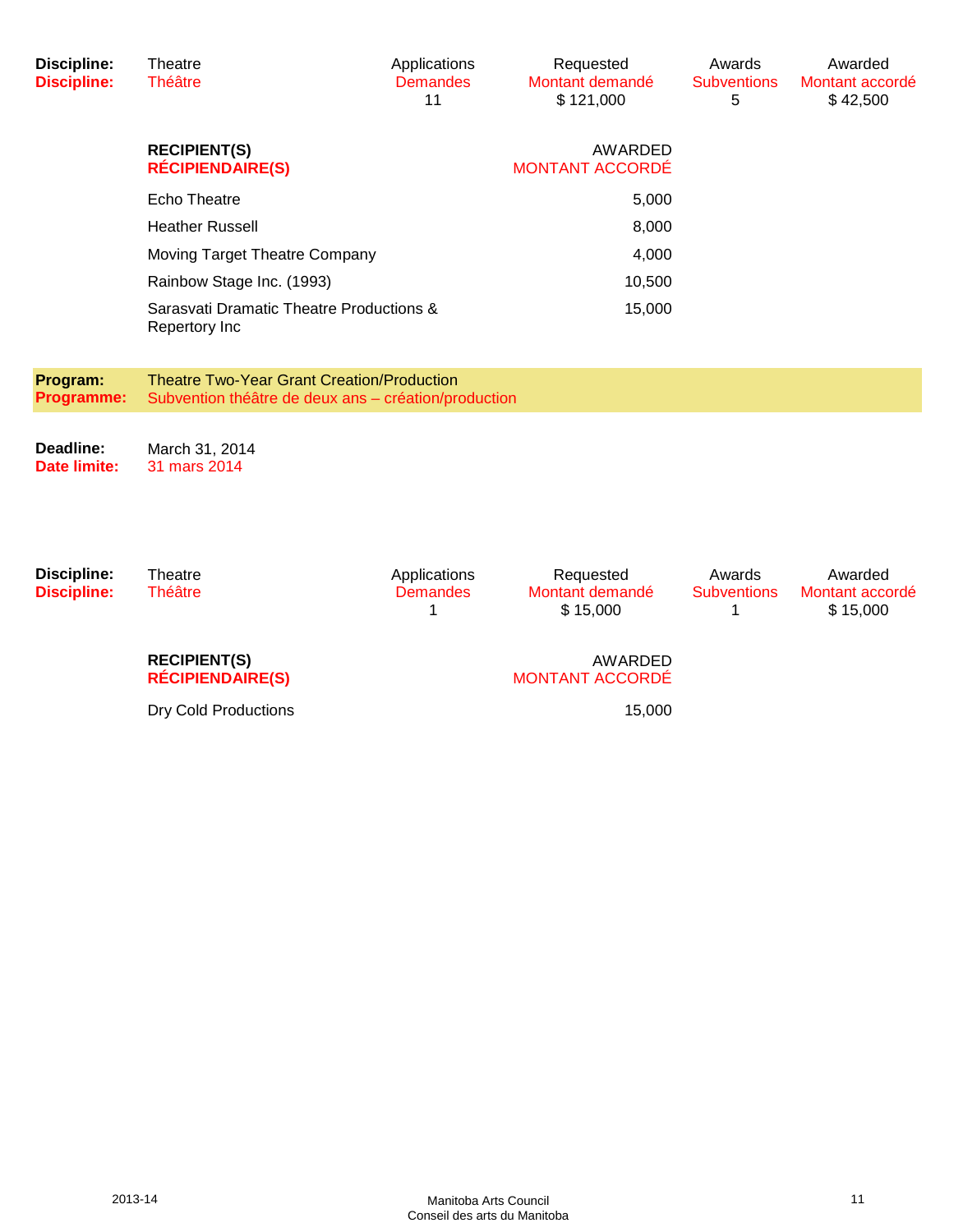| Discipline: | Theatre | Applications | Requested | Awards | Awarded |
|---|---|---|---|---|---|
| **Discipline:** | Théâtre | Demandes | Montant demandé | Subventions | Montant accordé |
| | | 11 | $ 121,000 | 5 | $ 42,500 |

| RECIPIENT(S) / RÉCIPIENDAIRE(S) | AWARDED / MONTANT ACCORDÉ |
|---|---|
| Echo Theatre | 5,000 |
| Heather Russell | 8,000 |
| Moving Target Theatre Company | 4,000 |
| Rainbow Stage Inc. (1993) | 10,500 |
| Sarasvati Dramatic Theatre Productions & Repertory Inc | 15,000 |

**Program:** Theatre Two-Year Grant Creation/Production
**Programme:** Subvention théâtre de deux ans – création/production

**Deadline:** March 31, 2014
**Date limite:** 31 mars 2014

| Discipline: | Theatre | Applications | Requested | Awards | Awarded |
|---|---|---|---|---|---|
| **Discipline:** | Théâtre | Demandes | Montant demandé | Subventions | Montant accordé |
| | | 1 | $ 15,000 | 1 | $ 15,000 |

| RECIPIENT(S) / RÉCIPIENDAIRE(S) | AWARDED / MONTANT ACCORDÉ |
|---|---|
| Dry Cold Productions | 15,000 |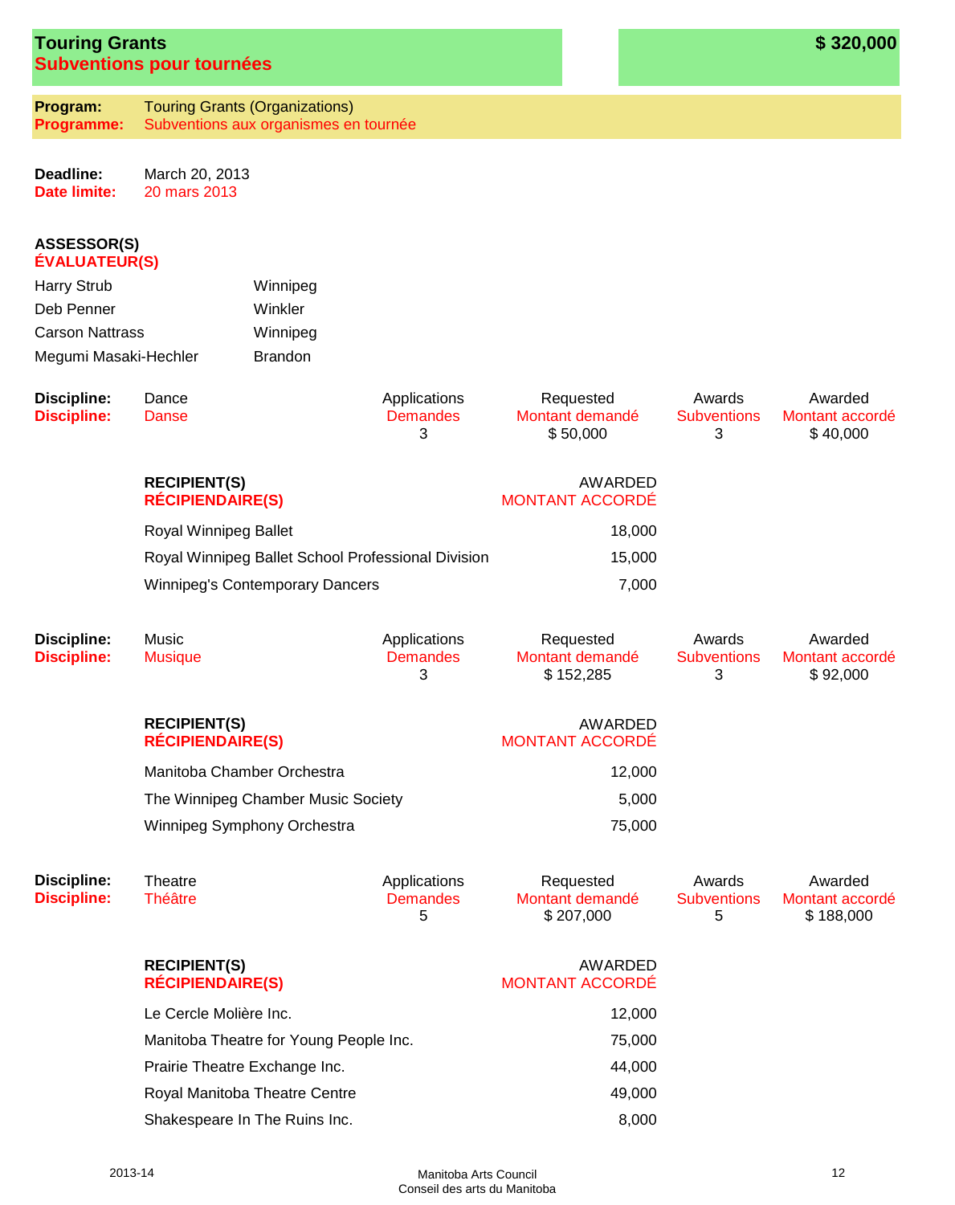## Touring Grants
## Subventions pour tournées

**$ 320,000**

**Program:** Touring Grants (Organizations)
**Programme:** Subventions aux organismes en tournée

**Deadline:** March 20, 2013
**Date limite:** 20 mars 2013

**ASSESSOR(S)**
**ÉVALUATEUR(S)**

| | |
|---|---|
| Harry Strub | Winnipeg |
| Deb Penner | Winkler |
| Carson Nattrass | Winnipeg |
| Megumi Masaki-Hechler | Brandon |

| Discipline: / Discipline: | Applications / Demandes | Requested / Montant demandé | Awards / Subventions | Awarded / Montant accordé |
|---|---|---|---|---|
| Dance / Danse | 3 | $ 50,000 | 3 | $ 40,000 |

| RECIPIENT(S) / RÉCIPIENDAIRE(S) | AWARDED / MONTANT ACCORDÉ |
|---|---|
| Royal Winnipeg Ballet | 18,000 |
| Royal Winnipeg Ballet School Professional Division | 15,000 |
| Winnipeg's Contemporary Dancers | 7,000 |

| Discipline: / Discipline: | Applications / Demandes | Requested / Montant demandé | Awards / Subventions | Awarded / Montant accordé |
|---|---|---|---|---|
| Music / Musique | 3 | $ 152,285 | 3 | $ 92,000 |

| RECIPIENT(S) / RÉCIPIENDAIRE(S) | AWARDED / MONTANT ACCORDÉ |
|---|---|
| Manitoba Chamber Orchestra | 12,000 |
| The Winnipeg Chamber Music Society | 5,000 |
| Winnipeg Symphony Orchestra | 75,000 |

| Discipline: / Discipline: | Applications / Demandes | Requested / Montant demandé | Awards / Subventions | Awarded / Montant accordé |
|---|---|---|---|---|
| Theatre / Théâtre | 5 | $ 207,000 | 5 | $ 188,000 |

| RECIPIENT(S) / RÉCIPIENDAIRE(S) | AWARDED / MONTANT ACCORDÉ |
|---|---|
| Le Cercle Molière Inc. | 12,000 |
| Manitoba Theatre for Young People Inc. | 75,000 |
| Prairie Theatre Exchange Inc. | 44,000 |
| Royal Manitoba Theatre Centre | 49,000 |
| Shakespeare In The Ruins Inc. | 8,000 |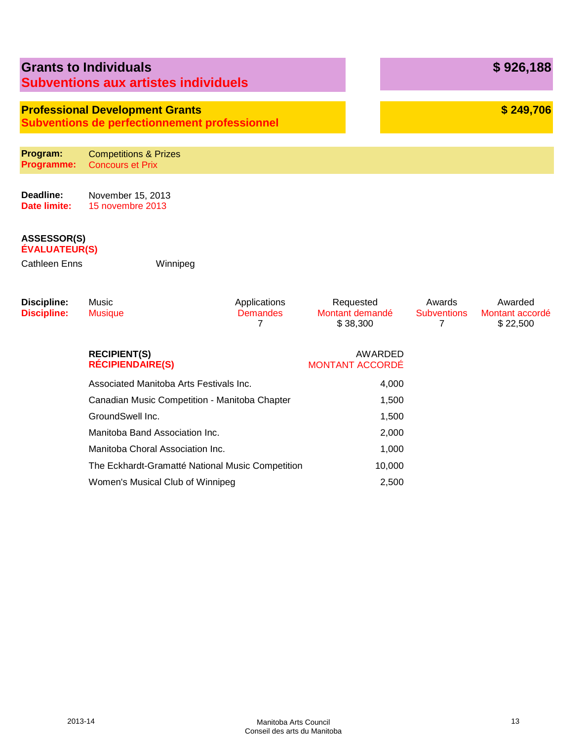## Grants to Individuals
## Subventions aux artistes individuels

**$ 926,188**

### Professional Development Grants
### Subventions de perfectionnement professionnel

**$ 249,706**

**Program:** Competitions & Prizes
**Programme:** Concours et Prix

**Deadline:** November 15, 2013
**Date limite:** 15 novembre 2013

**ASSESSOR(S)**
**ÉVALUATEUR(S)**

Cathleen Enns — Winnipeg

| Discipline: / Discipline: | Applications / Demandes | Requested / Montant demandé | Awards / Subventions | Awarded / Montant accordé |
|---|---|---|---|---|
| Music / Musique | 7 | $ 38,300 | 7 | $ 22,500 |

| RECIPIENT(S) / RÉCIPIENDAIRE(S) | AWARDED / MONTANT ACCORDÉ |
|---|---|
| Associated Manitoba Arts Festivals Inc. | 4,000 |
| Canadian Music Competition - Manitoba Chapter | 1,500 |
| GroundSwell Inc. | 1,500 |
| Manitoba Band Association Inc. | 2,000 |
| Manitoba Choral Association Inc. | 1,000 |
| The Eckhardt-Gramatté National Music Competition | 10,000 |
| Women's Musical Club of Winnipeg | 2,500 |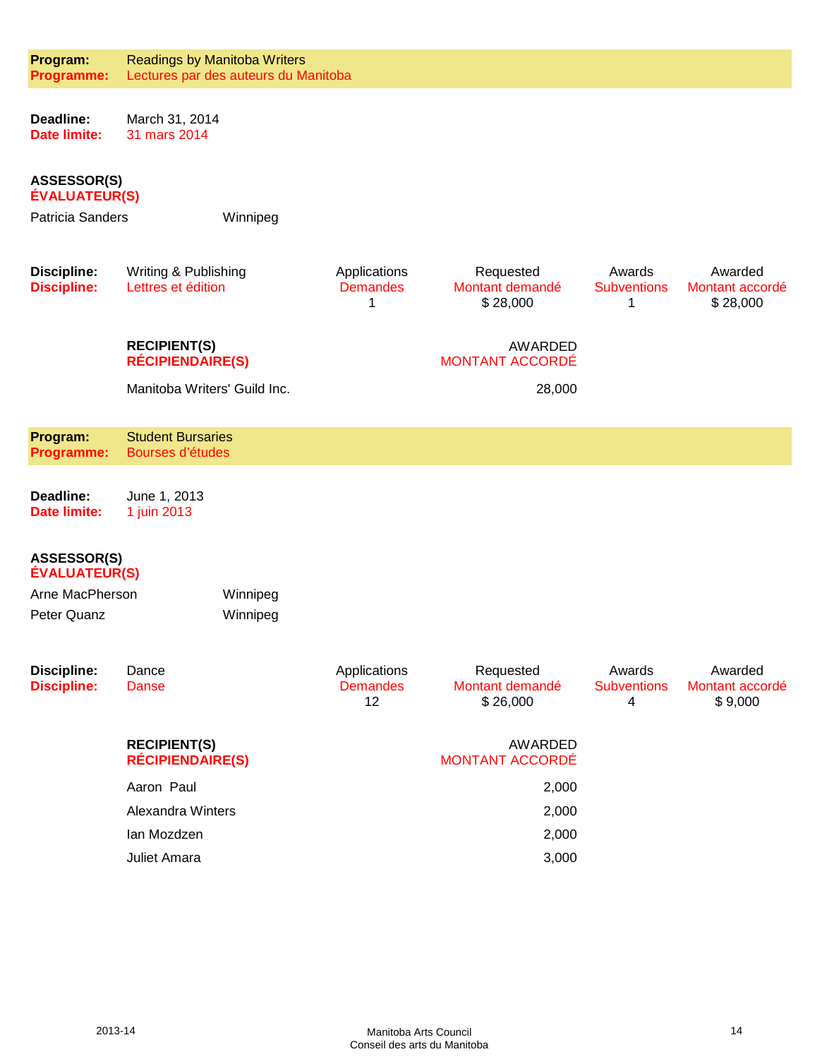**Program:** Readings by Manitoba Writers
**Programme:** Lectures par des auteurs du Manitoba

**Deadline:** March 31, 2014
**Date limite:** 31 mars 2014

**ASSESSOR(S)**
**ÉVALUATEUR(S)**

| | |
|---|---|
| Patricia Sanders | Winnipeg |

| Discipline: / Discipline: | | Applications / Demandes | Requested / Montant demandé | Awards / Subventions | Awarded / Montant accordé |
|---|---|---|---|---|---|
| | Writing & Publishing / Lettres et édition | 1 | $ 28,000 | 1 | $ 28,000 |

| RECIPIENT(S) / RÉCIPIENDAIRE(S) | AWARDED / MONTANT ACCORDÉ |
|---|---|
| Manitoba Writers' Guild Inc. | 28,000 |

**Program:** Student Bursaries
**Programme:** Bourses d'études

**Deadline:** June 1, 2013
**Date limite:** 1 juin 2013

**ASSESSOR(S)**
**ÉVALUATEUR(S)**

| | |
|---|---|
| Arne MacPherson | Winnipeg |
| Peter Quanz | Winnipeg |

| Discipline: / Discipline: | | Applications / Demandes | Requested / Montant demandé | Awards / Subventions | Awarded / Montant accordé |
|---|---|---|---|---|---|
| | Dance / Danse | 12 | $ 26,000 | 4 | $ 9,000 |

| RECIPIENT(S) / RÉCIPIENDAIRE(S) | AWARDED / MONTANT ACCORDÉ |
|---|---|
| Aaron Paul | 2,000 |
| Alexandra Winters | 2,000 |
| Ian Mozdzen | 2,000 |
| Juliet Amara | 3,000 |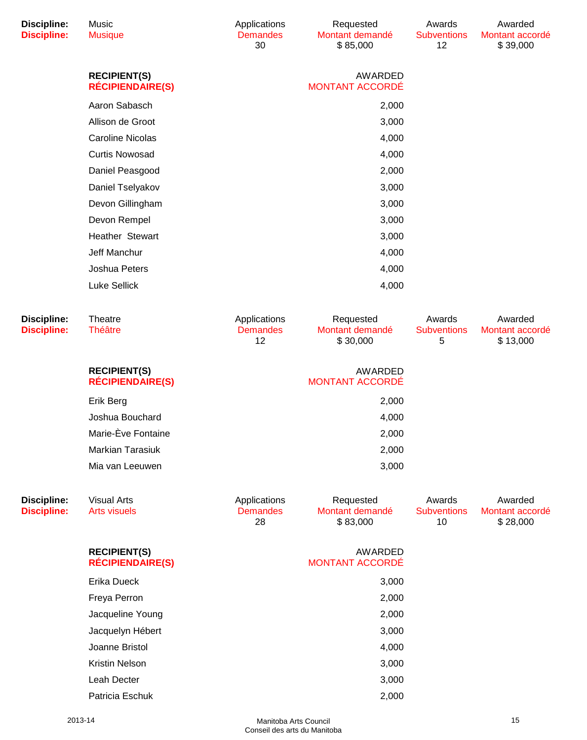| Discipline: | Music | Applications | Requested | Awards | Awarded |
|---|---|---|---|---|---|
| Discipline: | Musique | Demandes | Montant demandé | Subventions | Montant accordé |
| | | 30 | $ 85,000 | 12 | $ 39,000 |

| RECIPIENT(S) / RÉCIPIENDAIRE(S) | AWARDED / MONTANT ACCORDÉ |
|---|---|
| Aaron Sabasch | 2,000 |
| Allison de Groot | 3,000 |
| Caroline Nicolas | 4,000 |
| Curtis Nowosad | 4,000 |
| Daniel Peasgood | 2,000 |
| Daniel Tselyakov | 3,000 |
| Devon Gillingham | 3,000 |
| Devon Rempel | 3,000 |
| Heather Stewart | 3,000 |
| Jeff Manchur | 4,000 |
| Joshua Peters | 4,000 |
| Luke Sellick | 4,000 |

| Discipline: | Theatre | Applications | Requested | Awards | Awarded |
|---|---|---|---|---|---|
| Discipline: | Théâtre | Demandes | Montant demandé | Subventions | Montant accordé |
| | | 12 | $ 30,000 | 5 | $ 13,000 |

| RECIPIENT(S) / RÉCIPIENDAIRE(S) | AWARDED / MONTANT ACCORDÉ |
|---|---|
| Erik Berg | 2,000 |
| Joshua Bouchard | 4,000 |
| Marie-Ève Fontaine | 2,000 |
| Markian Tarasiuk | 2,000 |
| Mia van Leeuwen | 3,000 |

| Discipline: | Visual Arts | Applications | Requested | Awards | Awarded |
|---|---|---|---|---|---|
| Discipline: | Arts visuels | Demandes | Montant demandé | Subventions | Montant accordé |
| | | 28 | $ 83,000 | 10 | $ 28,000 |

| RECIPIENT(S) / RÉCIPIENDAIRE(S) | AWARDED / MONTANT ACCORDÉ |
|---|---|
| Erika Dueck | 3,000 |
| Freya Perron | 2,000 |
| Jacqueline Young | 2,000 |
| Jacquelyn Hébert | 3,000 |
| Joanne Bristol | 4,000 |
| Kristin Nelson | 3,000 |
| Leah Decter | 3,000 |
| Patricia Eschuk | 2,000 |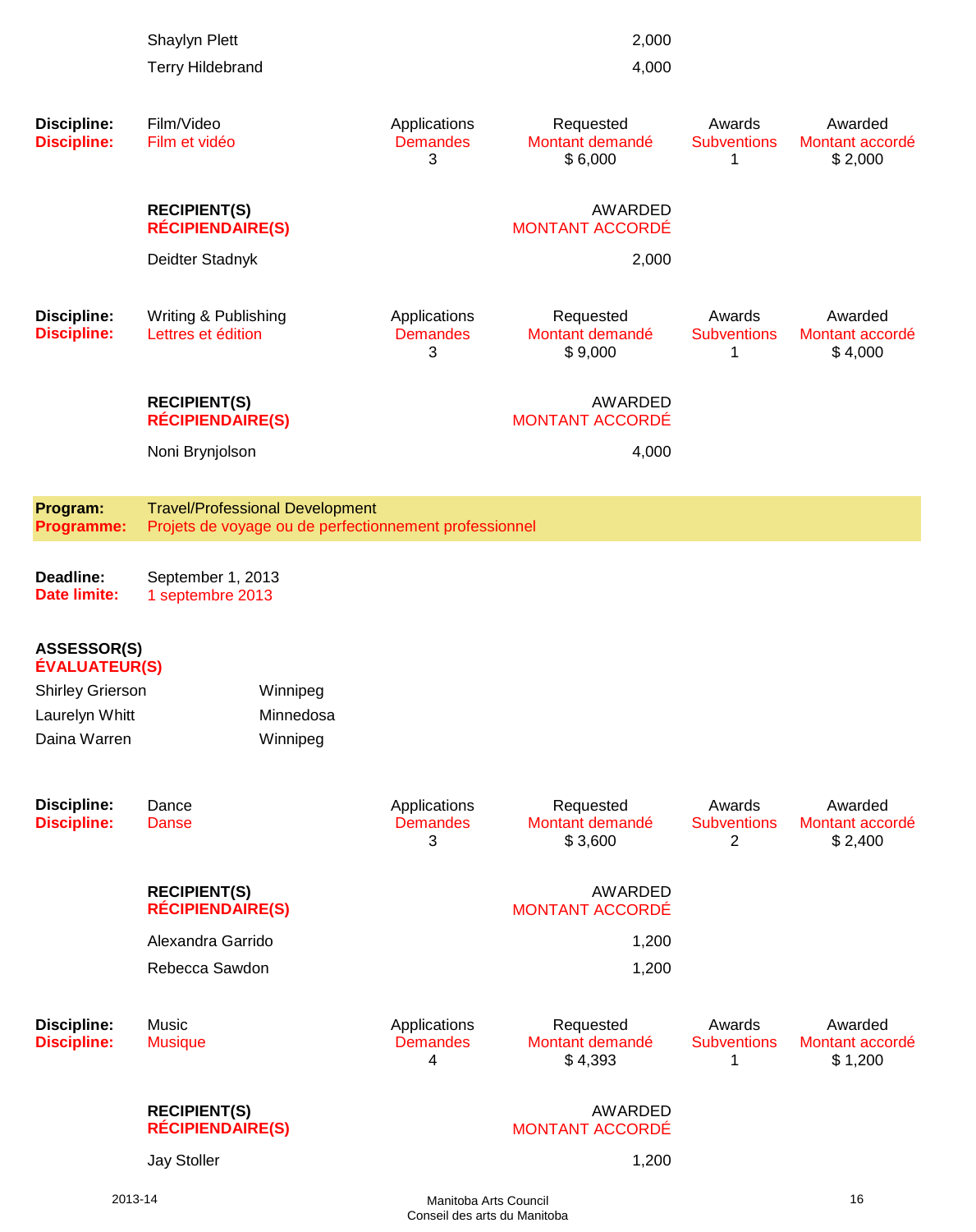| | |
|---|---|
| Shaylyn Plett | 2,000 |
| Terry Hildebrand | 4,000 |

| **Discipline:** | Film/Video | Applications | Requested | Awards | Awarded |
|---|---|---|---|---|---|
| **Discipline:** | Film et vidéo | Demandes | Montant demandé | Subventions | Montant accordé |
| | | 3 | $ 6,000 | 1 | $ 2,000 |

| **RECIPIENT(S)**<br>**RÉCIPIENDAIRE(S)** | AWARDED<br>MONTANT ACCORDÉ |
|---|---|
| Deidter Stadnyk | 2,000 |

| **Discipline:** | Writing & Publishing | Applications | Requested | Awards | Awarded |
|---|---|---|---|---|---|
| **Discipline:** | Lettres et édition | Demandes | Montant demandé | Subventions | Montant accordé |
| | | 3 | $ 9,000 | 1 | $ 4,000 |

| **RECIPIENT(S)**<br>**RÉCIPIENDAIRE(S)** | AWARDED<br>MONTANT ACCORDÉ |
|---|---|
| Noni Brynjolson | 4,000 |

**Program:** Travel/Professional Development
**Programme:** Projets de voyage ou de perfectionnement professionnel

**Deadline:** September 1, 2013
**Date limite:** 1 septembre 2013

**ASSESSOR(S)**
**ÉVALUATEUR(S)**

| | |
|---|---|
| Shirley Grierson | Winnipeg |
| Laurelyn Whitt | Minnedosa |
| Daina Warren | Winnipeg |

| **Discipline:** | Dance | Applications | Requested | Awards | Awarded |
|---|---|---|---|---|---|
| **Discipline:** | Danse | Demandes | Montant demandé | Subventions | Montant accordé |
| | | 3 | $ 3,600 | 2 | $ 2,400 |

| **RECIPIENT(S)**<br>**RÉCIPIENDAIRE(S)** | AWARDED<br>MONTANT ACCORDÉ |
|---|---|
| Alexandra Garrido | 1,200 |
| Rebecca Sawdon | 1,200 |

| **Discipline:** | Music | Applications | Requested | Awards | Awarded |
|---|---|---|---|---|---|
| **Discipline:** | Musique | Demandes | Montant demandé | Subventions | Montant accordé |
| | | 4 | $ 4,393 | 1 | $ 1,200 |

| **RECIPIENT(S)**<br>**RÉCIPIENDAIRE(S)** | AWARDED<br>MONTANT ACCORDÉ |
|---|---|
| Jay Stoller | 1,200 |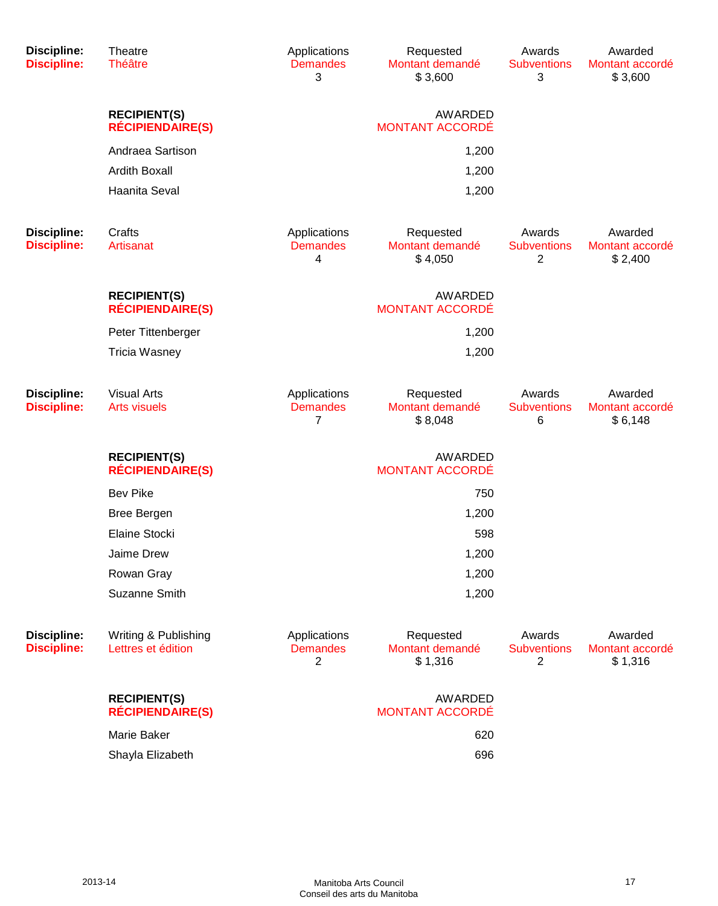| **Discipline:** | Theatre | Applications | Requested | Awards | Awarded |
|---|---|---|---|---|---|
| **Discipline:** | Théâtre | Demandes | Montant demandé | Subventions | Montant accordé |
| | | 3 | $ 3,600 | 3 | $ 3,600 |

| **RECIPIENT(S)** **RÉCIPIENDAIRE(S)** | AWARDED MONTANT ACCORDÉ |
|---|---|
| Andraea Sartison | 1,200 |
| Ardith Boxall | 1,200 |
| Haanita Seval | 1,200 |

| **Discipline:** | Crafts | Applications | Requested | Awards | Awarded |
|---|---|---|---|---|---|
| **Discipline:** | Artisanat | Demandes | Montant demandé | Subventions | Montant accordé |
| | | 4 | $ 4,050 | 2 | $ 2,400 |

| **RECIPIENT(S)** **RÉCIPIENDAIRE(S)** | AWARDED MONTANT ACCORDÉ |
|---|---|
| Peter Tittenberger | 1,200 |
| Tricia Wasney | 1,200 |

| **Discipline:** | Visual Arts | Applications | Requested | Awards | Awarded |
|---|---|---|---|---|---|
| **Discipline:** | Arts visuels | Demandes | Montant demandé | Subventions | Montant accordé |
| | | 7 | $ 8,048 | 6 | $ 6,148 |

| **RECIPIENT(S)** **RÉCIPIENDAIRE(S)** | AWARDED MONTANT ACCORDÉ |
|---|---|
| Bev Pike | 750 |
| Bree Bergen | 1,200 |
| Elaine Stocki | 598 |
| Jaime Drew | 1,200 |
| Rowan Gray | 1,200 |
| Suzanne Smith | 1,200 |

| **Discipline:** | Writing & Publishing | Applications | Requested | Awards | Awarded |
|---|---|---|---|---|---|
| **Discipline:** | Lettres et édition | Demandes | Montant demandé | Subventions | Montant accordé |
| | | 2 | $ 1,316 | 2 | $ 1,316 |

| **RECIPIENT(S)** **RÉCIPIENDAIRE(S)** | AWARDED MONTANT ACCORDÉ |
|---|---|
| Marie Baker | 620 |
| Shayla Elizabeth | 696 |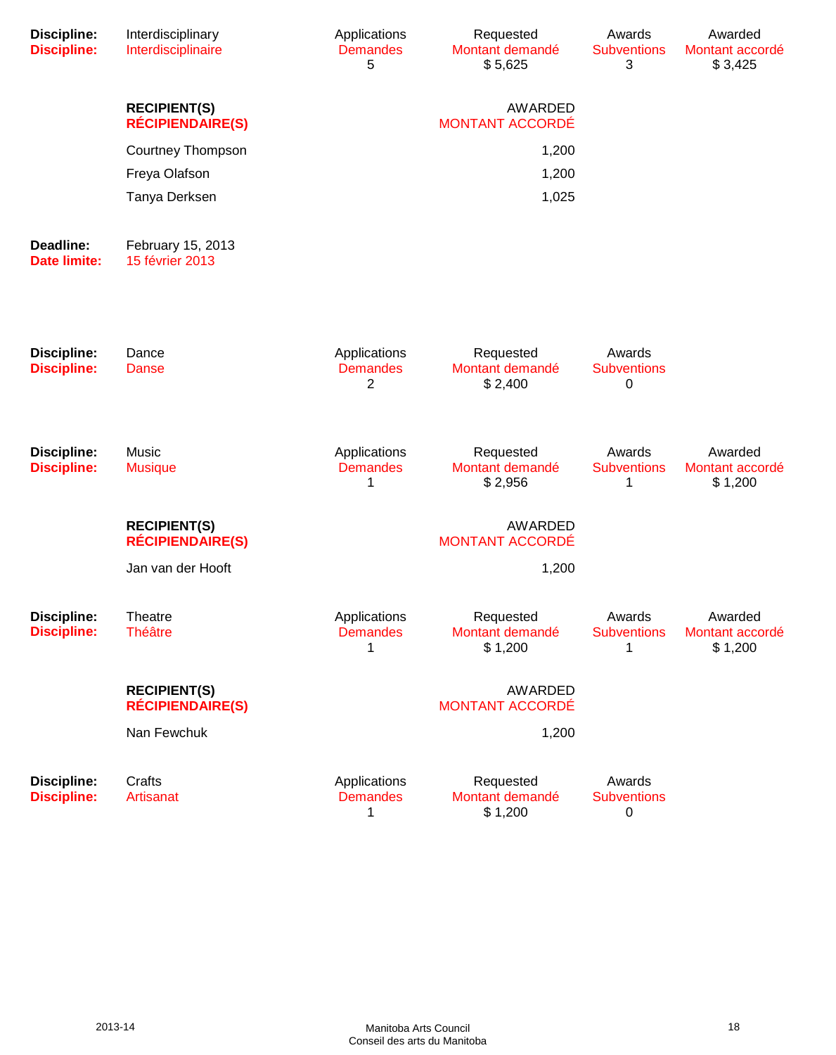| **Discipline:** | Interdisciplinary | Applications | Requested | Awards | Awarded |
|---|---|---|---|---|---|
| **Discipline:** | Interdisciplinaire | Demandes | Montant demandé | Subventions | Montant accordé |
| | | 5 | $ 5,625 | 3 | $ 3,425 |

| **RECIPIENT(S)** **RÉCIPIENDAIRE(S)** | AWARDED MONTANT ACCORDÉ |
|---|---|
| Courtney Thompson | 1,200 |
| Freya Olafson | 1,200 |
| Tanya Derksen | 1,025 |

**Deadline:** February 15, 2013
**Date limite:** 15 février 2013

| **Discipline:** | Dance | Applications | Requested | Awards |
|---|---|---|---|---|
| **Discipline:** | Danse | Demandes | Montant demandé | Subventions |
| | | 2 | $ 2,400 | 0 |

| **Discipline:** | Music | Applications | Requested | Awards | Awarded |
|---|---|---|---|---|---|
| **Discipline:** | Musique | Demandes | Montant demandé | Subventions | Montant accordé |
| | | 1 | $ 2,956 | 1 | $ 1,200 |

| **RECIPIENT(S)** **RÉCIPIENDAIRE(S)** | AWARDED MONTANT ACCORDÉ |
|---|---|
| Jan van der Hooft | 1,200 |

| **Discipline:** | Theatre | Applications | Requested | Awards | Awarded |
|---|---|---|---|---|---|
| **Discipline:** | Théâtre | Demandes | Montant demandé | Subventions | Montant accordé |
| | | 1 | $ 1,200 | 1 | $ 1,200 |

| **RECIPIENT(S)** **RÉCIPIENDAIRE(S)** | AWARDED MONTANT ACCORDÉ |
|---|---|
| Nan Fewchuk | 1,200 |

| **Discipline:** | Crafts | Applications | Requested | Awards |
|---|---|---|---|---|
| **Discipline:** | Artisanat | Demandes | Montant demandé | Subventions |
| | | 1 | $ 1,200 | 0 |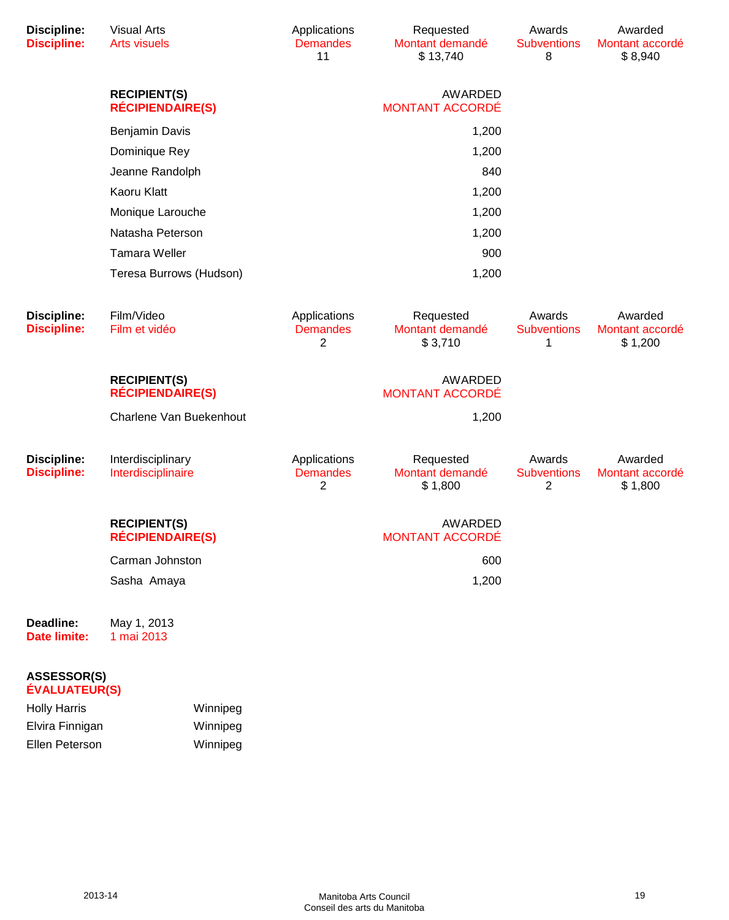| **Discipline:** | Visual Arts | Applications | Requested | Awards | Awarded |
|---|---|---|---|---|---|
| **Discipline:** | Arts visuels | Demandes | Montant demandé | Subventions | Montant accordé |
| | | 11 | $ 13,740 | 8 | $ 8,940 |

| **RECIPIENT(S)** **RÉCIPIENDAIRE(S)** | AWARDED MONTANT ACCORDÉ |
|---|---|
| Benjamin Davis | 1,200 |
| Dominique Rey | 1,200 |
| Jeanne Randolph | 840 |
| Kaoru Klatt | 1,200 |
| Monique Larouche | 1,200 |
| Natasha Peterson | 1,200 |
| Tamara Weller | 900 |
| Teresa Burrows (Hudson) | 1,200 |

| **Discipline:** | Film/Video | Applications | Requested | Awards | Awarded |
|---|---|---|---|---|---|
| **Discipline:** | Film et vidéo | Demandes | Montant demandé | Subventions | Montant accordé |
| | | 2 | $ 3,710 | 1 | $ 1,200 |

| **RECIPIENT(S)** **RÉCIPIENDAIRE(S)** | AWARDED MONTANT ACCORDÉ |
|---|---|
| Charlene Van Buekenhout | 1,200 |

| **Discipline:** | Interdisciplinary | Applications | Requested | Awards | Awarded |
|---|---|---|---|---|---|
| **Discipline:** | Interdisciplinaire | Demandes | Montant demandé | Subventions | Montant accordé |
| | | 2 | $ 1,800 | 2 | $ 1,800 |

| **RECIPIENT(S)** **RÉCIPIENDAIRE(S)** | AWARDED MONTANT ACCORDÉ |
|---|---|
| Carman Johnston | 600 |
| Sasha Amaya | 1,200 |

**Deadline:** May 1, 2013
**Date limite:** 1 mai 2013

**ASSESSOR(S)**
**ÉVALUATEUR(S)**

| | |
|---|---|
| Holly Harris | Winnipeg |
| Elvira Finnigan | Winnipeg |
| Ellen Peterson | Winnipeg |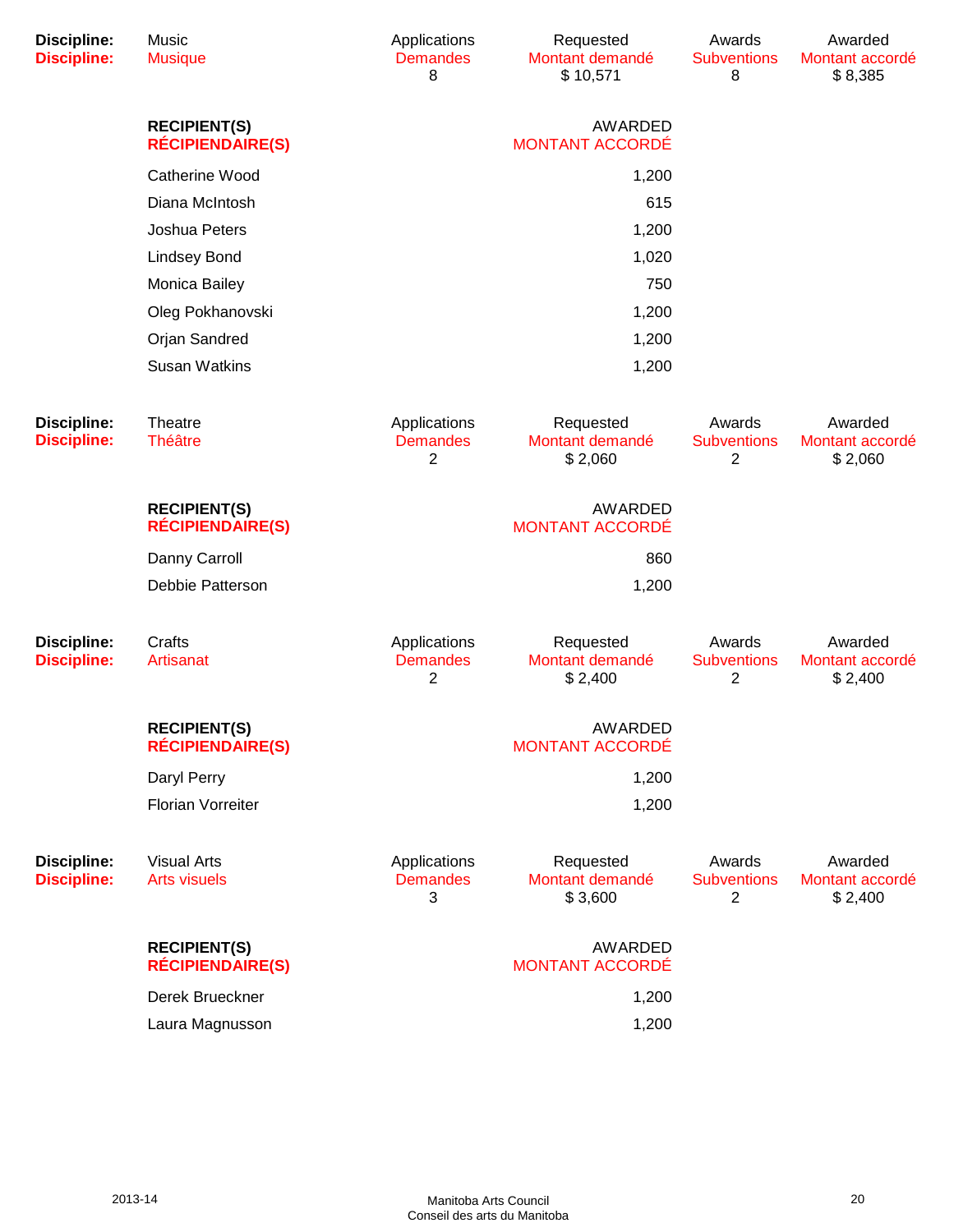| Discipline: | Music | Applications | Requested | Awards | Awarded |
|---|---|---|---|---|---|
| Discipline: | Musique | Demandes | Montant demandé | Subventions | Montant accordé |
| | | 8 | $ 10,571 | 8 | $ 8,385 |

| RECIPIENT(S) / RÉCIPIENDAIRE(S) | AWARDED / MONTANT ACCORDÉ |
|---|---|
| Catherine Wood | 1,200 |
| Diana McIntosh | 615 |
| Joshua Peters | 1,200 |
| Lindsey Bond | 1,020 |
| Monica Bailey | 750 |
| Oleg Pokhanovski | 1,200 |
| Orjan Sandred | 1,200 |
| Susan Watkins | 1,200 |

| Discipline: | Theatre | Applications | Requested | Awards | Awarded |
|---|---|---|---|---|---|
| Discipline: | Théâtre | Demandes | Montant demandé | Subventions | Montant accordé |
| | | 2 | $ 2,060 | 2 | $ 2,060 |

| RECIPIENT(S) / RÉCIPIENDAIRE(S) | AWARDED / MONTANT ACCORDÉ |
|---|---|
| Danny Carroll | 860 |
| Debbie Patterson | 1,200 |

| Discipline: | Crafts | Applications | Requested | Awards | Awarded |
|---|---|---|---|---|---|
| Discipline: | Artisanat | Demandes | Montant demandé | Subventions | Montant accordé |
| | | 2 | $ 2,400 | 2 | $ 2,400 |

| RECIPIENT(S) / RÉCIPIENDAIRE(S) | AWARDED / MONTANT ACCORDÉ |
|---|---|
| Daryl Perry | 1,200 |
| Florian Vorreiter | 1,200 |

| Discipline: | Visual Arts | Applications | Requested | Awards | Awarded |
|---|---|---|---|---|---|
| Discipline: | Arts visuels | Demandes | Montant demandé | Subventions | Montant accordé |
| | | 3 | $ 3,600 | 2 | $ 2,400 |

| RECIPIENT(S) / RÉCIPIENDAIRE(S) | AWARDED / MONTANT ACCORDÉ |
|---|---|
| Derek Brueckner | 1,200 |
| Laura Magnusson | 1,200 |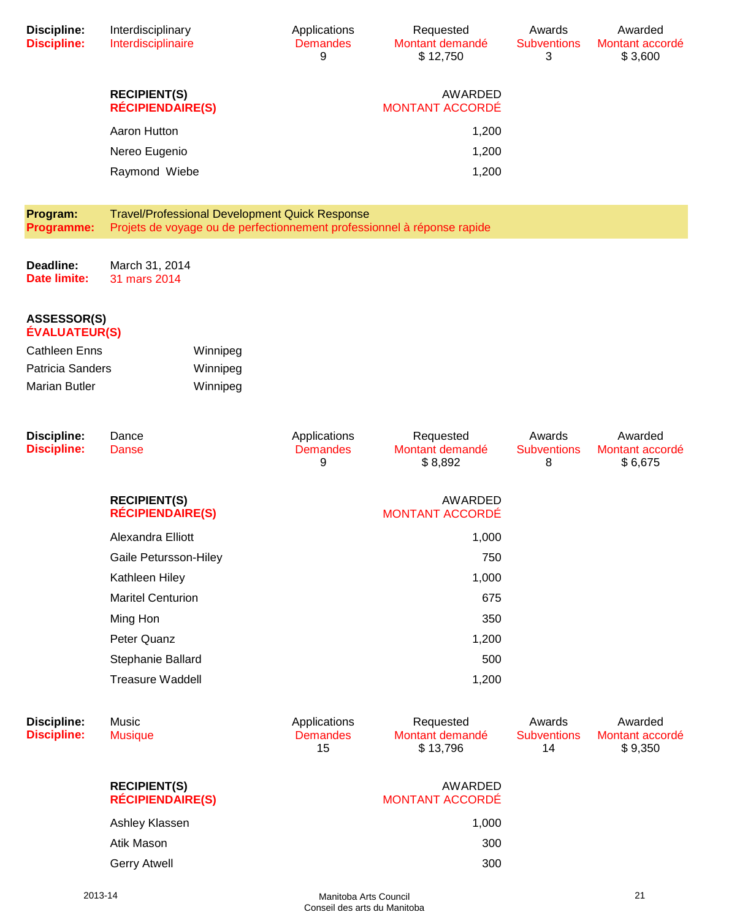| Discipline: | Interdisciplinary | Applications | Requested | Awards | Awarded |
|---|---|---|---|---|---|
| Discipline: | Interdisciplinaire | Demandes | Montant demandé | Subventions | Montant accordé |
| | | 9 | $ 12,750 | 3 | $ 3,600 |

| RECIPIENT(S) / RÉCIPIENDAIRE(S) | AWARDED / MONTANT ACCORDÉ |
|---|---|
| Aaron Hutton | 1,200 |
| Nereo Eugenio | 1,200 |
| Raymond Wiebe | 1,200 |

**Program:** Travel/Professional Development Quick Response
**Programme:** Projets de voyage ou de perfectionnement professionnel à réponse rapide

**Deadline:** March 31, 2014
**Date limite:** 31 mars 2014

**ASSESSOR(S)**
**ÉVALUATEUR(S)**

| | |
|---|---|
| Cathleen Enns | Winnipeg |
| Patricia Sanders | Winnipeg |
| Marian Butler | Winnipeg |

| Discipline: | Dance | Applications | Requested | Awards | Awarded |
|---|---|---|---|---|---|
| Discipline: | Danse | Demandes | Montant demandé | Subventions | Montant accordé |
| | | 9 | $ 8,892 | 8 | $ 6,675 |

| RECIPIENT(S) / RÉCIPIENDAIRE(S) | AWARDED / MONTANT ACCORDÉ |
|---|---|
| Alexandra Elliott | 1,000 |
| Gaile Petursson-Hiley | 750 |
| Kathleen Hiley | 1,000 |
| Maritel Centurion | 675 |
| Ming Hon | 350 |
| Peter Quanz | 1,200 |
| Stephanie Ballard | 500 |
| Treasure Waddell | 1,200 |

| Discipline: | Music | Applications | Requested | Awards | Awarded |
|---|---|---|---|---|---|
| Discipline: | Musique | Demandes | Montant demandé | Subventions | Montant accordé |
| | | 15 | $ 13,796 | 14 | $ 9,350 |

| RECIPIENT(S) / RÉCIPIENDAIRE(S) | AWARDED / MONTANT ACCORDÉ |
|---|---|
| Ashley Klassen | 1,000 |
| Atik Mason | 300 |
| Gerry Atwell | 300 |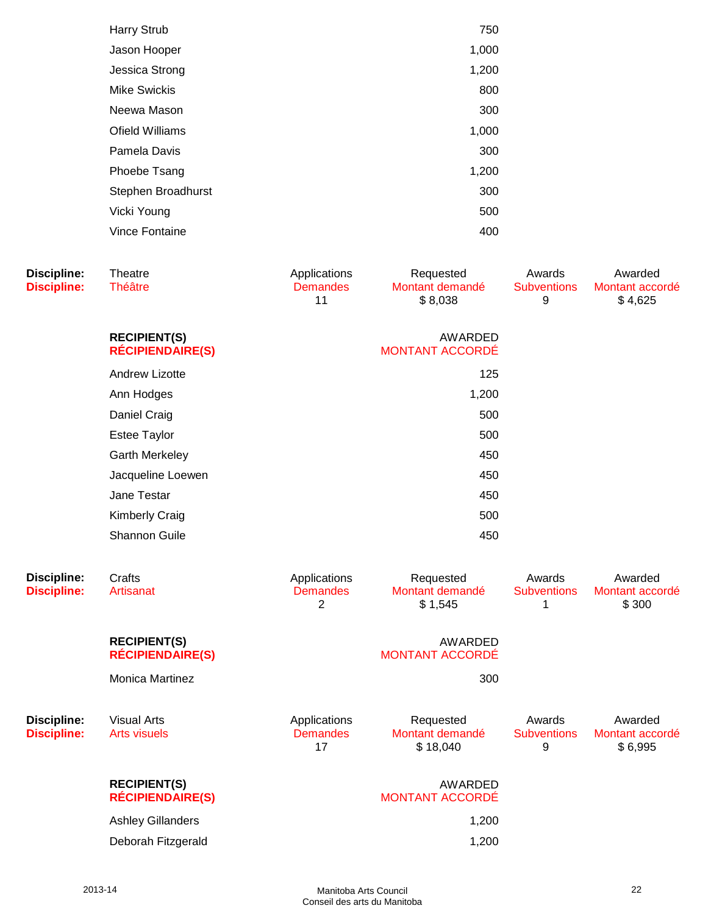| | |
|---|---|
| Harry Strub | 750 |
| Jason Hooper | 1,000 |
| Jessica Strong | 1,200 |
| Mike Swickis | 800 |
| Neewa Mason | 300 |
| Ofield Williams | 1,000 |
| Pamela Davis | 300 |
| Phoebe Tsang | 1,200 |
| Stephen Broadhurst | 300 |
| Vicki Young | 500 |
| Vince Fontaine | 400 |

| **Discipline:** / **Discipline:** | Theatre / Théâtre | Applications / Demandes | Requested / Montant demandé | Awards / Subventions | Awarded / Montant accordé |
|---|---|---|---|---|---|
| | | 11 | $ 8,038 | 9 | $ 4,625 |

| **RECIPIENT(S)** / **RÉCIPIENDAIRE(S)** | AWARDED / MONTANT ACCORDÉ |
|---|---|
| Andrew Lizotte | 125 |
| Ann Hodges | 1,200 |
| Daniel Craig | 500 |
| Estee Taylor | 500 |
| Garth Merkeley | 450 |
| Jacqueline Loewen | 450 |
| Jane Testar | 450 |
| Kimberly Craig | 500 |
| Shannon Guile | 450 |

| **Discipline:** / **Discipline:** | Crafts / Artisanat | Applications / Demandes | Requested / Montant demandé | Awards / Subventions | Awarded / Montant accordé |
|---|---|---|---|---|---|
| | | 2 | $ 1,545 | 1 | $ 300 |

| **RECIPIENT(S)** / **RÉCIPIENDAIRE(S)** | AWARDED / MONTANT ACCORDÉ |
|---|---|
| Monica Martinez | 300 |

| **Discipline:** / **Discipline:** | Visual Arts / Arts visuels | Applications / Demandes | Requested / Montant demandé | Awards / Subventions | Awarded / Montant accordé |
|---|---|---|---|---|---|
| | | 17 | $ 18,040 | 9 | $ 6,995 |

| **RECIPIENT(S)** / **RÉCIPIENDAIRE(S)** | AWARDED / MONTANT ACCORDÉ |
|---|---|
| Ashley Gillanders | 1,200 |
| Deborah Fitzgerald | 1,200 |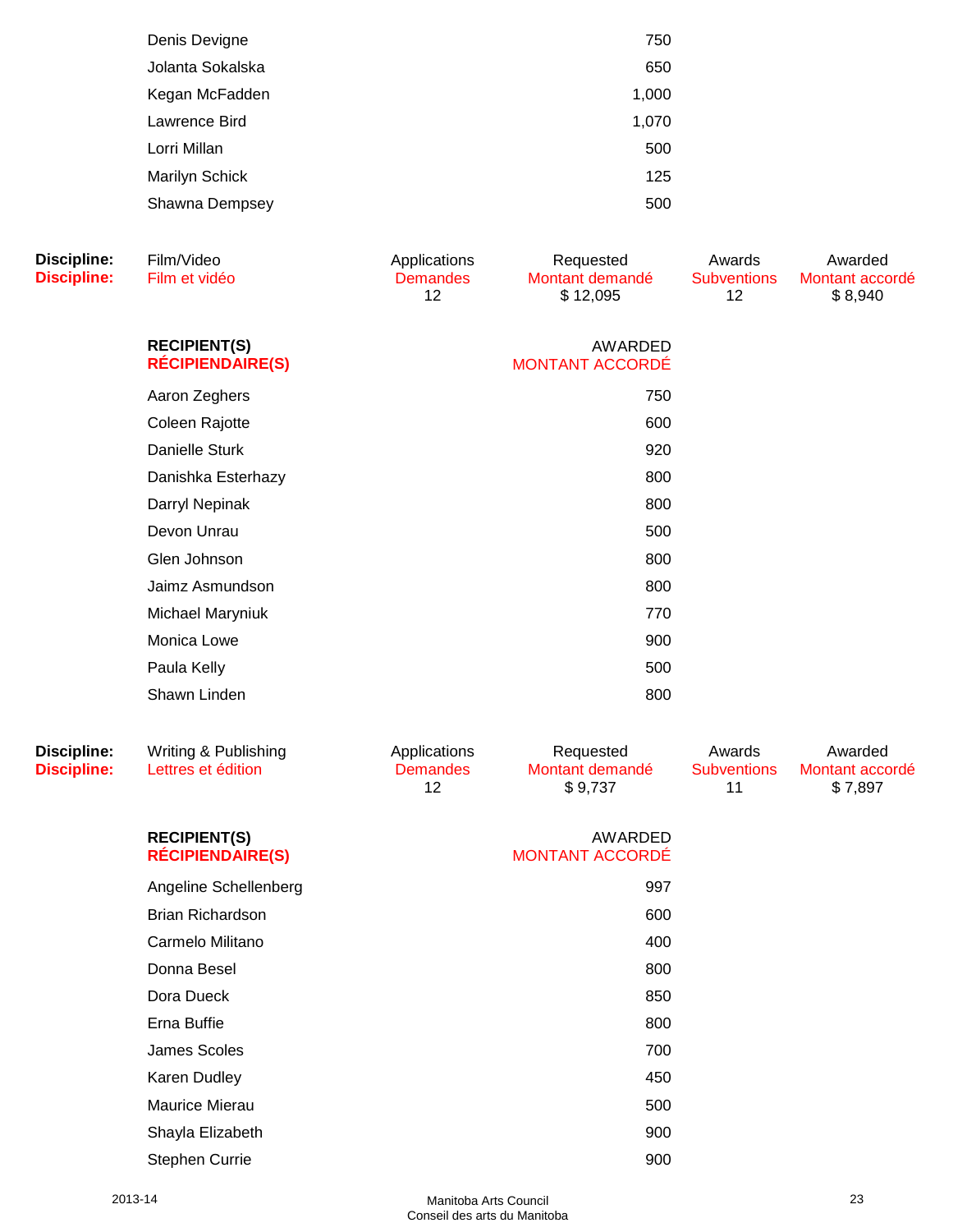| | |
|---|---|
| Denis Devigne | 750 |
| Jolanta Sokalska | 650 |
| Kegan McFadden | 1,000 |
| Lawrence Bird | 1,070 |
| Lorri Millan | 500 |
| Marilyn Schick | 125 |
| Shawna Dempsey | 500 |

| Discipline: / Discipline: | Film/Video / Film et vidéo | Applications / Demandes | Requested / Montant demandé | Awards / Subventions | Awarded / Montant accordé |
|---|---|---|---|---|---|
| | | 12 | $ 12,095 | 12 | $ 8,940 |

| RECIPIENT(S) / RÉCIPIENDAIRE(S) | AWARDED / MONTANT ACCORDÉ |
|---|---|
| Aaron Zeghers | 750 |
| Coleen Rajotte | 600 |
| Danielle Sturk | 920 |
| Danishka Esterhazy | 800 |
| Darryl Nepinak | 800 |
| Devon Unrau | 500 |
| Glen Johnson | 800 |
| Jaimz Asmundson | 800 |
| Michael Maryniuk | 770 |
| Monica Lowe | 900 |
| Paula Kelly | 500 |
| Shawn Linden | 800 |

| Discipline: / Discipline: | Writing & Publishing / Lettres et édition | Applications / Demandes | Requested / Montant demandé | Awards / Subventions | Awarded / Montant accordé |
|---|---|---|---|---|---|
| | | 12 | $ 9,737 | 11 | $ 7,897 |

| RECIPIENT(S) / RÉCIPIENDAIRE(S) | AWARDED / MONTANT ACCORDÉ |
|---|---|
| Angeline Schellenberg | 997 |
| Brian Richardson | 600 |
| Carmelo Militano | 400 |
| Donna Besel | 800 |
| Dora Dueck | 850 |
| Erna Buffie | 800 |
| James Scoles | 700 |
| Karen Dudley | 450 |
| Maurice Mierau | 500 |
| Shayla Elizabeth | 900 |
| Stephen Currie | 900 |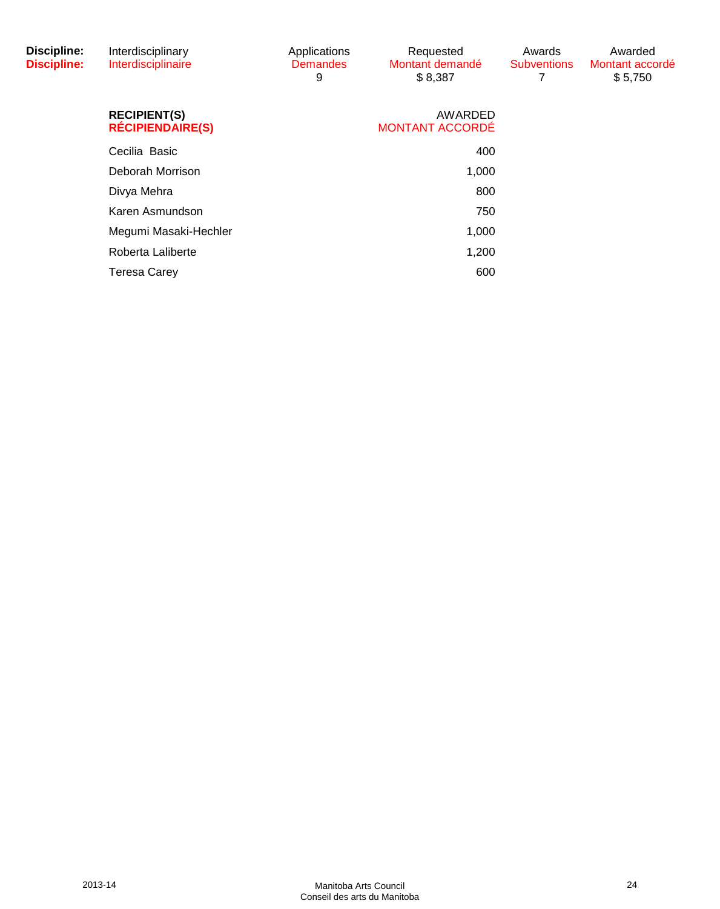| Discipline: | Interdisciplinary | Applications | Requested | Awards | Awarded |
|---|---|---|---|---|---|
| Discipline: | Interdisciplinaire | Demandes | Montant demandé | Subventions | Montant accordé |
| | | 9 | $ 8,387 | 7 | $ 5,750 |

| RECIPIENT(S) / RÉCIPIENDAIRE(S) | AWARDED / MONTANT ACCORDÉ |
|---|---|
| Cecilia  Basic | 400 |
| Deborah Morrison | 1,000 |
| Divya Mehra | 800 |
| Karen Asmundson | 750 |
| Megumi Masaki-Hechler | 1,000 |
| Roberta Laliberte | 1,200 |
| Teresa Carey | 600 |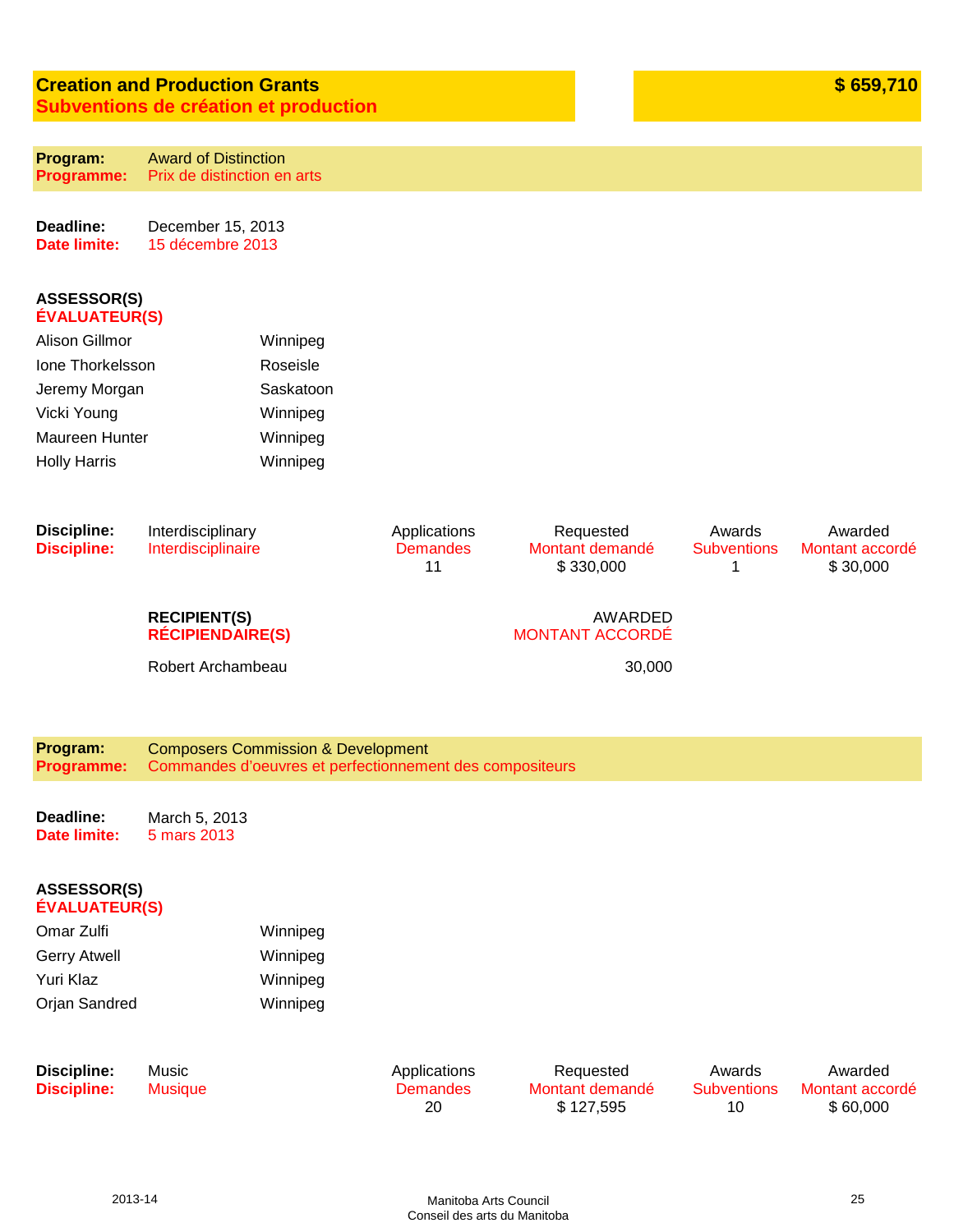## Creation and Production Grants / Subventions de création et production

**$ 659,710**

**Program:** Award of Distinction
**Programme:** Prix de distinction en arts

**Deadline:** December 15, 2013
**Date limite:** 15 décembre 2013

**ASSESSOR(S)**
**ÉVALUATEUR(S)**

| | |
|---|---|
| Alison Gillmor | Winnipeg |
| Ione Thorkelsson | Roseisle |
| Jeremy Morgan | Saskatoon |
| Vicki Young | Winnipeg |
| Maureen Hunter | Winnipeg |
| Holly Harris | Winnipeg |

| Discipline: / Discipline: | Applications / Demandes | Requested / Montant demandé | Awards / Subventions | Awarded / Montant accordé |
|---|---|---|---|---|
| Interdisciplinary / Interdisciplinaire | 11 | $ 330,000 | 1 | $ 30,000 |

| RECIPIENT(S) / RÉCIPIENDAIRE(S) | AWARDED / MONTANT ACCORDÉ |
|---|---|
| Robert Archambeau | 30,000 |

**Program:** Composers Commission & Development
**Programme:** Commandes d'oeuvres et perfectionnement des compositeurs

**Deadline:** March 5, 2013
**Date limite:** 5 mars 2013

**ASSESSOR(S)**
**ÉVALUATEUR(S)**

| | |
|---|---|
| Omar Zulfi | Winnipeg |
| Gerry Atwell | Winnipeg |
| Yuri Klaz | Winnipeg |
| Orjan Sandred | Winnipeg |

| Discipline: / Discipline: | Applications / Demandes | Requested / Montant demandé | Awards / Subventions | Awarded / Montant accordé |
|---|---|---|---|---|
| Music / Musique | 20 | $ 127,595 | 10 | $ 60,000 |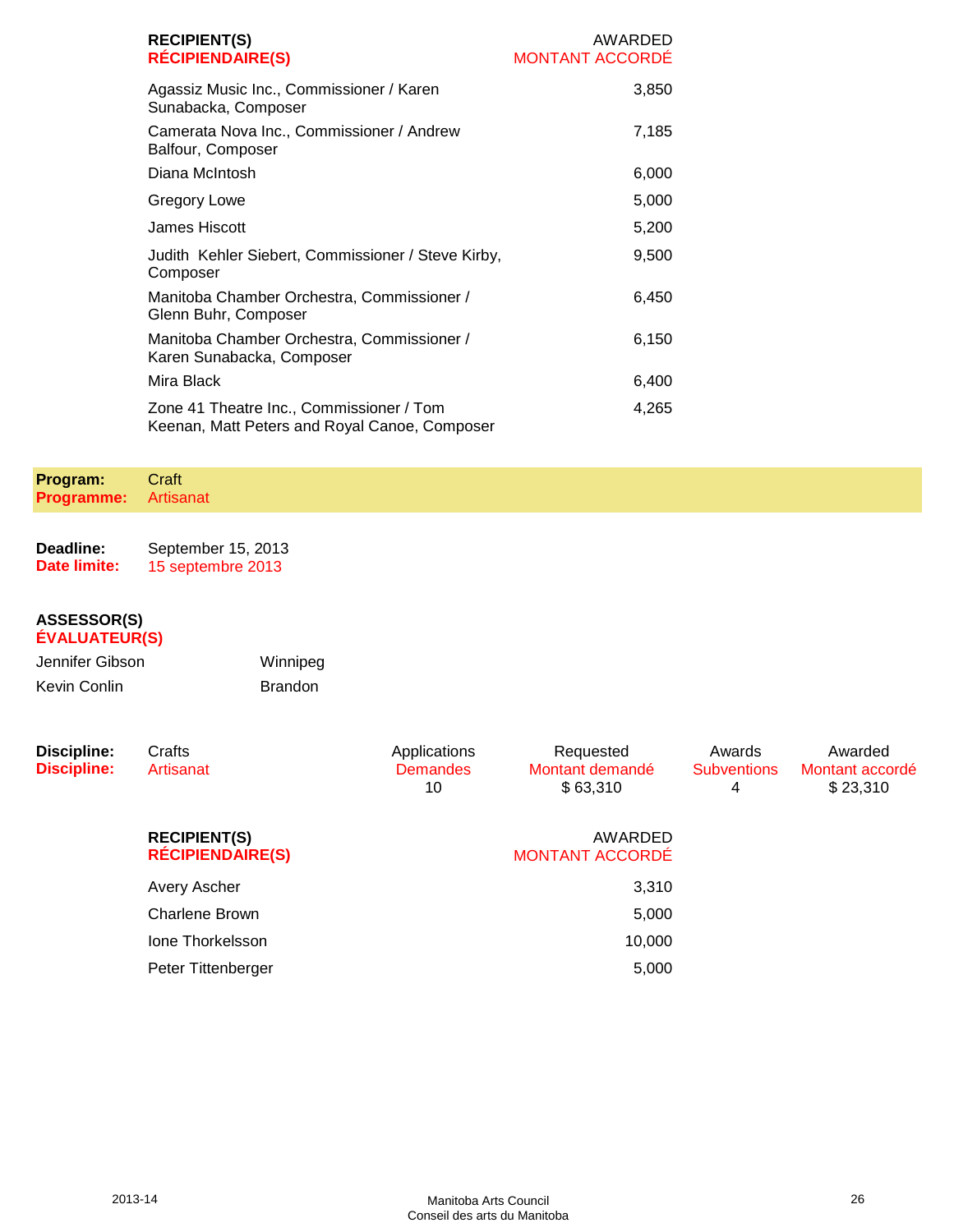| RECIPIENT(S) / RÉCIPIENDAIRE(S) | AWARDED / MONTANT ACCORDÉ |
|---|---|
| Agassiz Music Inc., Commissioner / Karen Sunabacka, Composer | 3,850 |
| Camerata Nova Inc., Commissioner / Andrew Balfour, Composer | 7,185 |
| Diana McIntosh | 6,000 |
| Gregory Lowe | 5,000 |
| James Hiscott | 5,200 |
| Judith Kehler Siebert, Commissioner / Steve Kirby, Composer | 9,500 |
| Manitoba Chamber Orchestra, Commissioner / Glenn Buhr, Composer | 6,450 |
| Manitoba Chamber Orchestra, Commissioner / Karen Sunabacka, Composer | 6,150 |
| Mira Black | 6,400 |
| Zone 41 Theatre Inc., Commissioner / Tom Keenan, Matt Peters and Royal Canoe, Composer | 4,265 |

**Program:** Craft
**Programme:** Artisanat

**Deadline:** September 15, 2013
**Date limite:** 15 septembre 2013

**ASSESSOR(S)**
**ÉVALUATEUR(S)**

| | |
|---|---|
| Jennifer Gibson | Winnipeg |
| Kevin Conlin | Brandon |

| Discipline: / Discipline: | Applications / Demandes | Requested / Montant demandé | Awards / Subventions | Awarded / Montant accordé |
|---|---|---|---|---|
| Crafts / Artisanat | 10 | $ 63,310 | 4 | $ 23,310 |

| RECIPIENT(S) / RÉCIPIENDAIRE(S) | AWARDED / MONTANT ACCORDÉ |
|---|---|
| Avery Ascher | 3,310 |
| Charlene Brown | 5,000 |
| Ione Thorkelsson | 10,000 |
| Peter Tittenberger | 5,000 |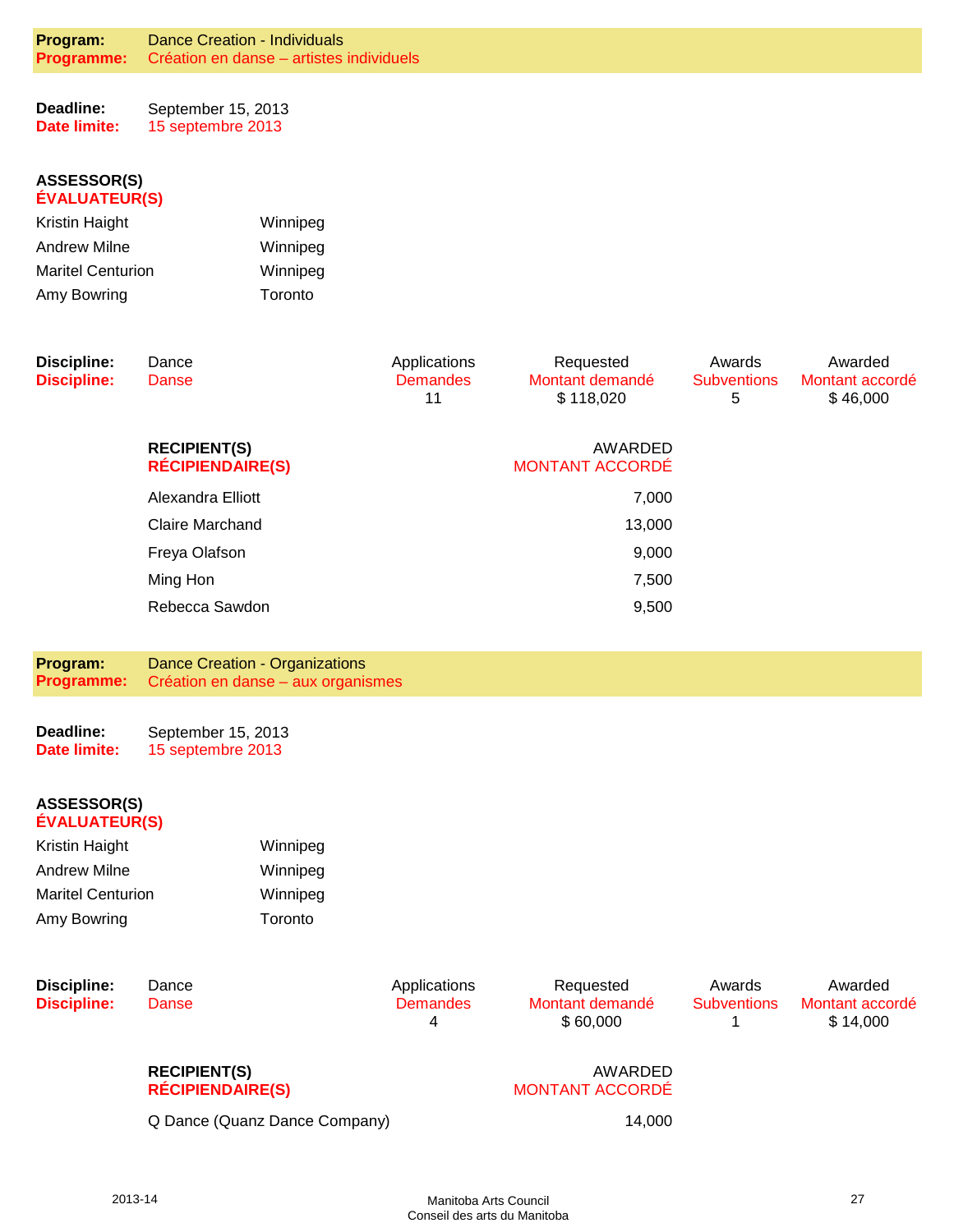**Program:** Dance Creation - Individuals
**Programme:** Création en danse – artistes individuels

**Deadline:** September 15, 2013
**Date limite:** 15 septembre 2013

**ASSESSOR(S)**
**ÉVALUATEUR(S)**

| | |
|---|---|
| Kristin Haight | Winnipeg |
| Andrew Milne | Winnipeg |
| Maritel Centurion | Winnipeg |
| Amy Bowring | Toronto |

| Discipline: / Discipline: | | Applications / Demandes | Requested / Montant demandé | Awards / Subventions | Awarded / Montant accordé |
|---|---|---|---|---|---|
| Dance / Danse | | 11 | $ 118,020 | 5 | $ 46,000 |

| RECIPIENT(S) / RÉCIPIENDAIRE(S) | AWARDED / MONTANT ACCORDÉ |
|---|---|
| Alexandra Elliott | 7,000 |
| Claire Marchand | 13,000 |
| Freya Olafson | 9,000 |
| Ming Hon | 7,500 |
| Rebecca Sawdon | 9,500 |

**Program:** Dance Creation - Organizations
**Programme:** Création en danse – aux organismes

**Deadline:** September 15, 2013
**Date limite:** 15 septembre 2013

**ASSESSOR(S)**
**ÉVALUATEUR(S)**

| | |
|---|---|
| Kristin Haight | Winnipeg |
| Andrew Milne | Winnipeg |
| Maritel Centurion | Winnipeg |
| Amy Bowring | Toronto |

| Discipline: / Discipline: | | Applications / Demandes | Requested / Montant demandé | Awards / Subventions | Awarded / Montant accordé |
|---|---|---|---|---|---|
| Dance / Danse | | 4 | $ 60,000 | 1 | $ 14,000 |

| RECIPIENT(S) / RÉCIPIENDAIRE(S) | AWARDED / MONTANT ACCORDÉ |
|---|---|
| Q Dance (Quanz Dance Company) | 14,000 |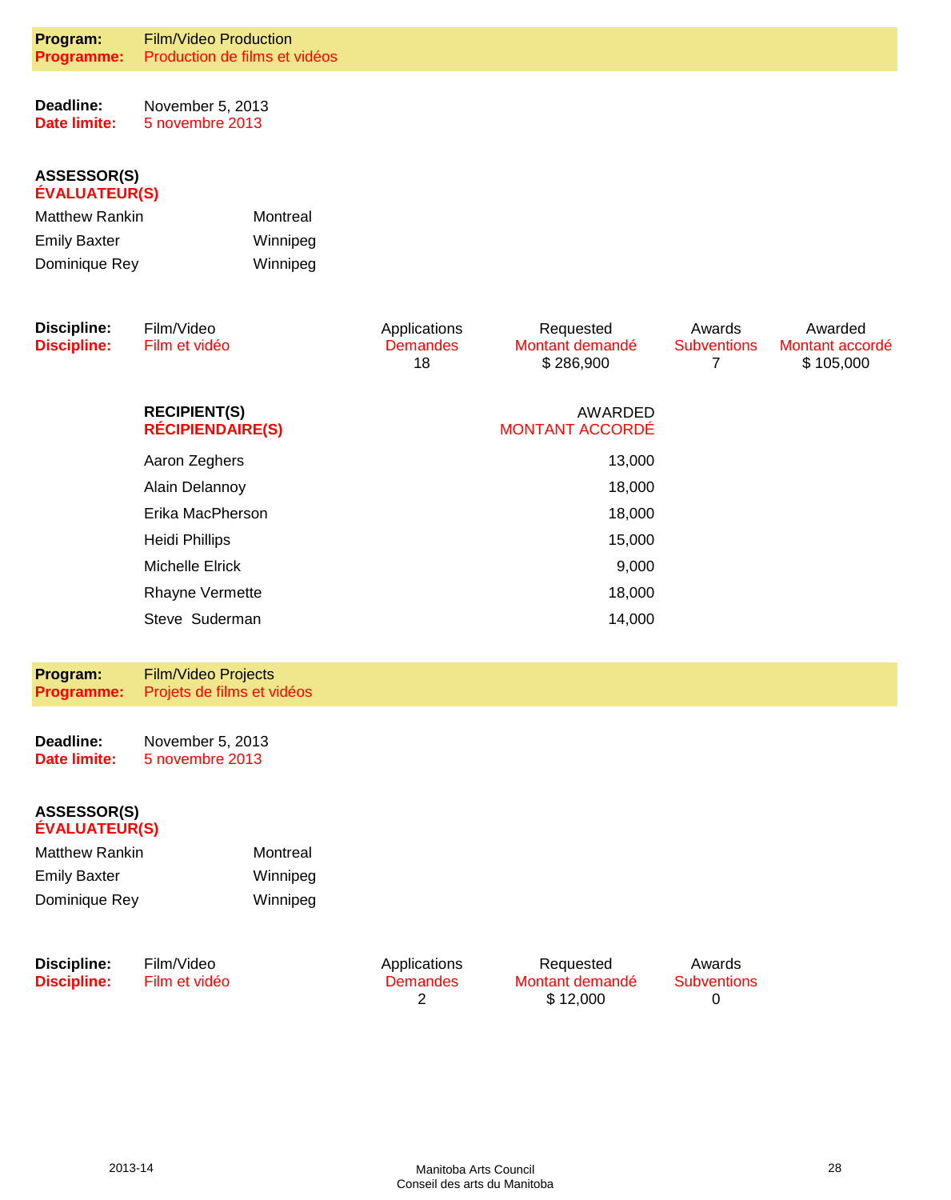**Program:** Film/Video Production
**Programme:** Production de films et vidéos

**Deadline:** November 5, 2013
**Date limite:** 5 novembre 2013

**ASSESSOR(S)**
**ÉVALUATEUR(S)**

| | |
|---|---|
| Matthew Rankin | Montreal |
| Emily Baxter | Winnipeg |
| Dominique Rey | Winnipeg |

| Discipline: / Discipline: | | Applications / Demandes | Requested / Montant demandé | Awards / Subventions | Awarded / Montant accordé |
|---|---|---|---|---|---|
| Film/Video / Film et vidéo | | 18 | $ 286,900 | 7 | $ 105,000 |

| RECIPIENT(S) / RÉCIPIENDAIRE(S) | AWARDED / MONTANT ACCORDÉ |
|---|---|
| Aaron Zeghers | 13,000 |
| Alain Delannoy | 18,000 |
| Erika MacPherson | 18,000 |
| Heidi Phillips | 15,000 |
| Michelle Elrick | 9,000 |
| Rhayne Vermette | 18,000 |
| Steve Suderman | 14,000 |

**Program:** Film/Video Projects
**Programme:** Projets de films et vidéos

**Deadline:** November 5, 2013
**Date limite:** 5 novembre 2013

**ASSESSOR(S)**
**ÉVALUATEUR(S)**

| | |
|---|---|
| Matthew Rankin | Montreal |
| Emily Baxter | Winnipeg |
| Dominique Rey | Winnipeg |

| Discipline: / Discipline: | Applications / Demandes | Requested / Montant demandé | Awards / Subventions |
|---|---|---|---|
| Film/Video / Film et vidéo | 2 | $ 12,000 | 0 |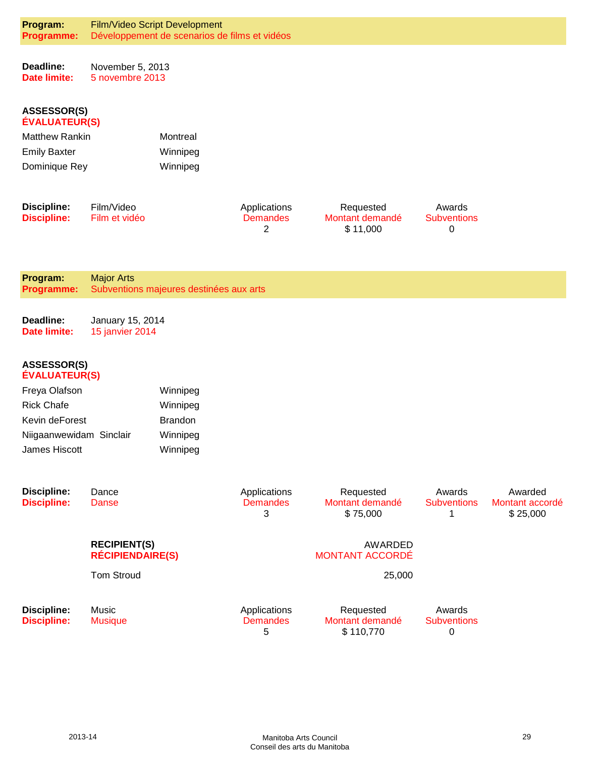**Program:** Film/Video Script Development
**Programme:** Développement de scenarios de films et vidéos

**Deadline:** November 5, 2013
**Date limite:** 5 novembre 2013

**ASSESSOR(S)**
**ÉVALUATEUR(S)**

| | |
|---|---|
| Matthew Rankin | Montreal |
| Emily Baxter | Winnipeg |
| Dominique Rey | Winnipeg |

| Discipline: | Applications / Demandes | Requested / Montant demandé | Awards / Subventions |
|---|---|---|---|
| Film/Video / Film et vidéo | 2 | $ 11,000 | 0 |

**Program:** Major Arts
**Programme:** Subventions majeures destinées aux arts

**Deadline:** January 15, 2014
**Date limite:** 15 janvier 2014

**ASSESSOR(S)**
**ÉVALUATEUR(S)**

| | |
|---|---|
| Freya Olafson | Winnipeg |
| Rick Chafe | Winnipeg |
| Kevin deForest | Brandon |
| Niigaanwewidam Sinclair | Winnipeg |
| James Hiscott | Winnipeg |

| Discipline: | Applications / Demandes | Requested / Montant demandé | Awards / Subventions | Awarded / Montant accordé |
|---|---|---|---|---|
| Dance / Danse | 3 | $ 75,000 | 1 | $ 25,000 |

| RECIPIENT(S) / RÉCIPIENDAIRE(S) | AWARDED / MONTANT ACCORDÉ |
|---|---|
| Tom Stroud | 25,000 |

| Discipline: | Applications / Demandes | Requested / Montant demandé | Awards / Subventions |
|---|---|---|---|
| Music / Musique | 5 | $ 110,770 | 0 |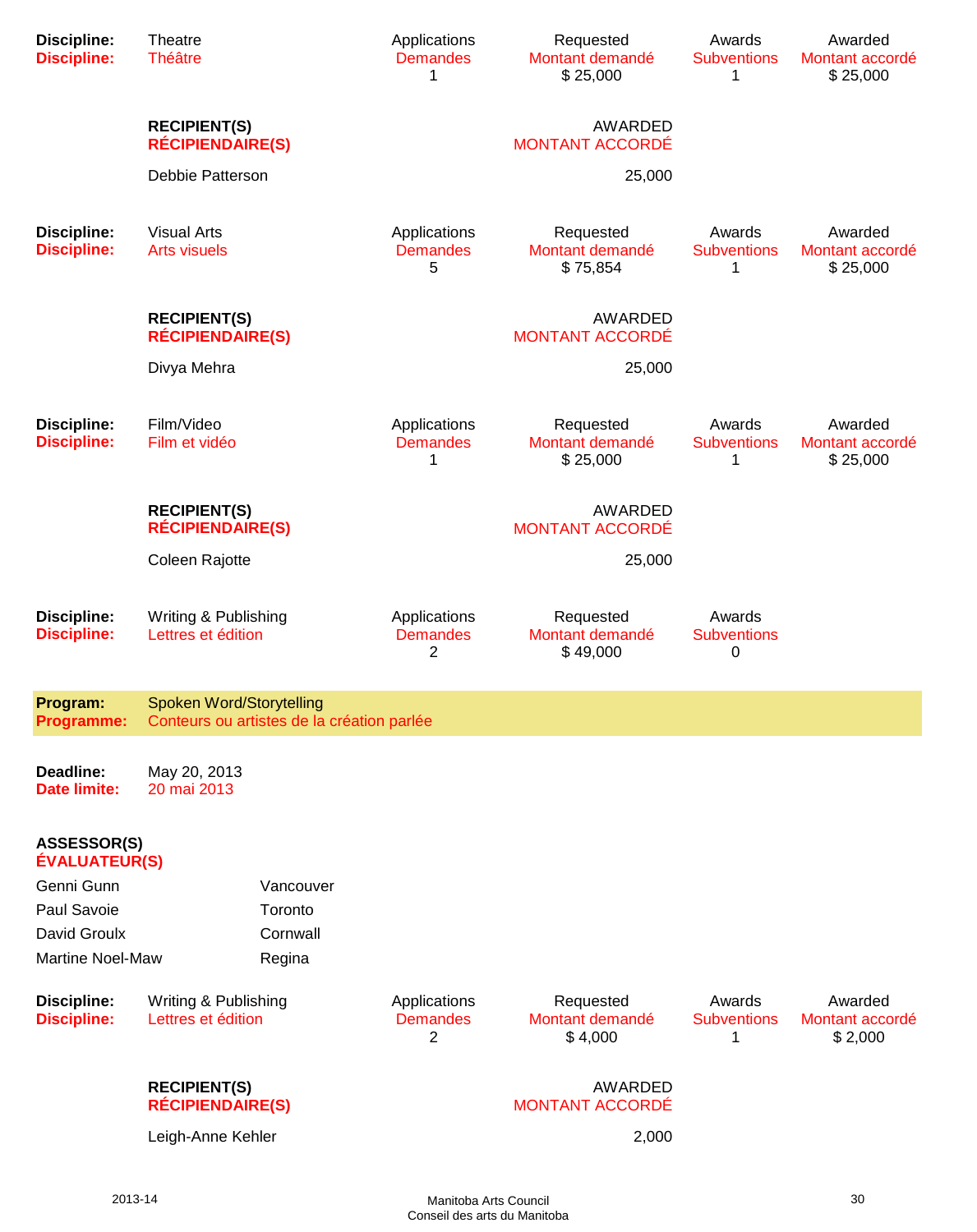| Discipline: | Theatre | Applications | Requested | Awards | Awarded |
|---|---|---|---|---|---|
| Discipline: | Théâtre | Demandes | Montant demandé | Subventions | Montant accordé |
| | | 1 | $ 25,000 | 1 | $ 25,000 |

| RECIPIENT(S) / RÉCIPIENDAIRE(S) | AWARDED / MONTANT ACCORDÉ |
|---|---|
| Debbie Patterson | 25,000 |

| Discipline: | Visual Arts | Applications | Requested | Awards | Awarded |
|---|---|---|---|---|---|
| Discipline: | Arts visuels | Demandes | Montant demandé | Subventions | Montant accordé |
| | | 5 | $ 75,854 | 1 | $ 25,000 |

| RECIPIENT(S) / RÉCIPIENDAIRE(S) | AWARDED / MONTANT ACCORDÉ |
|---|---|
| Divya Mehra | 25,000 |

| Discipline: | Film/Video | Applications | Requested | Awards | Awarded |
|---|---|---|---|---|---|
| Discipline: | Film et vidéo | Demandes | Montant demandé | Subventions | Montant accordé |
| | | 1 | $ 25,000 | 1 | $ 25,000 |

| RECIPIENT(S) / RÉCIPIENDAIRE(S) | AWARDED / MONTANT ACCORDÉ |
|---|---|
| Coleen Rajotte | 25,000 |

| Discipline: | Writing & Publishing | Applications | Requested | Awards |
|---|---|---|---|---|
| Discipline: | Lettres et édition | Demandes | Montant demandé | Subventions |
| | | 2 | $ 49,000 | 0 |

## Program: Spoken Word/Storytelling
## Programme: Conteurs ou artistes de la création parlée

**Deadline:** May 20, 2013
**Date limite:** 20 mai 2013

**ASSESSOR(S)**
**ÉVALUATEUR(S)**

| | |
|---|---|
| Genni Gunn | Vancouver |
| Paul Savoie | Toronto |
| David Groulx | Cornwall |
| Martine Noel-Maw | Regina |

| Discipline: | Writing & Publishing | Applications | Requested | Awards | Awarded |
|---|---|---|---|---|---|
| Discipline: | Lettres et édition | Demandes | Montant demandé | Subventions | Montant accordé |
| | | 2 | $ 4,000 | 1 | $ 2,000 |

| RECIPIENT(S) / RÉCIPIENDAIRE(S) | AWARDED / MONTANT ACCORDÉ |
|---|---|
| Leigh-Anne Kehler | 2,000 |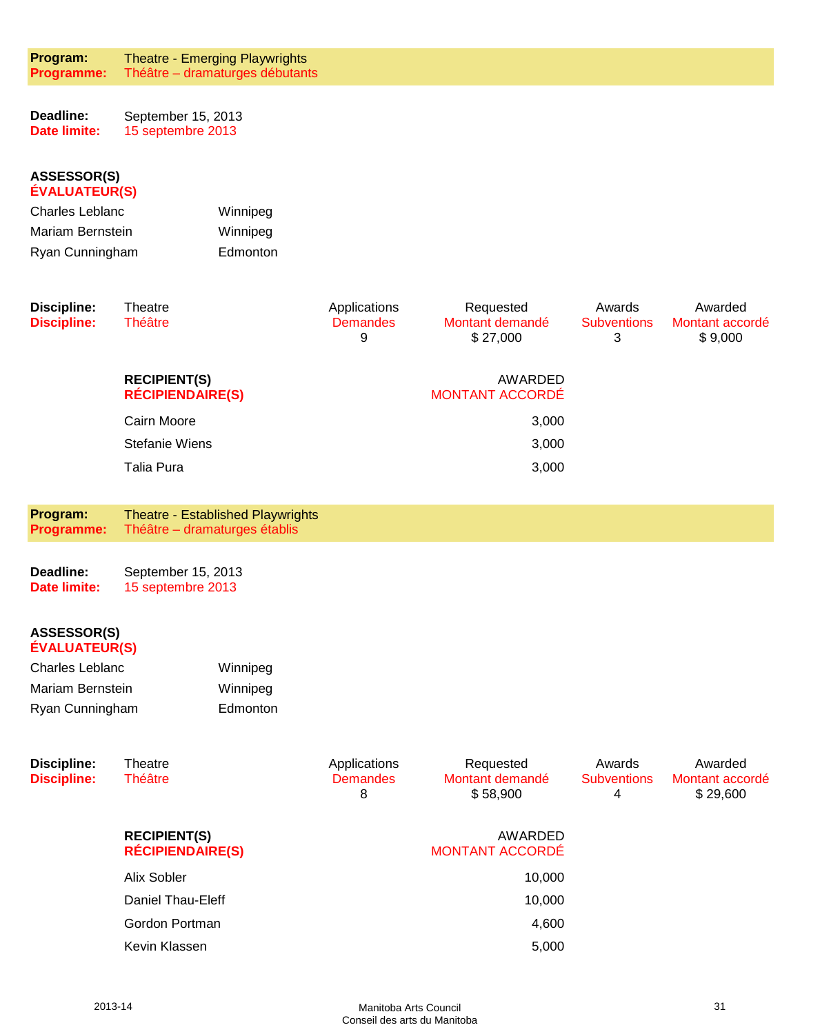**Program:** Theatre - Emerging Playwrights
**Programme:** Théâtre – dramaturges débutants

**Deadline:** September 15, 2013
**Date limite:** 15 septembre 2013

**ASSESSOR(S)**
**ÉVALUATEUR(S)**

| | |
|---|---|
| Charles Leblanc | Winnipeg |
| Mariam Bernstein | Winnipeg |
| Ryan Cunningham | Edmonton |

| Discipline: / Discipline: | Applications / Demandes | Requested / Montant demandé | Awards / Subventions | Awarded / Montant accordé |
|---|---|---|---|---|
| Theatre / Théâtre | 9 | $ 27,000 | 3 | $ 9,000 |

| RECIPIENT(S) / RÉCIPIENDAIRE(S) | AWARDED / MONTANT ACCORDÉ |
|---|---|
| Cairn Moore | 3,000 |
| Stefanie Wiens | 3,000 |
| Talia Pura | 3,000 |

**Program:** Theatre - Established Playwrights
**Programme:** Théâtre – dramaturges établis

**Deadline:** September 15, 2013
**Date limite:** 15 septembre 2013

**ASSESSOR(S)**
**ÉVALUATEUR(S)**

| | |
|---|---|
| Charles Leblanc | Winnipeg |
| Mariam Bernstein | Winnipeg |
| Ryan Cunningham | Edmonton |

| Discipline: / Discipline: | Applications / Demandes | Requested / Montant demandé | Awards / Subventions | Awarded / Montant accordé |
|---|---|---|---|---|
| Theatre / Théâtre | 8 | $ 58,900 | 4 | $ 29,600 |

| RECIPIENT(S) / RÉCIPIENDAIRE(S) | AWARDED / MONTANT ACCORDÉ |
|---|---|
| Alix Sobler | 10,000 |
| Daniel Thau-Eleff | 10,000 |
| Gordon Portman | 4,600 |
| Kevin Klassen | 5,000 |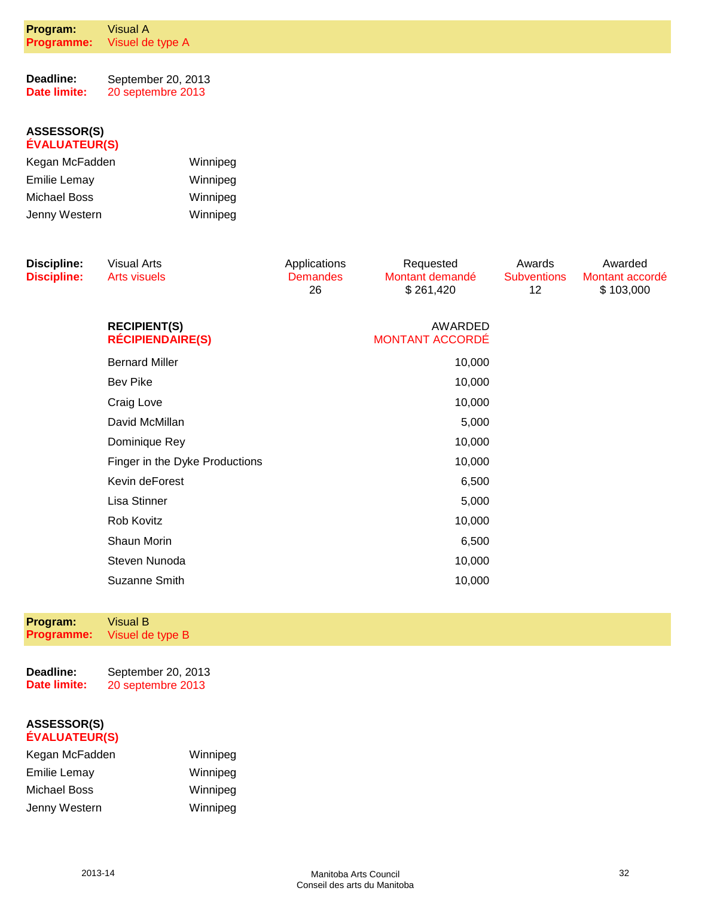**Program:** Visual A
**Programme:** Visuel de type A

**Deadline:** September 20, 2013
**Date limite:** 20 septembre 2013

**ASSESSOR(S)**
**ÉVALUATEUR(S)**

| | |
|---|---|
| Kegan McFadden | Winnipeg |
| Emilie Lemay | Winnipeg |
| Michael Boss | Winnipeg |
| Jenny Western | Winnipeg |

| Discipline: / Discipline: | Applications / Demandes | Requested / Montant demandé | Awards / Subventions | Awarded / Montant accordé |
|---|---|---|---|---|
| Visual Arts / Arts visuels | 26 | $ 261,420 | 12 | $ 103,000 |

| RECIPIENT(S) / RÉCIPIENDAIRE(S) | AWARDED / MONTANT ACCORDÉ |
|---|---|
| Bernard Miller | 10,000 |
| Bev Pike | 10,000 |
| Craig Love | 10,000 |
| David McMillan | 5,000 |
| Dominique Rey | 10,000 |
| Finger in the Dyke Productions | 10,000 |
| Kevin deForest | 6,500 |
| Lisa Stinner | 5,000 |
| Rob Kovitz | 10,000 |
| Shaun Morin | 6,500 |
| Steven Nunoda | 10,000 |
| Suzanne Smith | 10,000 |

**Program:** Visual B
**Programme:** Visuel de type B

**Deadline:** September 20, 2013
**Date limite:** 20 septembre 2013

**ASSESSOR(S)**
**ÉVALUATEUR(S)**

| | |
|---|---|
| Kegan McFadden | Winnipeg |
| Emilie Lemay | Winnipeg |
| Michael Boss | Winnipeg |
| Jenny Western | Winnipeg |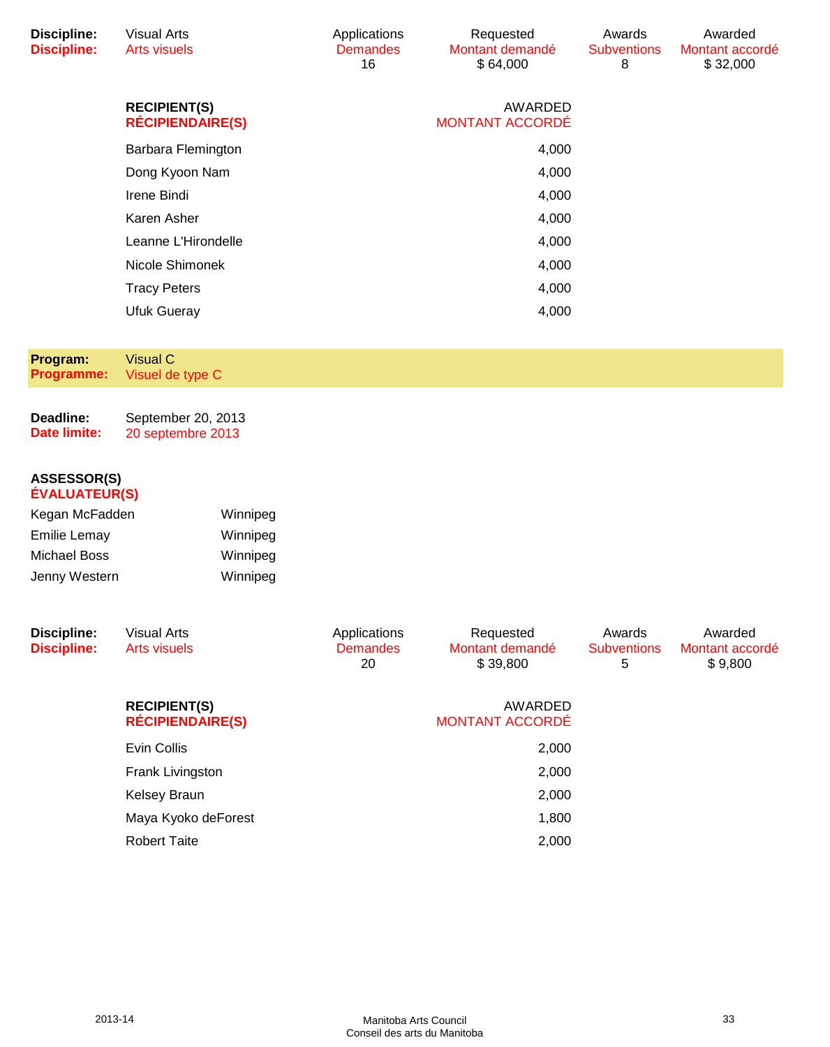| Discipline: | Visual Arts | Applications | Requested | Awards | Awarded |
|---|---|---|---|---|---|
| Discipline: | Arts visuels | Demandes | Montant demandé | Subventions | Montant accordé |
| | | 16 | $ 64,000 | 8 | $ 32,000 |

| RECIPIENT(S) / RÉCIPIENDAIRE(S) | AWARDED / MONTANT ACCORDÉ |
|---|---|
| Barbara Flemington | 4,000 |
| Dong Kyoon Nam | 4,000 |
| Irene Bindi | 4,000 |
| Karen Asher | 4,000 |
| Leanne L'Hirondelle | 4,000 |
| Nicole Shimonek | 4,000 |
| Tracy Peters | 4,000 |
| Ufuk Gueray | 4,000 |

## Program: Visual C
## Programme: Visuel de type C

**Deadline:** September 20, 2013
**Date limite:** 20 septembre 2013

**ASSESSOR(S)**
**ÉVALUATEUR(S)**

| | |
|---|---|
| Kegan McFadden | Winnipeg |
| Emilie Lemay | Winnipeg |
| Michael Boss | Winnipeg |
| Jenny Western | Winnipeg |

| Discipline: | Visual Arts | Applications | Requested | Awards | Awarded |
|---|---|---|---|---|---|
| Discipline: | Arts visuels | Demandes | Montant demandé | Subventions | Montant accordé |
| | | 20 | $ 39,800 | 5 | $ 9,800 |

| RECIPIENT(S) / RÉCIPIENDAIRE(S) | AWARDED / MONTANT ACCORDÉ |
|---|---|
| Evin Collis | 2,000 |
| Frank Livingston | 2,000 |
| Kelsey Braun | 2,000 |
| Maya Kyoko deForest | 1,800 |
| Robert Taite | 2,000 |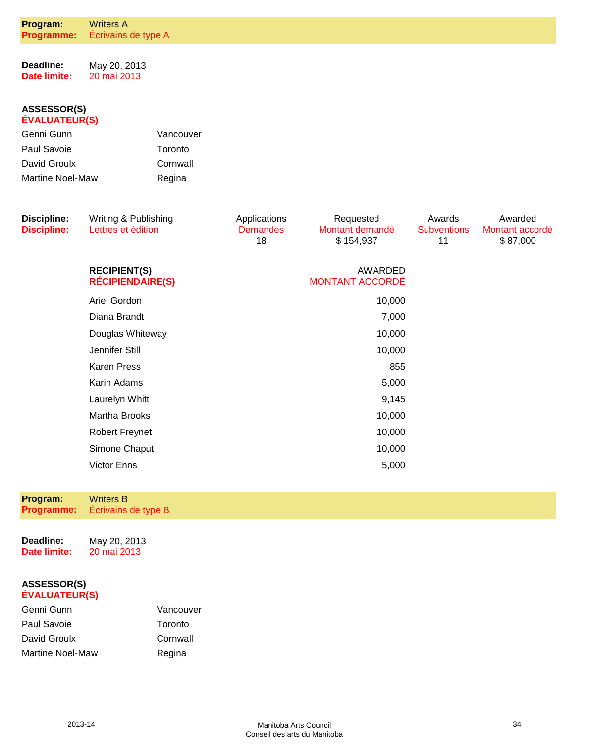**Program:** Writers A
**Programme:** Écrivains de type A

**Deadline:** May 20, 2013
**Date limite:** 20 mai 2013

**ASSESSOR(S)**
**ÉVALUATEUR(S)**

| | |
|---|---|
| Genni Gunn | Vancouver |
| Paul Savoie | Toronto |
| David Groulx | Cornwall |
| Martine Noel-Maw | Regina |

| **Discipline:** / **Discipline:** | Applications / Demandes | Requested / Montant demandé | Awards / Subventions | Awarded / Montant accordé |
|---|---|---|---|---|
| Writing & Publishing / Lettres et édition | 18 | $ 154,937 | 11 | $ 87,000 |

| **RECIPIENT(S)** / **RÉCIPIENDAIRE(S)** | AWARDED / MONTANT ACCORDÉ |
|---|---:|
| Ariel Gordon | 10,000 |
| Diana Brandt | 7,000 |
| Douglas Whiteway | 10,000 |
| Jennifer Still | 10,000 |
| Karen Press | 855 |
| Karin Adams | 5,000 |
| Laurelyn Whitt | 9,145 |
| Martha Brooks | 10,000 |
| Robert Freynet | 10,000 |
| Simone Chaput | 10,000 |
| Victor Enns | 5,000 |

**Program:** Writers B
**Programme:** Écrivains de type B

**Deadline:** May 20, 2013
**Date limite:** 20 mai 2013

**ASSESSOR(S)**
**ÉVALUATEUR(S)**

| | |
|---|---|
| Genni Gunn | Vancouver |
| Paul Savoie | Toronto |
| David Groulx | Cornwall |
| Martine Noel-Maw | Regina |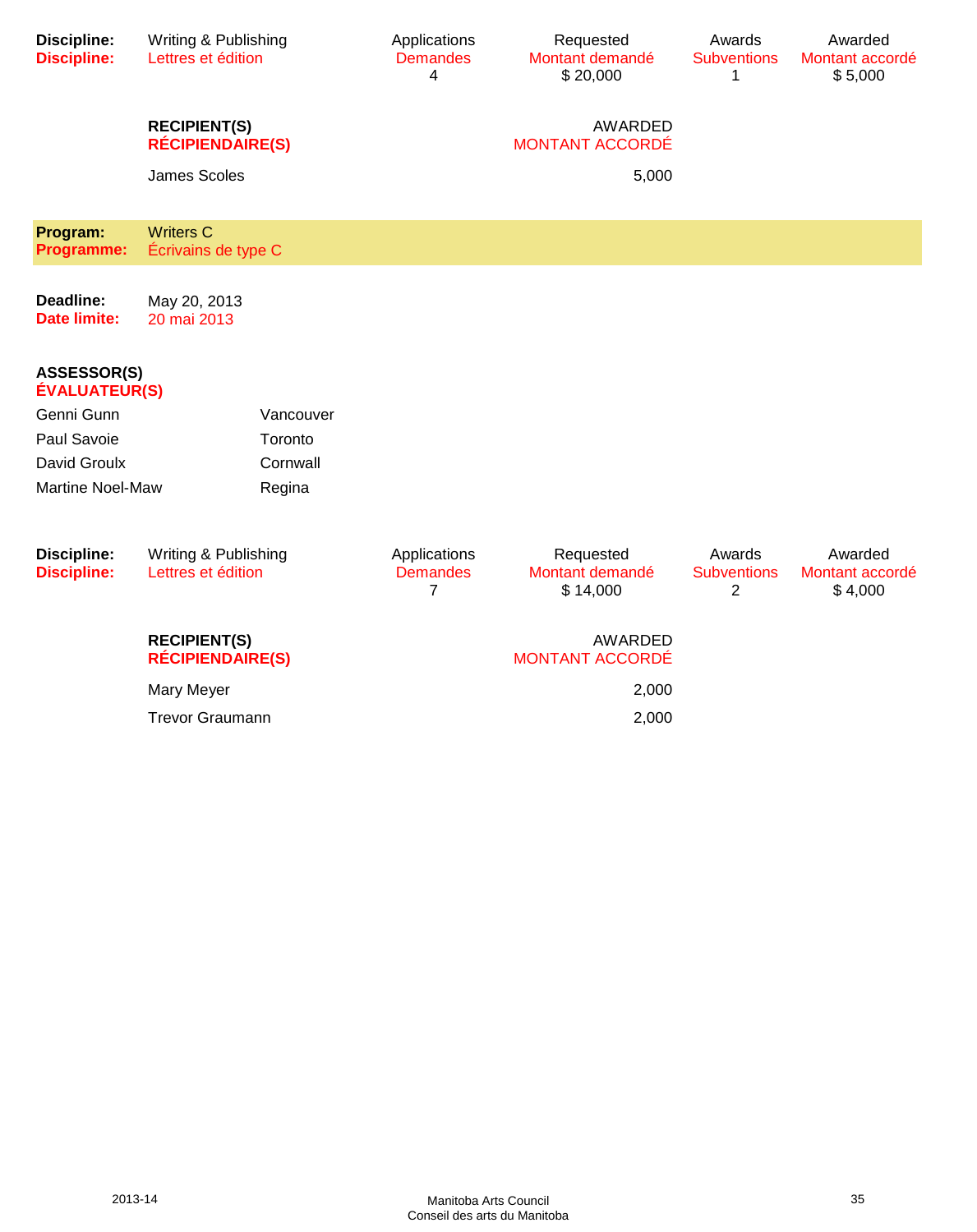| Discipline: | Writing & Publishing | Applications | Requested | Awards | Awarded |
|---|---|---|---|---|---|
| Discipline: | Lettres et édition | Demandes | Montant demandé | Subventions | Montant accordé |
| | | 4 | $ 20,000 | 1 | $ 5,000 |

| RECIPIENT(S) / RÉCIPIENDAIRE(S) | AWARDED / MONTANT ACCORDÉ |
|---|---|
| James Scoles | 5,000 |

**Program:** Writers C
**Programme:** Écrivains de type C

**Deadline:** May 20, 2013
**Date limite:** 20 mai 2013

**ASSESSOR(S)**
**ÉVALUATEUR(S)**

| | |
|---|---|
| Genni Gunn | Vancouver |
| Paul Savoie | Toronto |
| David Groulx | Cornwall |
| Martine Noel-Maw | Regina |

| Discipline: | Writing & Publishing | Applications | Requested | Awards | Awarded |
|---|---|---|---|---|---|
| Discipline: | Lettres et édition | Demandes | Montant demandé | Subventions | Montant accordé |
| | | 7 | $ 14,000 | 2 | $ 4,000 |

| RECIPIENT(S) / RÉCIPIENDAIRE(S) | AWARDED / MONTANT ACCORDÉ |
|---|---|
| Mary Meyer | 2,000 |
| Trevor Graumann | 2,000 |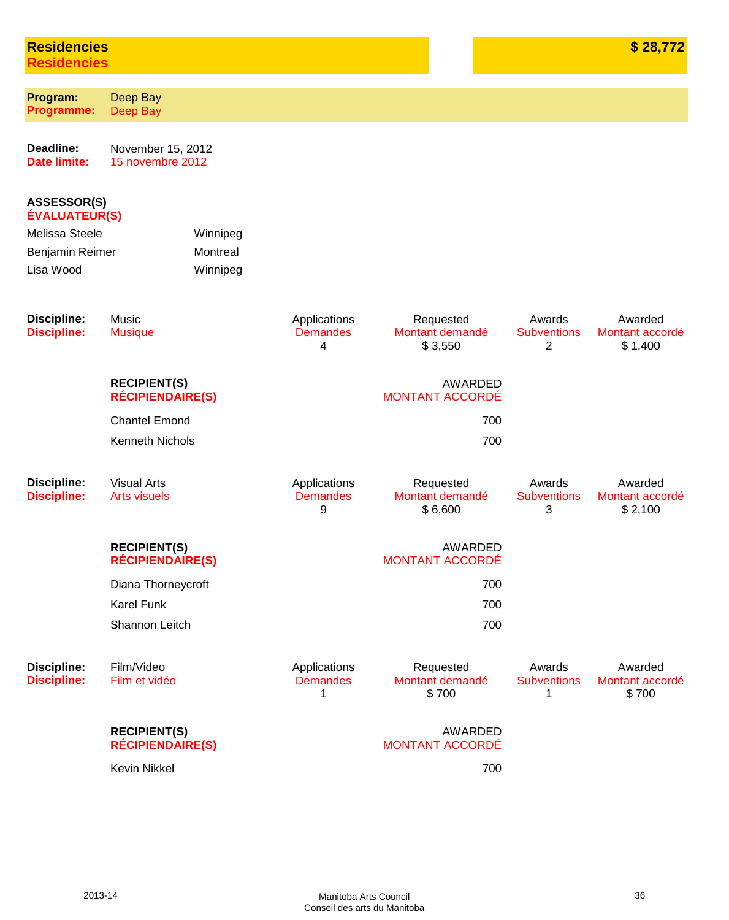## Residencies
## Residencies

**$ 28,772**

**Program:** Deep Bay
**Programme:** Deep Bay

**Deadline:** November 15, 2012
**Date limite:** 15 novembre 2012

**ASSESSOR(S)**
**ÉVALUATEUR(S)**

| | |
|---|---|
| Melissa Steele | Winnipeg |
| Benjamin Reimer | Montreal |
| Lisa Wood | Winnipeg |

| Discipline: / Discipline: | | Applications / Demandes | Requested / Montant demandé | Awards / Subventions | Awarded / Montant accordé |
|---|---|---|---|---|---|
| | Music / Musique | 4 | $ 3,550 | 2 | $ 1,400 |

| RECIPIENT(S) / RÉCIPIENDAIRE(S) | AWARDED / MONTANT ACCORDÉ |
|---|---|
| Chantel Emond | 700 |
| Kenneth Nichols | 700 |

| Discipline: / Discipline: | | Applications / Demandes | Requested / Montant demandé | Awards / Subventions | Awarded / Montant accordé |
|---|---|---|---|---|---|
| | Visual Arts / Arts visuels | 9 | $ 6,600 | 3 | $ 2,100 |

| RECIPIENT(S) / RÉCIPIENDAIRE(S) | AWARDED / MONTANT ACCORDÉ |
|---|---|
| Diana Thorneycroft | 700 |
| Karel Funk | 700 |
| Shannon Leitch | 700 |

| Discipline: / Discipline: | | Applications / Demandes | Requested / Montant demandé | Awards / Subventions | Awarded / Montant accordé |
|---|---|---|---|---|---|
| | Film/Video / Film et vidéo | 1 | $ 700 | 1 | $ 700 |

| RECIPIENT(S) / RÉCIPIENDAIRE(S) | AWARDED / MONTANT ACCORDÉ |
|---|---|
| Kevin Nikkel | 700 |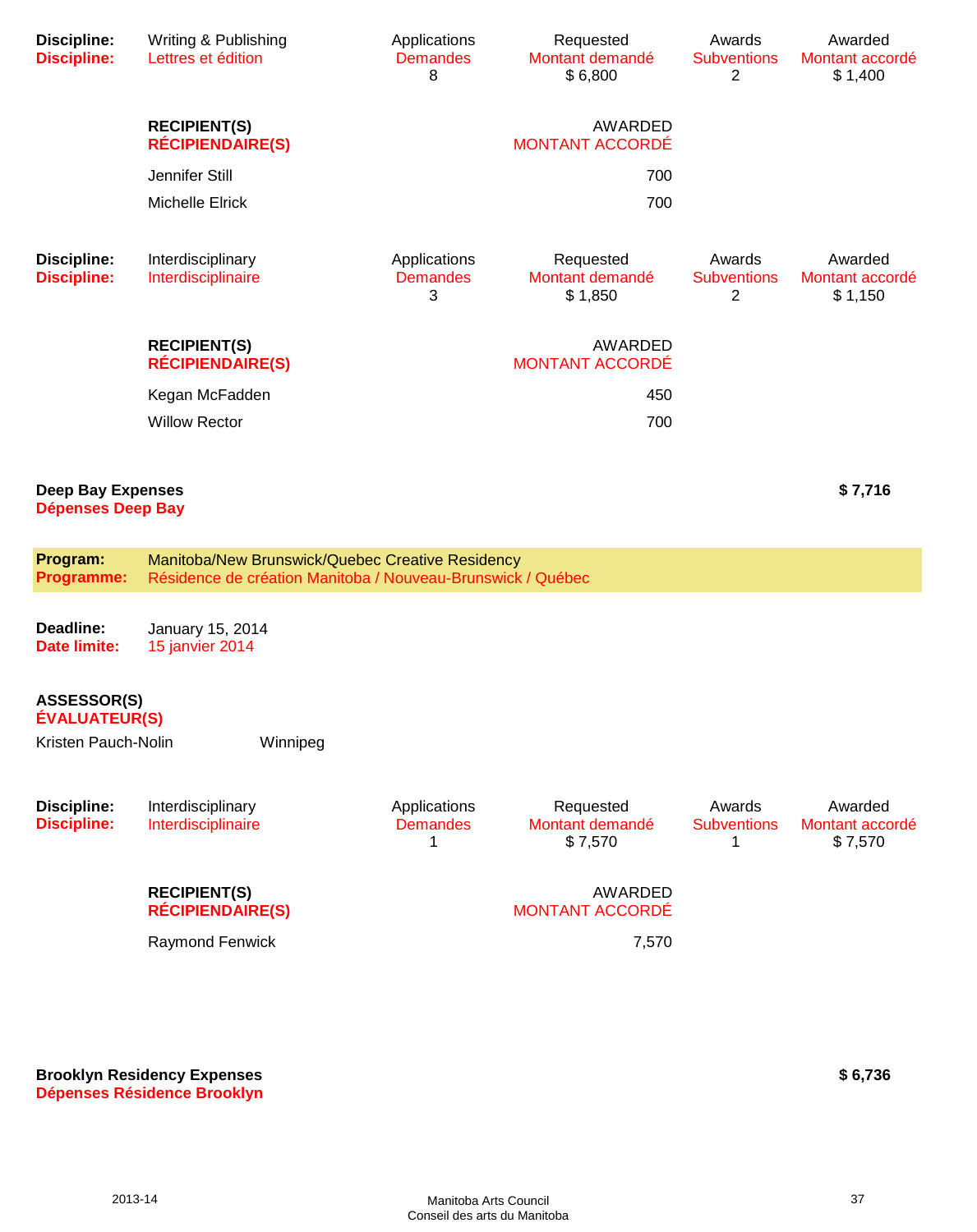| Discipline: | Writing & Publishing | Applications | Requested | Awards | Awarded |
|---|---|---|---|---|---|
| Discipline: | Lettres et édition | Demandes | Montant demandé | Subventions | Montant accordé |
| | | 8 | $ 6,800 | 2 | $ 1,400 |

| RECIPIENT(S) / RÉCIPIENDAIRE(S) | AWARDED / MONTANT ACCORDÉ |
|---|---|
| Jennifer Still | 700 |
| Michelle Elrick | 700 |

| Discipline: | Interdisciplinary | Applications | Requested | Awards | Awarded |
|---|---|---|---|---|---|
| Discipline: | Interdisciplinaire | Demandes | Montant demandé | Subventions | Montant accordé |
| | | 3 | $ 1,850 | 2 | $ 1,150 |

| RECIPIENT(S) / RÉCIPIENDAIRE(S) | AWARDED / MONTANT ACCORDÉ |
|---|---|
| Kegan McFadden | 450 |
| Willow Rector | 700 |

**Deep Bay Expenses** **$ 7,716**
**Dépenses Deep Bay**

**Program:** Manitoba/New Brunswick/Quebec Creative Residency
**Programme:** Résidence de création Manitoba / Nouveau-Brunswick / Québec

**Deadline:** January 15, 2014
**Date limite:** 15 janvier 2014

**ASSESSOR(S)**
**ÉVALUATEUR(S)**

Kristen Pauch-Nolin Winnipeg

| Discipline: | Interdisciplinary | Applications | Requested | Awards | Awarded |
|---|---|---|---|---|---|
| Discipline: | Interdisciplinaire | Demandes | Montant demandé | Subventions | Montant accordé |
| | | 1 | $ 7,570 | 1 | $ 7,570 |

| RECIPIENT(S) / RÉCIPIENDAIRE(S) | AWARDED / MONTANT ACCORDÉ |
|---|---|
| Raymond Fenwick | 7,570 |

**Brooklyn Residency Expenses** **$ 6,736**
**Dépenses Résidence Brooklyn**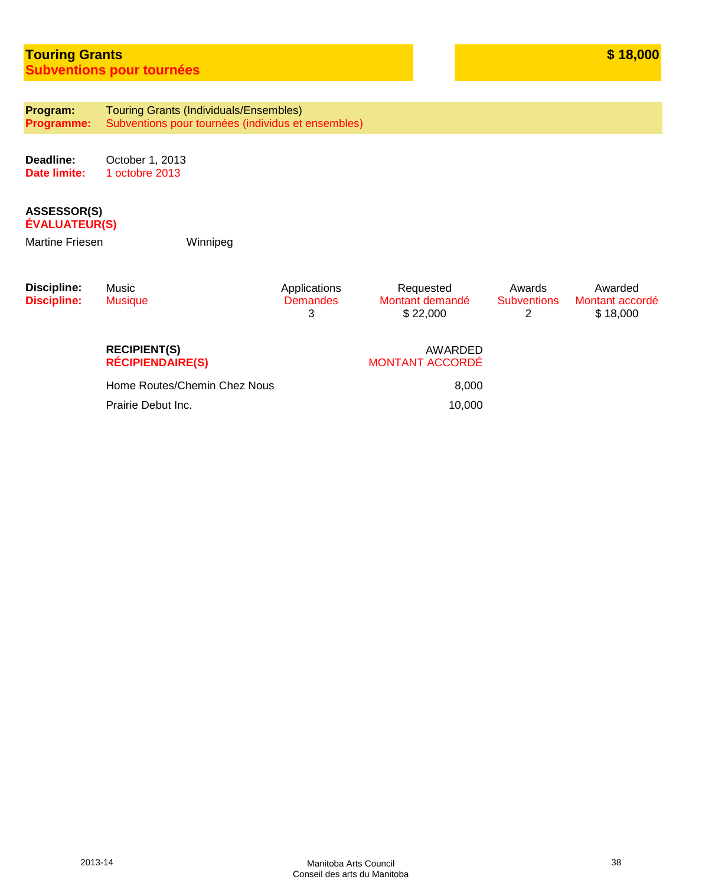## Touring Grants
## Subventions pour tournées

**$ 18,000**

**Program:** Touring Grants (Individuals/Ensembles)
**Programme:** Subventions pour tournées (individus et ensembles)

**Deadline:** October 1, 2013
**Date limite:** 1 octobre 2013

**ASSESSOR(S)**
**ÉVALUATEUR(S)**

Martine Friesen — Winnipeg

| Discipline: / Discipline: | | Applications / Demandes | Requested / Montant demandé | Awards / Subventions | Awarded / Montant accordé |
|---|---|---|---|---|---|
| | Music / Musique | 3 | $ 22,000 | 2 | $ 18,000 |

| RECIPIENT(S) / RÉCIPIENDAIRE(S) | AWARDED / MONTANT ACCORDÉ |
|---|---|
| Home Routes/Chemin Chez Nous | 8,000 |
| Prairie Debut Inc. | 10,000 |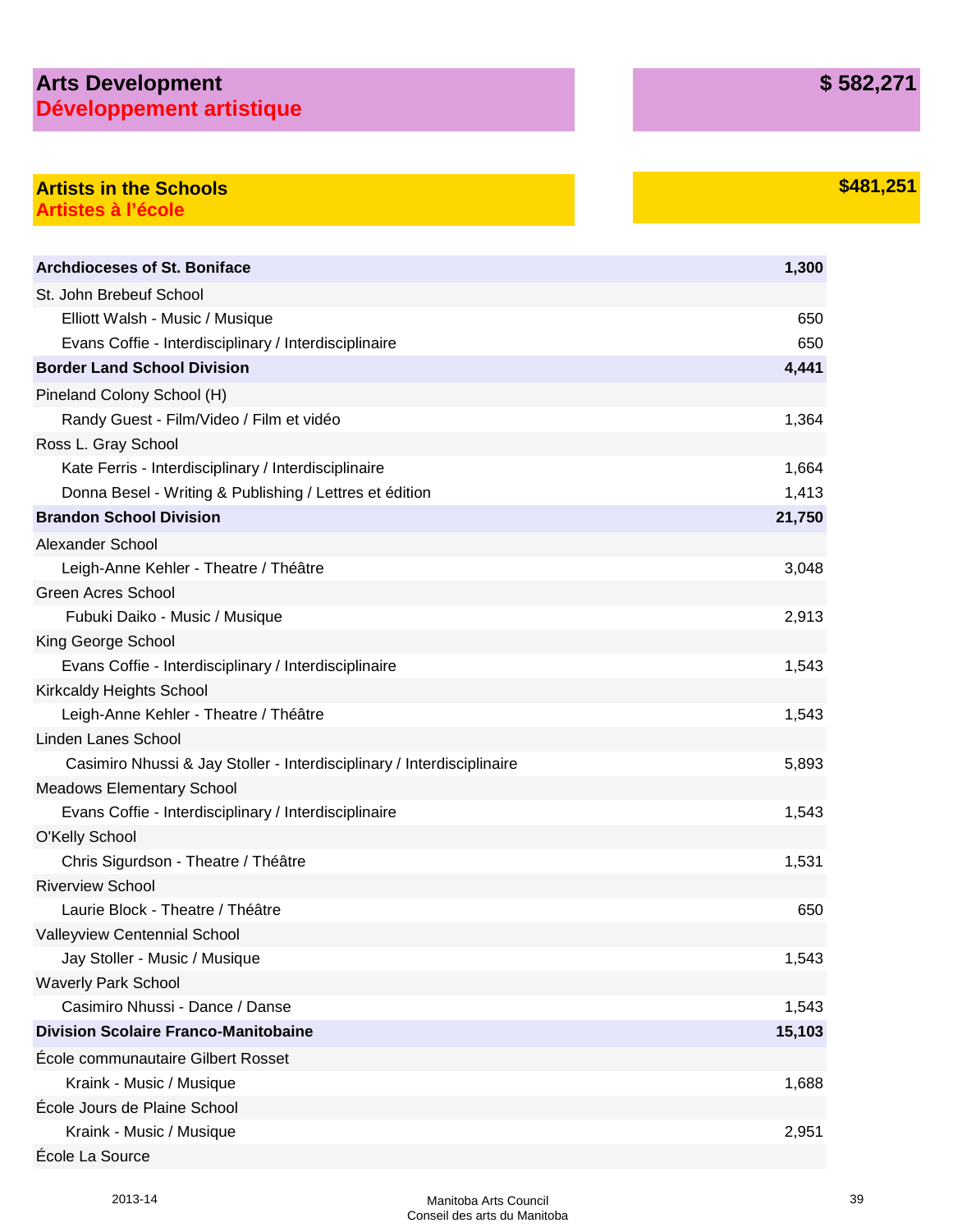## Arts Development / Développement artistique — $ 582,271

### Artists in the Schools / Artistes à l'école — $481,251

| Recipient | Amount |
|---|---|
| **Archdioceses of St. Boniface** | **1,300** |
| St. John Brebeuf School | |
| Elliott Walsh - Music / Musique | 650 |
| Evans Coffie - Interdisciplinary / Interdisciplinaire | 650 |
| **Border Land School Division** | **4,441** |
| Pineland Colony School (H) | |
| Randy Guest - Film/Video / Film et vidéo | 1,364 |
| Ross L. Gray School | |
| Kate Ferris - Interdisciplinary / Interdisciplinaire | 1,664 |
| Donna Besel - Writing & Publishing / Lettres et édition | 1,413 |
| **Brandon School Division** | **21,750** |
| Alexander School | |
| Leigh-Anne Kehler - Theatre / Théâtre | 3,048 |
| Green Acres School | |
| Fubuki Daiko - Music / Musique | 2,913 |
| King George School | |
| Evans Coffie - Interdisciplinary / Interdisciplinaire | 1,543 |
| Kirkcaldy Heights School | |
| Leigh-Anne Kehler - Theatre / Théâtre | 1,543 |
| Linden Lanes School | |
| Casimiro Nhussi & Jay Stoller - Interdisciplinary / Interdisciplinaire | 5,893 |
| Meadows Elementary School | |
| Evans Coffie - Interdisciplinary / Interdisciplinaire | 1,543 |
| O'Kelly School | |
| Chris Sigurdson - Theatre / Théâtre | 1,531 |
| Riverview School | |
| Laurie Block - Theatre / Théâtre | 650 |
| Valleyview Centennial School | |
| Jay Stoller - Music / Musique | 1,543 |
| Waverly Park School | |
| Casimiro Nhussi - Dance / Danse | 1,543 |
| **Division Scolaire Franco-Manitobaine** | **15,103** |
| École communautaire Gilbert Rosset | |
| Kraink - Music / Musique | 1,688 |
| École Jours de Plaine School | |
| Kraink - Music / Musique | 2,951 |
| École La Source | |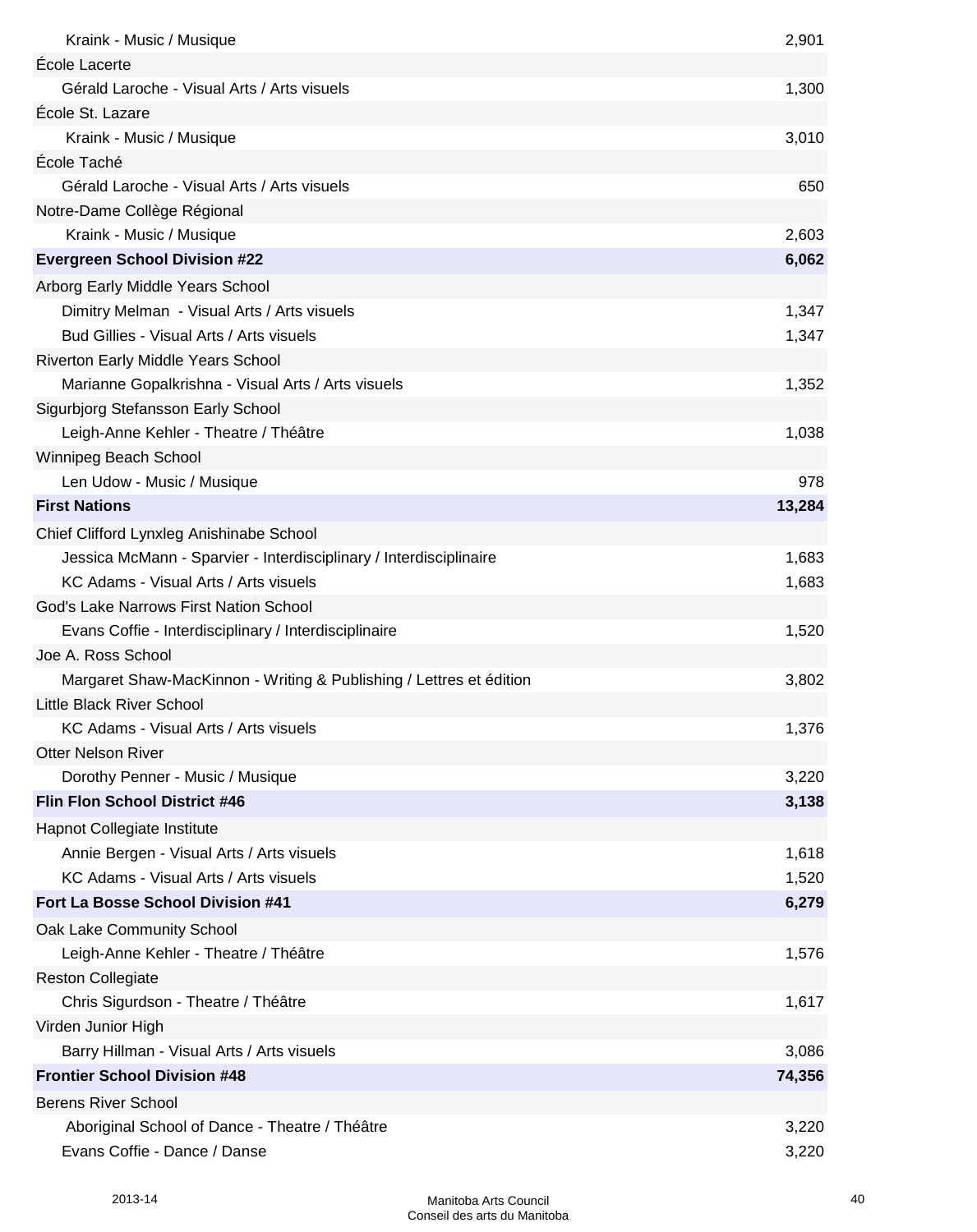| | |
|---|---|
| Kraink - Music / Musique | 2,901 |
| École Lacerte | |
| Gérald Laroche - Visual Arts / Arts visuels | 1,300 |
| École St. Lazare | |
| Kraink - Music / Musique | 3,010 |
| École Taché | |
| Gérald Laroche - Visual Arts / Arts visuels | 650 |
| Notre-Dame Collège Régional | |
| Kraink - Music / Musique | 2,603 |
| **Evergreen School Division #22** | **6,062** |
| Arborg Early Middle Years School | |
| Dimitry Melman - Visual Arts / Arts visuels | 1,347 |
| Bud Gillies - Visual Arts / Arts visuels | 1,347 |
| Riverton Early Middle Years School | |
| Marianne Gopalkrishna - Visual Arts / Arts visuels | 1,352 |
| Sigurbjorg Stefansson Early School | |
| Leigh-Anne Kehler - Theatre / Théâtre | 1,038 |
| Winnipeg Beach School | |
| Len Udow - Music / Musique | 978 |
| **First Nations** | **13,284** |
| Chief Clifford Lynxleg Anishinabe School | |
| Jessica McMann - Sparvier - Interdisciplinary / Interdisciplinaire | 1,683 |
| KC Adams - Visual Arts / Arts visuels | 1,683 |
| God's Lake Narrows First Nation School | |
| Evans Coffie - Interdisciplinary / Interdisciplinaire | 1,520 |
| Joe A. Ross School | |
| Margaret Shaw-MacKinnon - Writing & Publishing / Lettres et édition | 3,802 |
| Little Black River School | |
| KC Adams - Visual Arts / Arts visuels | 1,376 |
| Otter Nelson River | |
| Dorothy Penner - Music / Musique | 3,220 |
| **Flin Flon School District #46** | **3,138** |
| Hapnot Collegiate Institute | |
| Annie Bergen - Visual Arts / Arts visuels | 1,618 |
| KC Adams - Visual Arts / Arts visuels | 1,520 |
| **Fort La Bosse School Division #41** | **6,279** |
| Oak Lake Community School | |
| Leigh-Anne Kehler - Theatre / Théâtre | 1,576 |
| Reston Collegiate | |
| Chris Sigurdson - Theatre / Théâtre | 1,617 |
| Virden Junior High | |
| Barry Hillman - Visual Arts / Arts visuels | 3,086 |
| **Frontier School Division #48** | **74,356** |
| Berens River School | |
| Aboriginal School of Dance - Theatre / Théâtre | 3,220 |
| Evans Coffie - Dance / Danse | 3,220 |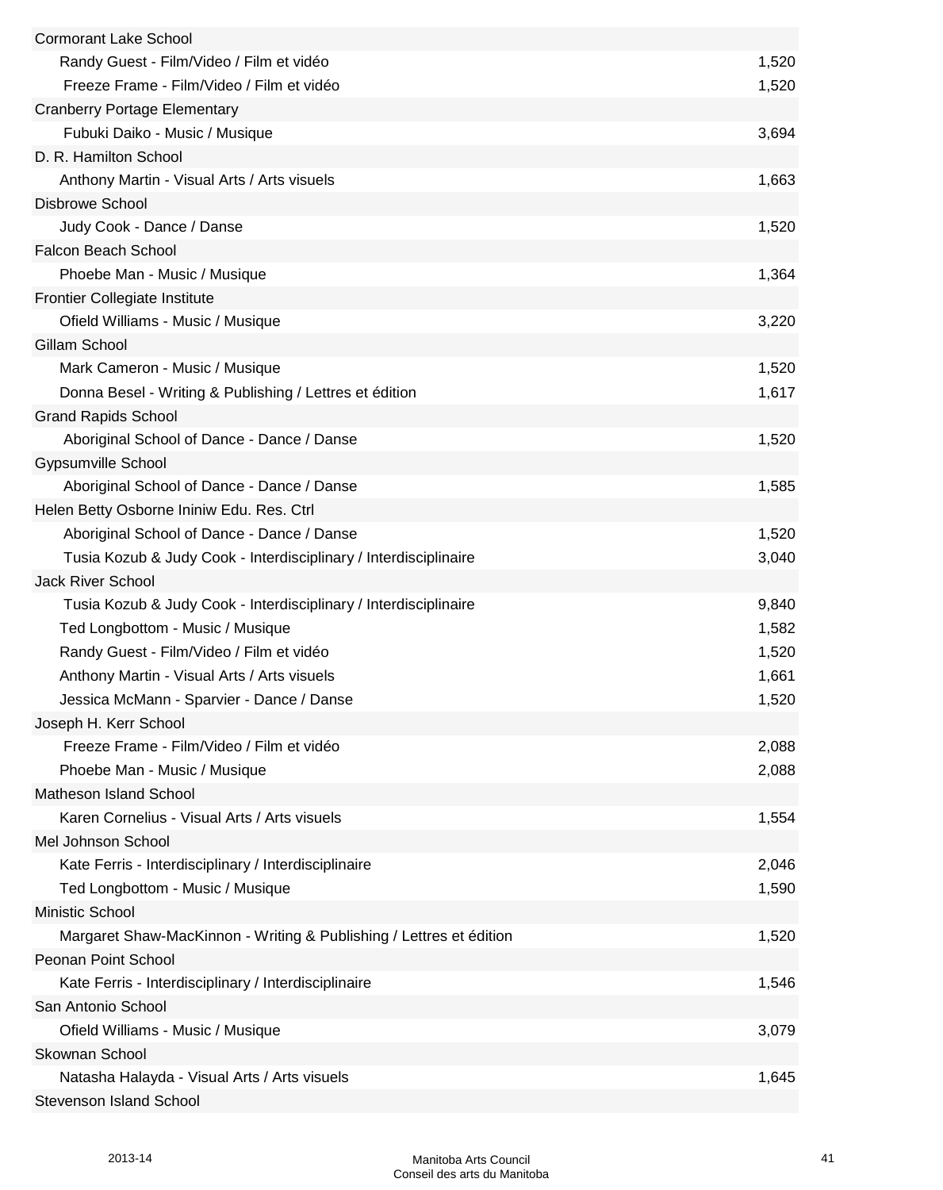| | |
|---|---|
| Cormorant Lake School | |
| Randy Guest - Film/Video / Film et vidéo | 1,520 |
| Freeze Frame - Film/Video / Film et vidéo | 1,520 |
| Cranberry Portage Elementary | |
| Fubuki Daiko - Music / Musique | 3,694 |
| D. R. Hamilton School | |
| Anthony Martin - Visual Arts / Arts visuels | 1,663 |
| Disbrowe School | |
| Judy Cook - Dance / Danse | 1,520 |
| Falcon Beach School | |
| Phoebe Man - Music / Musique | 1,364 |
| Frontier Collegiate Institute | |
| Ofield Williams - Music / Musique | 3,220 |
| Gillam School | |
| Mark Cameron - Music / Musique | 1,520 |
| Donna Besel - Writing & Publishing / Lettres et édition | 1,617 |
| Grand Rapids School | |
| Aboriginal School of Dance - Dance / Danse | 1,520 |
| Gypsumville School | |
| Aboriginal School of Dance - Dance / Danse | 1,585 |
| Helen Betty Osborne Ininiw Edu. Res. Ctrl | |
| Aboriginal School of Dance - Dance / Danse | 1,520 |
| Tusia Kozub & Judy Cook - Interdisciplinary / Interdisciplinaire | 3,040 |
| Jack River School | |
| Tusia Kozub & Judy Cook - Interdisciplinary / Interdisciplinaire | 9,840 |
| Ted Longbottom - Music / Musique | 1,582 |
| Randy Guest - Film/Video / Film et vidéo | 1,520 |
| Anthony Martin - Visual Arts / Arts visuels | 1,661 |
| Jessica McMann - Sparvier - Dance / Danse | 1,520 |
| Joseph H. Kerr School | |
| Freeze Frame - Film/Video / Film et vidéo | 2,088 |
| Phoebe Man - Music / Musique | 2,088 |
| Matheson Island School | |
| Karen Cornelius - Visual Arts / Arts visuels | 1,554 |
| Mel Johnson School | |
| Kate Ferris - Interdisciplinary / Interdisciplinaire | 2,046 |
| Ted Longbottom - Music / Musique | 1,590 |
| Ministic School | |
| Margaret Shaw-MacKinnon - Writing & Publishing / Lettres et édition | 1,520 |
| Peonan Point School | |
| Kate Ferris - Interdisciplinary / Interdisciplinaire | 1,546 |
| San Antonio School | |
| Ofield Williams - Music / Musique | 3,079 |
| Skownan School | |
| Natasha Halayda - Visual Arts / Arts visuels | 1,645 |
| Stevenson Island School | |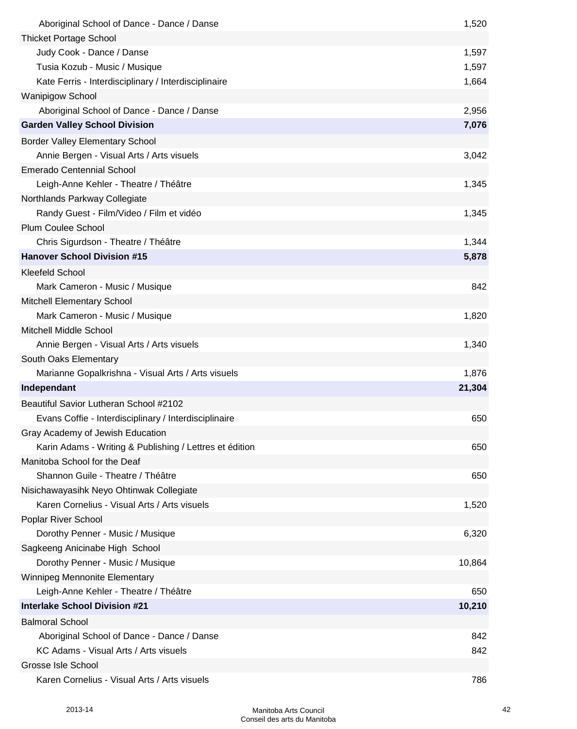| | |
|---|---:|
| Aboriginal School of Dance - Dance / Danse | 1,520 |
| Thicket Portage School | |
| Judy Cook - Dance / Danse | 1,597 |
| Tusia Kozub - Music / Musique | 1,597 |
| Kate Ferris - Interdisciplinary / Interdisciplinaire | 1,664 |
| Wanipigow School | |
| Aboriginal School of Dance - Dance / Danse | 2,956 |
| **Garden Valley School Division** | **7,076** |
| Border Valley Elementary School | |
| Annie Bergen - Visual Arts / Arts visuels | 3,042 |
| Emerado Centennial School | |
| Leigh-Anne Kehler - Theatre / Théâtre | 1,345 |
| Northlands Parkway Collegiate | |
| Randy Guest - Film/Video / Film et vidéo | 1,345 |
| Plum Coulee School | |
| Chris Sigurdson - Theatre / Théâtre | 1,344 |
| **Hanover School Division #15** | **5,878** |
| Kleefeld School | |
| Mark Cameron - Music / Musique | 842 |
| Mitchell Elementary School | |
| Mark Cameron - Music / Musique | 1,820 |
| Mitchell Middle School | |
| Annie Bergen - Visual Arts / Arts visuels | 1,340 |
| South Oaks Elementary | |
| Marianne Gopalkrishna - Visual Arts / Arts visuels | 1,876 |
| **Independant** | **21,304** |
| Beautiful Savior Lutheran School #2102 | |
| Evans Coffie - Interdisciplinary / Interdisciplinaire | 650 |
| Gray Academy of Jewish Education | |
| Karin Adams - Writing & Publishing / Lettres et édition | 650 |
| Manitoba School for the Deaf | |
| Shannon Guile - Theatre / Théâtre | 650 |
| Nisichawayasihk Neyo Ohtinwak Collegiate | |
| Karen Cornelius - Visual Arts / Arts visuels | 1,520 |
| Poplar River School | |
| Dorothy Penner - Music / Musique | 6,320 |
| Sagkeeng Anicinabe High School | |
| Dorothy Penner - Music / Musique | 10,864 |
| Winnipeg Mennonite Elementary | |
| Leigh-Anne Kehler - Theatre / Théâtre | 650 |
| **Interlake School Division #21** | **10,210** |
| Balmoral School | |
| Aboriginal School of Dance - Dance / Danse | 842 |
| KC Adams - Visual Arts / Arts visuels | 842 |
| Grosse Isle School | |
| Karen Cornelius - Visual Arts / Arts visuels | 786 |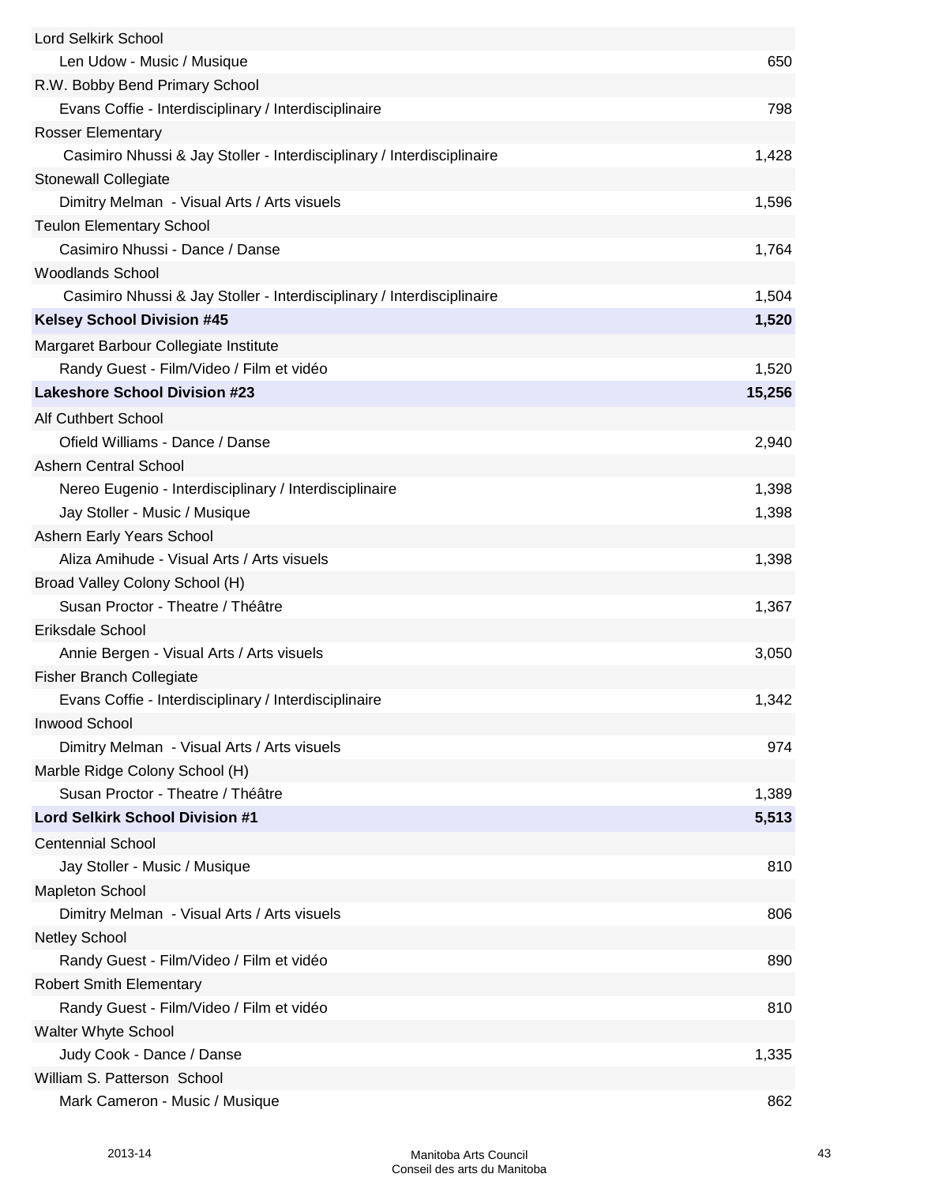| | |
|---|---|
| Lord Selkirk School | |
| Len Udow - Music / Musique | 650 |
| R.W. Bobby Bend Primary School | |
| Evans Coffie - Interdisciplinary / Interdisciplinaire | 798 |
| Rosser Elementary | |
| Casimiro Nhussi & Jay Stoller - Interdisciplinary / Interdisciplinaire | 1,428 |
| Stonewall Collegiate | |
| Dimitry Melman - Visual Arts / Arts visuels | 1,596 |
| Teulon Elementary School | |
| Casimiro Nhussi - Dance / Danse | 1,764 |
| Woodlands School | |
| Casimiro Nhussi & Jay Stoller - Interdisciplinary / Interdisciplinaire | 1,504 |
| **Kelsey School Division #45** | **1,520** |
| Margaret Barbour Collegiate Institute | |
| Randy Guest - Film/Video / Film et vidéo | 1,520 |
| **Lakeshore School Division #23** | **15,256** |
| Alf Cuthbert School | |
| Ofield Williams - Dance / Danse | 2,940 |
| Ashern Central School | |
| Nereo Eugenio - Interdisciplinary / Interdisciplinaire | 1,398 |
| Jay Stoller - Music / Musique | 1,398 |
| Ashern Early Years School | |
| Aliza Amihude - Visual Arts / Arts visuels | 1,398 |
| Broad Valley Colony School (H) | |
| Susan Proctor - Theatre / Théâtre | 1,367 |
| Eriksdale School | |
| Annie Bergen - Visual Arts / Arts visuels | 3,050 |
| Fisher Branch Collegiate | |
| Evans Coffie - Interdisciplinary / Interdisciplinaire | 1,342 |
| Inwood School | |
| Dimitry Melman - Visual Arts / Arts visuels | 974 |
| Marble Ridge Colony School (H) | |
| Susan Proctor - Theatre / Théâtre | 1,389 |
| **Lord Selkirk School Division #1** | **5,513** |
| Centennial School | |
| Jay Stoller - Music / Musique | 810 |
| Mapleton School | |
| Dimitry Melman - Visual Arts / Arts visuels | 806 |
| Netley School | |
| Randy Guest - Film/Video / Film et vidéo | 890 |
| Robert Smith Elementary | |
| Randy Guest - Film/Video / Film et vidéo | 810 |
| Walter Whyte School | |
| Judy Cook - Dance / Danse | 1,335 |
| William S. Patterson School | |
| Mark Cameron - Music / Musique | 862 |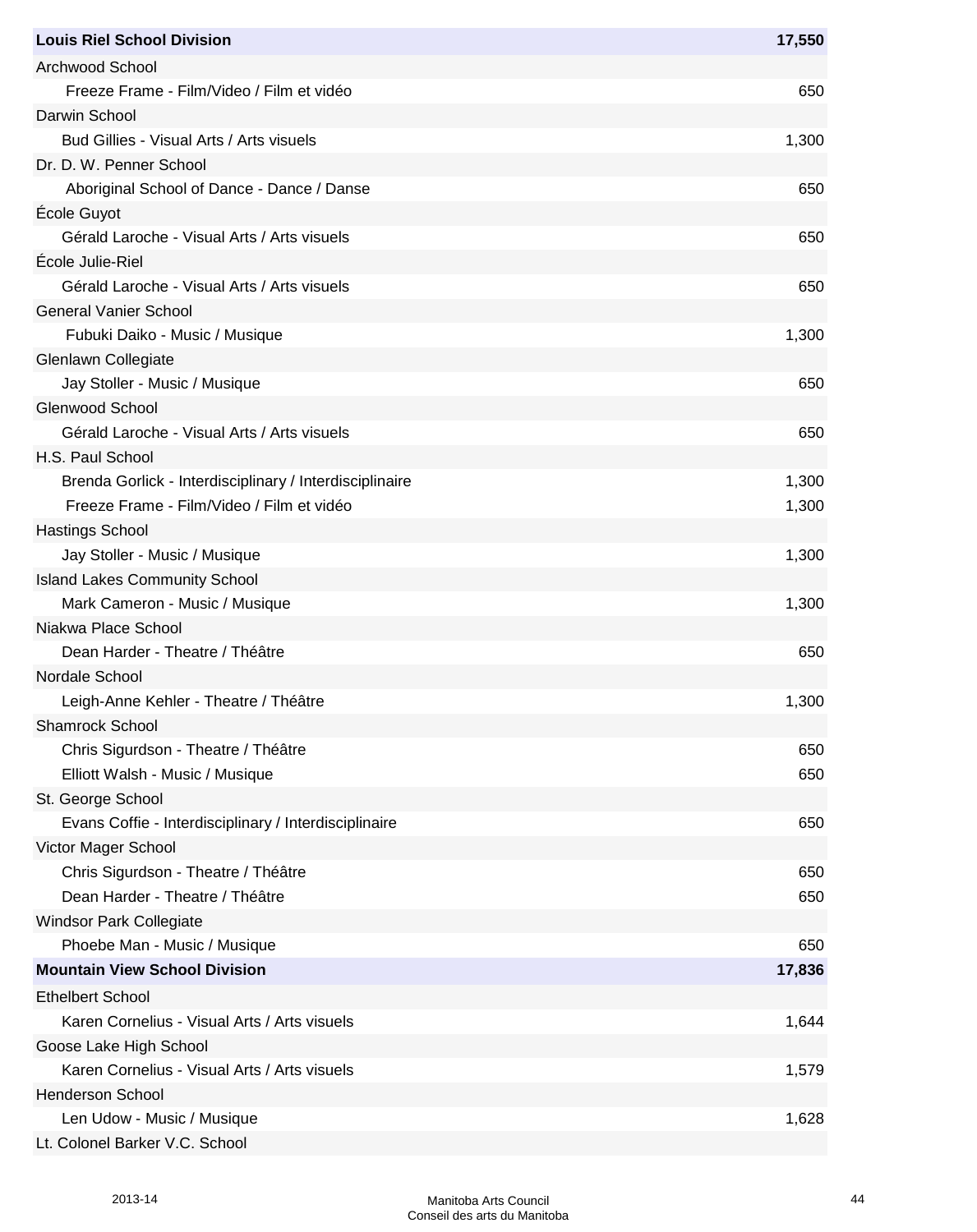| | |
|---|---:|
| **Louis Riel School Division** | **17,550** |
| Archwood School | |
| Freeze Frame - Film/Video / Film et vidéo | 650 |
| Darwin School | |
| Bud Gillies - Visual Arts / Arts visuels | 1,300 |
| Dr. D. W. Penner School | |
| Aboriginal School of Dance - Dance / Danse | 650 |
| École Guyot | |
| Gérald Laroche - Visual Arts / Arts visuels | 650 |
| École Julie-Riel | |
| Gérald Laroche - Visual Arts / Arts visuels | 650 |
| General Vanier School | |
| Fubuki Daiko - Music / Musique | 1,300 |
| Glenlawn Collegiate | |
| Jay Stoller - Music / Musique | 650 |
| Glenwood School | |
| Gérald Laroche - Visual Arts / Arts visuels | 650 |
| H.S. Paul School | |
| Brenda Gorlick - Interdisciplinary / Interdisciplinaire | 1,300 |
| Freeze Frame - Film/Video / Film et vidéo | 1,300 |
| Hastings School | |
| Jay Stoller - Music / Musique | 1,300 |
| Island Lakes Community School | |
| Mark Cameron - Music / Musique | 1,300 |
| Niakwa Place School | |
| Dean Harder - Theatre / Théâtre | 650 |
| Nordale School | |
| Leigh-Anne Kehler - Theatre / Théâtre | 1,300 |
| Shamrock School | |
| Chris Sigurdson - Theatre / Théâtre | 650 |
| Elliott Walsh - Music / Musique | 650 |
| St. George School | |
| Evans Coffie - Interdisciplinary / Interdisciplinaire | 650 |
| Victor Mager School | |
| Chris Sigurdson - Theatre / Théâtre | 650 |
| Dean Harder - Theatre / Théâtre | 650 |
| Windsor Park Collegiate | |
| Phoebe Man - Music / Musique | 650 |
| **Mountain View School Division** | **17,836** |
| Ethelbert School | |
| Karen Cornelius - Visual Arts / Arts visuels | 1,644 |
| Goose Lake High School | |
| Karen Cornelius - Visual Arts / Arts visuels | 1,579 |
| Henderson School | |
| Len Udow - Music / Musique | 1,628 |
| Lt. Colonel Barker V.C. School | |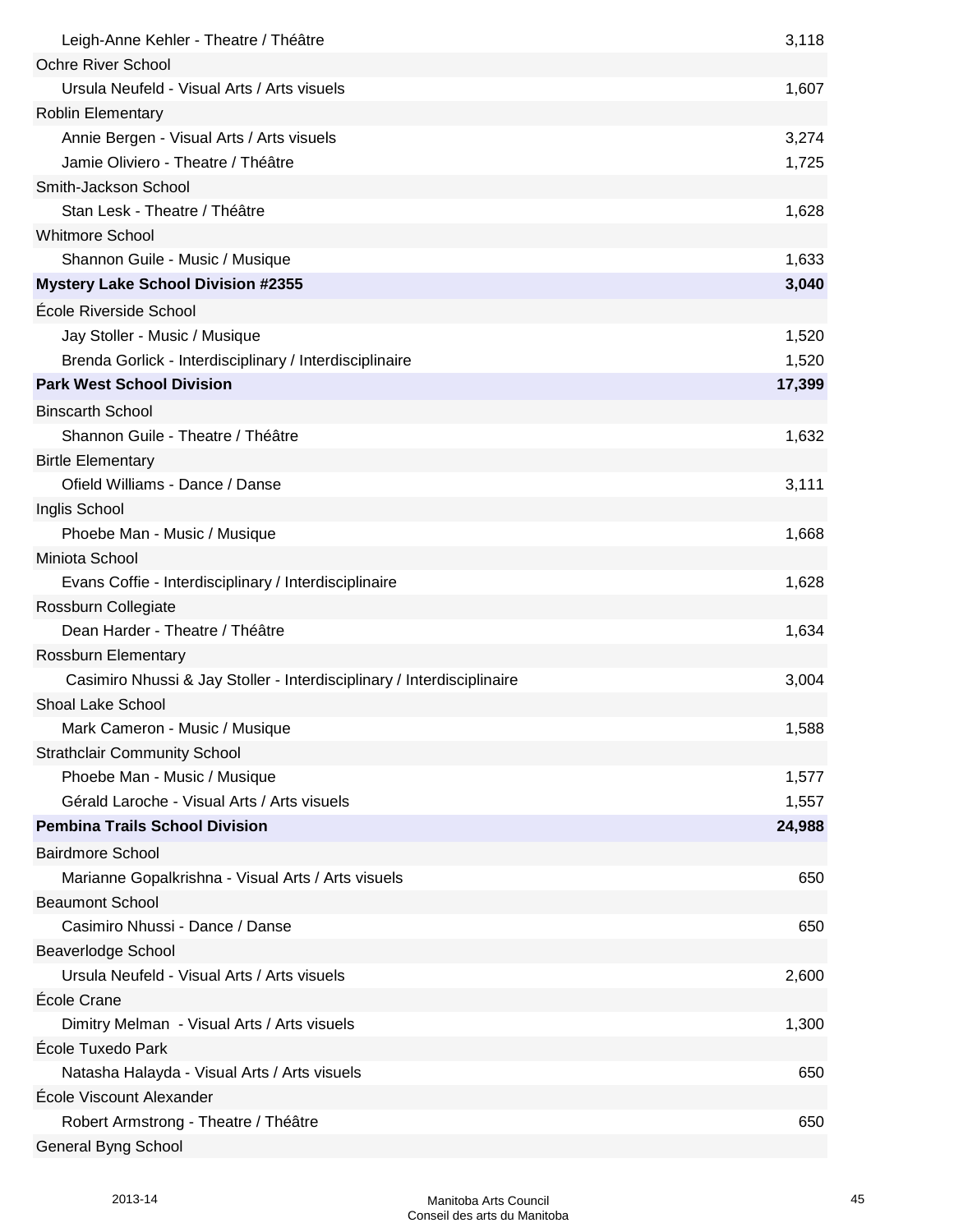| | |
|---|---:|
| Leigh-Anne Kehler - Theatre / Théâtre | 3,118 |
| Ochre River School | |
| Ursula Neufeld - Visual Arts / Arts visuels | 1,607 |
| Roblin Elementary | |
| Annie Bergen - Visual Arts / Arts visuels | 3,274 |
| Jamie Oliviero - Theatre / Théâtre | 1,725 |
| Smith-Jackson School | |
| Stan Lesk - Theatre / Théâtre | 1,628 |
| Whitmore School | |
| Shannon Guile - Music / Musique | 1,633 |
| **Mystery Lake School Division #2355** | **3,040** |
| École Riverside School | |
| Jay Stoller - Music / Musique | 1,520 |
| Brenda Gorlick - Interdisciplinary / Interdisciplinaire | 1,520 |
| **Park West School Division** | **17,399** |
| Binscarth School | |
| Shannon Guile - Theatre / Théâtre | 1,632 |
| Birtle Elementary | |
| Ofield Williams - Dance / Danse | 3,111 |
| Inglis School | |
| Phoebe Man - Music / Musique | 1,668 |
| Miniota School | |
| Evans Coffie - Interdisciplinary / Interdisciplinaire | 1,628 |
| Rossburn Collegiate | |
| Dean Harder - Theatre / Théâtre | 1,634 |
| Rossburn Elementary | |
| Casimiro Nhussi & Jay Stoller - Interdisciplinary / Interdisciplinaire | 3,004 |
| Shoal Lake School | |
| Mark Cameron - Music / Musique | 1,588 |
| Strathclair Community School | |
| Phoebe Man - Music / Musique | 1,577 |
| Gérald Laroche - Visual Arts / Arts visuels | 1,557 |
| **Pembina Trails School Division** | **24,988** |
| Bairdmore School | |
| Marianne Gopalkrishna - Visual Arts / Arts visuels | 650 |
| Beaumont School | |
| Casimiro Nhussi - Dance / Danse | 650 |
| Beaverlodge School | |
| Ursula Neufeld - Visual Arts / Arts visuels | 2,600 |
| École Crane | |
| Dimitry Melman - Visual Arts / Arts visuels | 1,300 |
| École Tuxedo Park | |
| Natasha Halayda - Visual Arts / Arts visuels | 650 |
| École Viscount Alexander | |
| Robert Armstrong - Theatre / Théâtre | 650 |
| General Byng School | |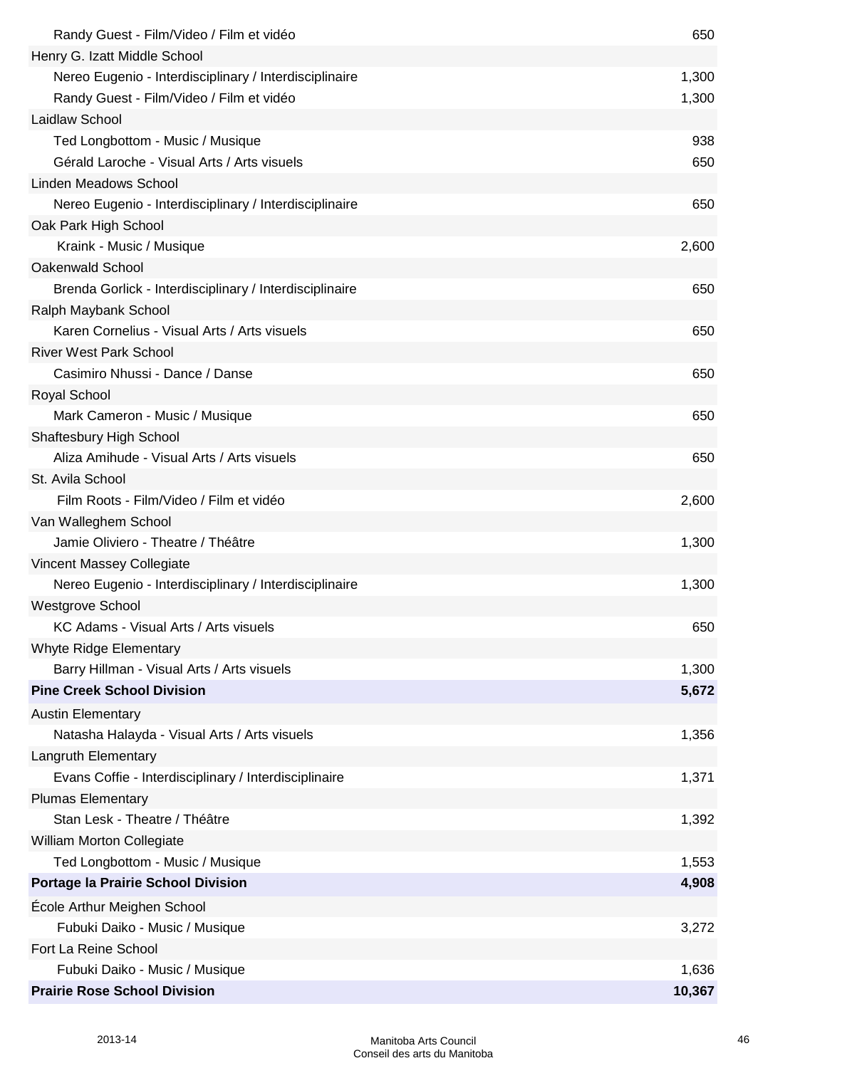| | |
|---|---|
| Randy Guest - Film/Video / Film et vidéo | 650 |
| Henry G. Izatt Middle School | |
| Nereo Eugenio - Interdisciplinary / Interdisciplinaire | 1,300 |
| Randy Guest - Film/Video / Film et vidéo | 1,300 |
| Laidlaw School | |
| Ted Longbottom - Music / Musique | 938 |
| Gérald Laroche - Visual Arts / Arts visuels | 650 |
| Linden Meadows School | |
| Nereo Eugenio - Interdisciplinary / Interdisciplinaire | 650 |
| Oak Park High School | |
| Kraink - Music / Musique | 2,600 |
| Oakenwald School | |
| Brenda Gorlick - Interdisciplinary / Interdisciplinaire | 650 |
| Ralph Maybank School | |
| Karen Cornelius - Visual Arts / Arts visuels | 650 |
| River West Park School | |
| Casimiro Nhussi - Dance / Danse | 650 |
| Royal School | |
| Mark Cameron - Music / Musique | 650 |
| Shaftesbury High School | |
| Aliza Amihude - Visual Arts / Arts visuels | 650 |
| St. Avila School | |
| Film Roots - Film/Video / Film et vidéo | 2,600 |
| Van Walleghem School | |
| Jamie Oliviero - Theatre / Théâtre | 1,300 |
| Vincent Massey Collegiate | |
| Nereo Eugenio - Interdisciplinary / Interdisciplinaire | 1,300 |
| Westgrove School | |
| KC Adams - Visual Arts / Arts visuels | 650 |
| Whyte Ridge Elementary | |
| Barry Hillman - Visual Arts / Arts visuels | 1,300 |
| **Pine Creek School Division** | **5,672** |
| Austin Elementary | |
| Natasha Halayda - Visual Arts / Arts visuels | 1,356 |
| Langruth Elementary | |
| Evans Coffie - Interdisciplinary / Interdisciplinaire | 1,371 |
| Plumas Elementary | |
| Stan Lesk - Theatre / Théâtre | 1,392 |
| William Morton Collegiate | |
| Ted Longbottom - Music / Musique | 1,553 |
| **Portage la Prairie School Division** | **4,908** |
| École Arthur Meighen School | |
| Fubuki Daiko - Music / Musique | 3,272 |
| Fort La Reine School | |
| Fubuki Daiko - Music / Musique | 1,636 |
| **Prairie Rose School Division** | **10,367** |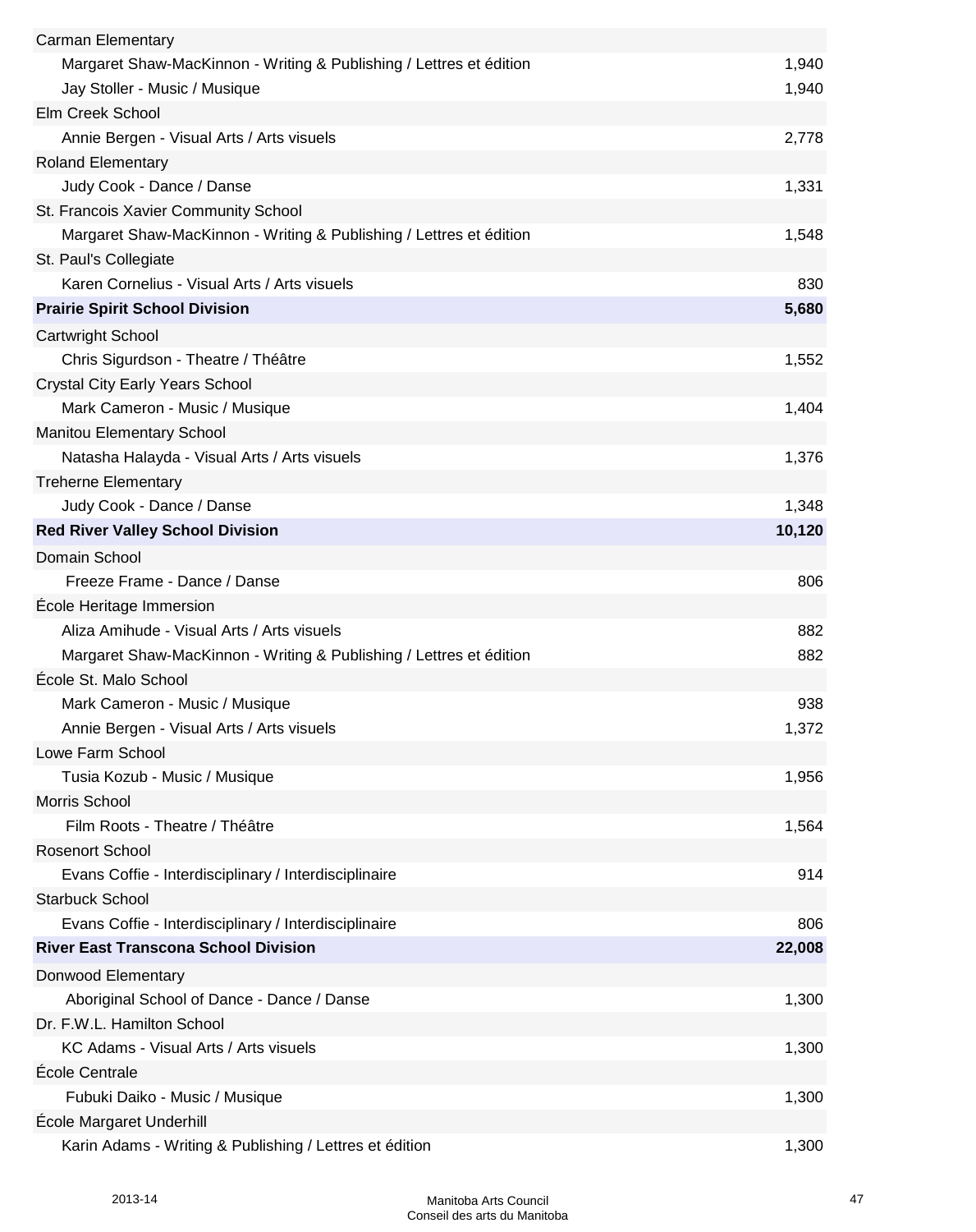| | |
|---|---|
| Carman Elementary | |
| Margaret Shaw-MacKinnon - Writing & Publishing / Lettres et édition | 1,940 |
| Jay Stoller - Music / Musique | 1,940 |
| Elm Creek School | |
| Annie Bergen - Visual Arts / Arts visuels | 2,778 |
| Roland Elementary | |
| Judy Cook - Dance / Danse | 1,331 |
| St. Francois Xavier Community School | |
| Margaret Shaw-MacKinnon - Writing & Publishing / Lettres et édition | 1,548 |
| St. Paul's Collegiate | |
| Karen Cornelius - Visual Arts / Arts visuels | 830 |
| **Prairie Spirit School Division** | **5,680** |
| Cartwright School | |
| Chris Sigurdson - Theatre / Théâtre | 1,552 |
| Crystal City Early Years School | |
| Mark Cameron - Music / Musique | 1,404 |
| Manitou Elementary School | |
| Natasha Halayda - Visual Arts / Arts visuels | 1,376 |
| Treherne Elementary | |
| Judy Cook - Dance / Danse | 1,348 |
| **Red River Valley School Division** | **10,120** |
| Domain School | |
| Freeze Frame - Dance / Danse | 806 |
| École Heritage Immersion | |
| Aliza Amihude - Visual Arts / Arts visuels | 882 |
| Margaret Shaw-MacKinnon - Writing & Publishing / Lettres et édition | 882 |
| École St. Malo School | |
| Mark Cameron - Music / Musique | 938 |
| Annie Bergen - Visual Arts / Arts visuels | 1,372 |
| Lowe Farm School | |
| Tusia Kozub - Music / Musique | 1,956 |
| Morris School | |
| Film Roots - Theatre / Théâtre | 1,564 |
| Rosenort School | |
| Evans Coffie - Interdisciplinary / Interdisciplinaire | 914 |
| Starbuck School | |
| Evans Coffie - Interdisciplinary / Interdisciplinaire | 806 |
| **River East Transcona School Division** | **22,008** |
| Donwood Elementary | |
| Aboriginal School of Dance - Dance / Danse | 1,300 |
| Dr. F.W.L. Hamilton School | |
| KC Adams - Visual Arts / Arts visuels | 1,300 |
| École Centrale | |
| Fubuki Daiko - Music / Musique | 1,300 |
| École Margaret Underhill | |
| Karin Adams - Writing & Publishing / Lettres et édition | 1,300 |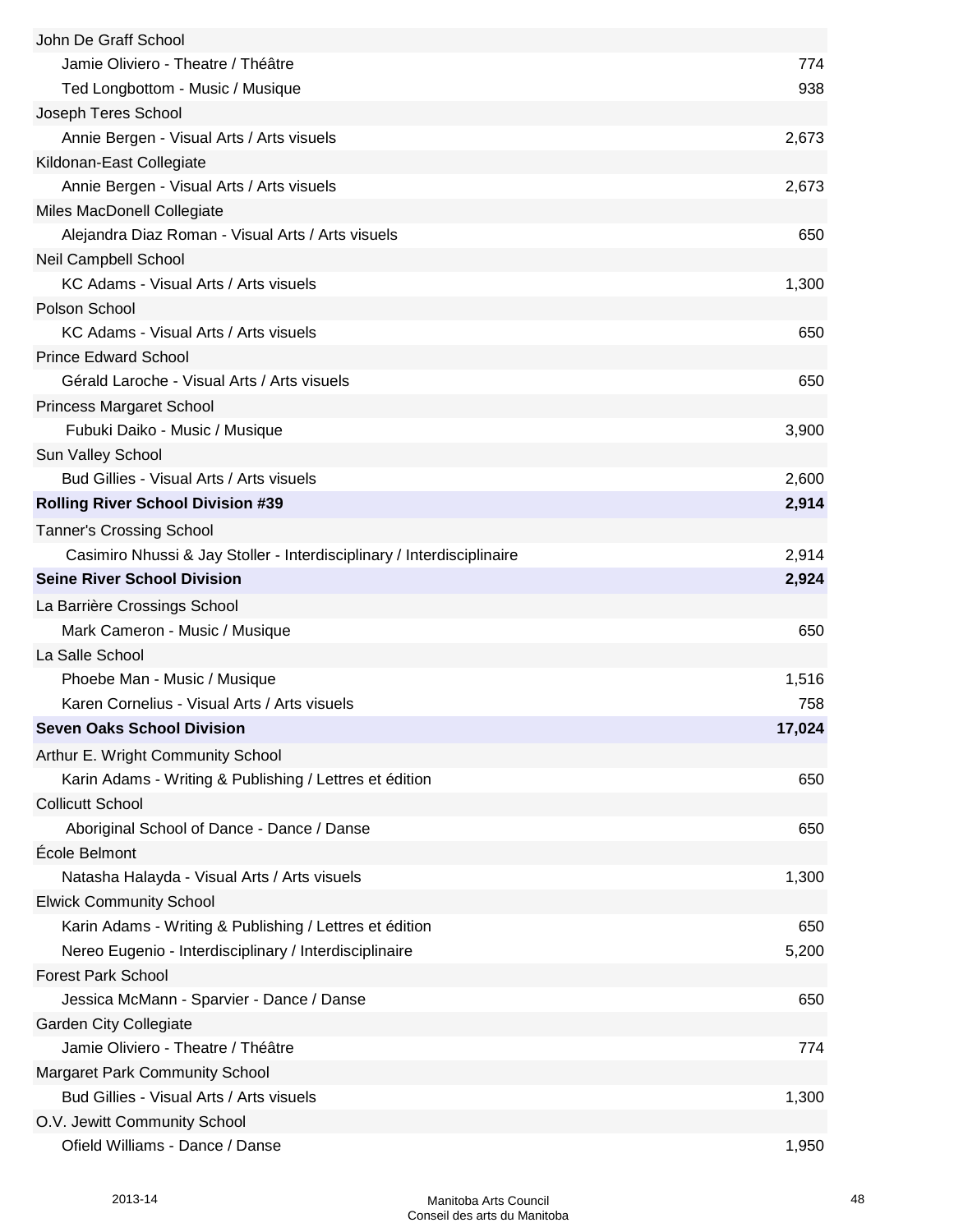| | |
|---|---|
| John De Graff School | |
| Jamie Oliviero - Theatre / Théâtre | 774 |
| Ted Longbottom - Music / Musique | 938 |
| Joseph Teres School | |
| Annie Bergen - Visual Arts / Arts visuels | 2,673 |
| Kildonan-East Collegiate | |
| Annie Bergen - Visual Arts / Arts visuels | 2,673 |
| Miles MacDonell Collegiate | |
| Alejandra Diaz Roman - Visual Arts / Arts visuels | 650 |
| Neil Campbell School | |
| KC Adams - Visual Arts / Arts visuels | 1,300 |
| Polson School | |
| KC Adams - Visual Arts / Arts visuels | 650 |
| Prince Edward School | |
| Gérald Laroche - Visual Arts / Arts visuels | 650 |
| Princess Margaret School | |
| Fubuki Daiko - Music / Musique | 3,900 |
| Sun Valley School | |
| Bud Gillies - Visual Arts / Arts visuels | 2,600 |
| **Rolling River School Division #39** | **2,914** |
| Tanner's Crossing School | |
| Casimiro Nhussi & Jay Stoller - Interdisciplinary / Interdisciplinaire | 2,914 |
| **Seine River School Division** | **2,924** |
| La Barrière Crossings School | |
| Mark Cameron - Music / Musique | 650 |
| La Salle School | |
| Phoebe Man - Music / Musique | 1,516 |
| Karen Cornelius - Visual Arts / Arts visuels | 758 |
| **Seven Oaks School Division** | **17,024** |
| Arthur E. Wright Community School | |
| Karin Adams - Writing & Publishing / Lettres et édition | 650 |
| Collicutt School | |
| Aboriginal School of Dance - Dance / Danse | 650 |
| École Belmont | |
| Natasha Halayda - Visual Arts / Arts visuels | 1,300 |
| Elwick Community School | |
| Karin Adams - Writing & Publishing / Lettres et édition | 650 |
| Nereo Eugenio - Interdisciplinary / Interdisciplinaire | 5,200 |
| Forest Park School | |
| Jessica McMann - Sparvier - Dance / Danse | 650 |
| Garden City Collegiate | |
| Jamie Oliviero - Theatre / Théâtre | 774 |
| Margaret Park Community School | |
| Bud Gillies - Visual Arts / Arts visuels | 1,300 |
| O.V. Jewitt Community School | |
| Ofield Williams - Dance / Danse | 1,950 |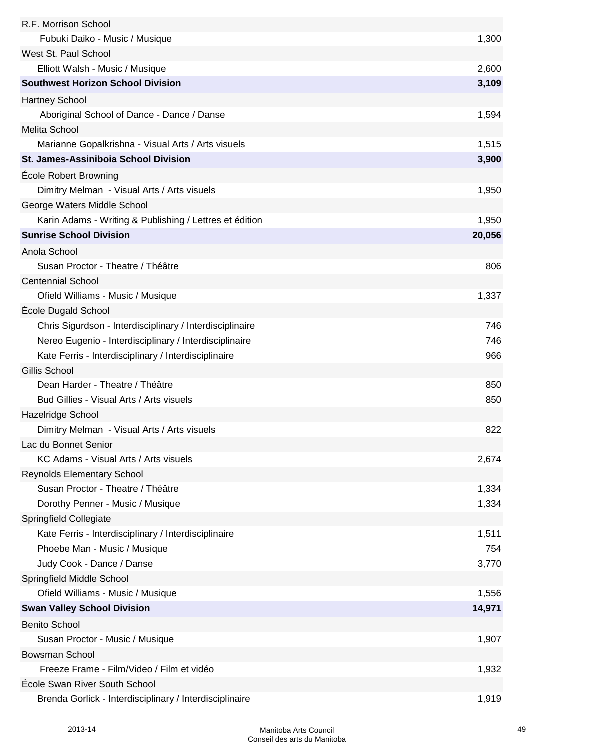| | |
|---|---|
| R.F. Morrison School | |
| Fubuki Daiko - Music / Musique | 1,300 |
| West St. Paul School | |
| Elliott Walsh - Music / Musique | 2,600 |
| **Southwest Horizon School Division** | **3,109** |
| Hartney School | |
| Aboriginal School of Dance - Dance / Danse | 1,594 |
| Melita School | |
| Marianne Gopalkrishna - Visual Arts / Arts visuels | 1,515 |
| **St. James-Assiniboia School Division** | **3,900** |
| École Robert Browning | |
| Dimitry Melman - Visual Arts / Arts visuels | 1,950 |
| George Waters Middle School | |
| Karin Adams - Writing & Publishing / Lettres et édition | 1,950 |
| **Sunrise School Division** | **20,056** |
| Anola School | |
| Susan Proctor - Theatre / Théâtre | 806 |
| Centennial School | |
| Ofield Williams - Music / Musique | 1,337 |
| École Dugald School | |
| Chris Sigurdson - Interdisciplinary / Interdisciplinaire | 746 |
| Nereo Eugenio - Interdisciplinary / Interdisciplinaire | 746 |
| Kate Ferris - Interdisciplinary / Interdisciplinaire | 966 |
| Gillis School | |
| Dean Harder - Theatre / Théâtre | 850 |
| Bud Gillies - Visual Arts / Arts visuels | 850 |
| Hazelridge School | |
| Dimitry Melman - Visual Arts / Arts visuels | 822 |
| Lac du Bonnet Senior | |
| KC Adams - Visual Arts / Arts visuels | 2,674 |
| Reynolds Elementary School | |
| Susan Proctor - Theatre / Théâtre | 1,334 |
| Dorothy Penner - Music / Musique | 1,334 |
| Springfield Collegiate | |
| Kate Ferris - Interdisciplinary / Interdisciplinaire | 1,511 |
| Phoebe Man - Music / Musique | 754 |
| Judy Cook - Dance / Danse | 3,770 |
| Springfield Middle School | |
| Ofield Williams - Music / Musique | 1,556 |
| **Swan Valley School Division** | **14,971** |
| Benito School | |
| Susan Proctor - Music / Musique | 1,907 |
| Bowsman School | |
| Freeze Frame - Film/Video / Film et vidéo | 1,932 |
| École Swan River South School | |
| Brenda Gorlick - Interdisciplinary / Interdisciplinaire | 1,919 |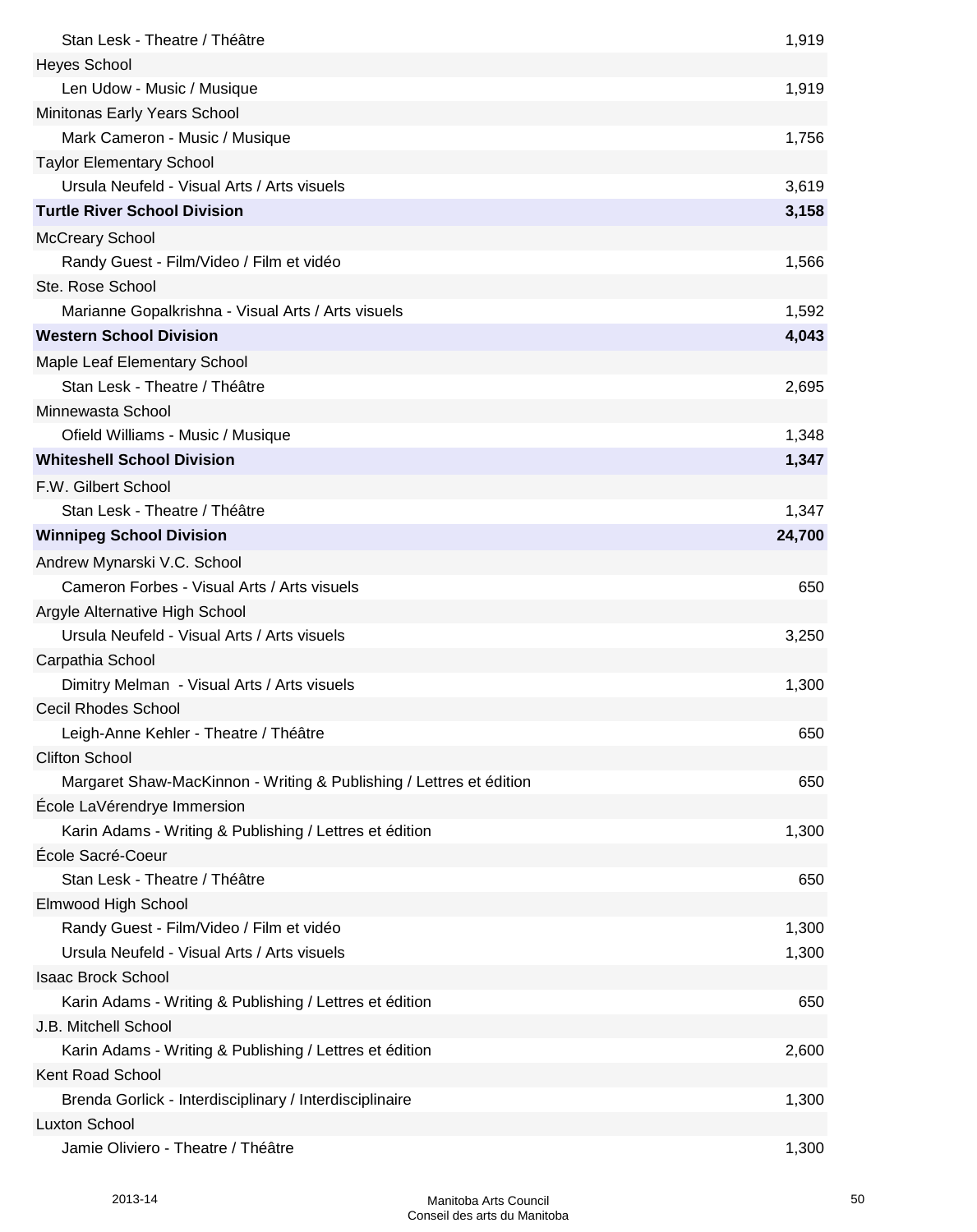| | |
|---|---|
| Stan Lesk - Theatre / Théâtre | 1,919 |
| Heyes School | |
| Len Udow - Music / Musique | 1,919 |
| Minitonas Early Years School | |
| Mark Cameron - Music / Musique | 1,756 |
| Taylor Elementary School | |
| Ursula Neufeld - Visual Arts / Arts visuels | 3,619 |
| **Turtle River School Division** | **3,158** |
| McCreary School | |
| Randy Guest - Film/Video / Film et vidéo | 1,566 |
| Ste. Rose School | |
| Marianne Gopalkrishna - Visual Arts / Arts visuels | 1,592 |
| **Western School Division** | **4,043** |
| Maple Leaf Elementary School | |
| Stan Lesk - Theatre / Théâtre | 2,695 |
| Minnewasta School | |
| Ofield Williams - Music / Musique | 1,348 |
| **Whiteshell School Division** | **1,347** |
| F.W. Gilbert School | |
| Stan Lesk - Theatre / Théâtre | 1,347 |
| **Winnipeg School Division** | **24,700** |
| Andrew Mynarski V.C. School | |
| Cameron Forbes - Visual Arts / Arts visuels | 650 |
| Argyle Alternative High School | |
| Ursula Neufeld - Visual Arts / Arts visuels | 3,250 |
| Carpathia School | |
| Dimitry Melman - Visual Arts / Arts visuels | 1,300 |
| Cecil Rhodes School | |
| Leigh-Anne Kehler - Theatre / Théâtre | 650 |
| Clifton School | |
| Margaret Shaw-MacKinnon - Writing & Publishing / Lettres et édition | 650 |
| École LaVérendrye Immersion | |
| Karin Adams - Writing & Publishing / Lettres et édition | 1,300 |
| École Sacré-Coeur | |
| Stan Lesk - Theatre / Théâtre | 650 |
| Elmwood High School | |
| Randy Guest - Film/Video / Film et vidéo | 1,300 |
| Ursula Neufeld - Visual Arts / Arts visuels | 1,300 |
| Isaac Brock School | |
| Karin Adams - Writing & Publishing / Lettres et édition | 650 |
| J.B. Mitchell School | |
| Karin Adams - Writing & Publishing / Lettres et édition | 2,600 |
| Kent Road School | |
| Brenda Gorlick - Interdisciplinary / Interdisciplinaire | 1,300 |
| Luxton School | |
| Jamie Oliviero - Theatre / Théâtre | 1,300 |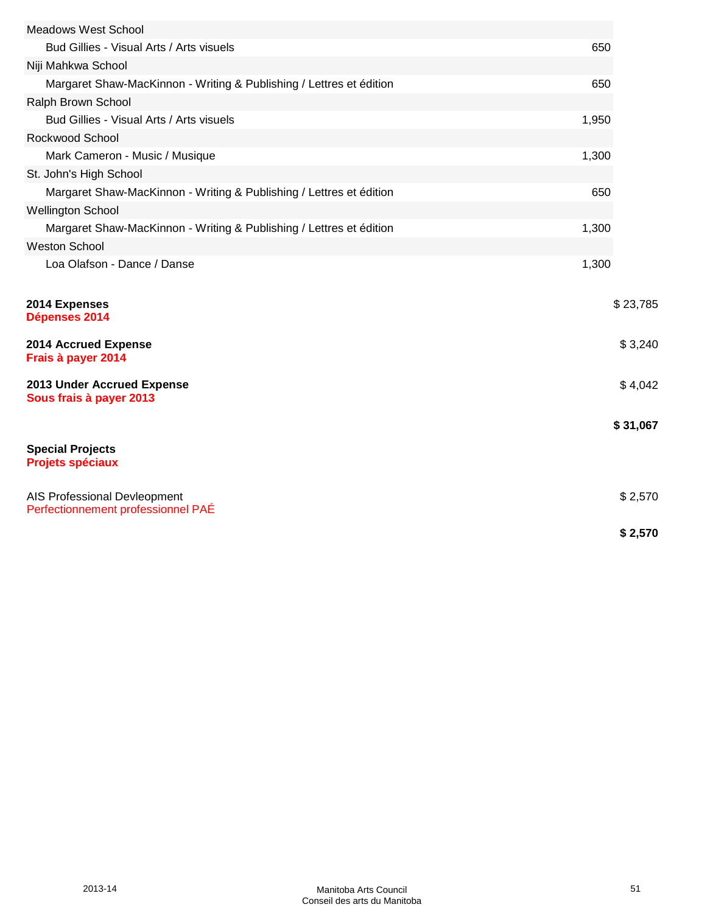| | | |
|---|---|---|
| Meadows West School | | |
| Bud Gillies - Visual Arts / Arts visuels | 650 | |
| Niji Mahkwa School | | |
| Margaret Shaw-MacKinnon - Writing & Publishing / Lettres et édition | 650 | |
| Ralph Brown School | | |
| Bud Gillies - Visual Arts / Arts visuels | 1,950 | |
| Rockwood School | | |
| Mark Cameron - Music / Musique | 1,300 | |
| St. John's High School | | |
| Margaret Shaw-MacKinnon - Writing & Publishing / Lettres et édition | 650 | |
| Wellington School | | |
| Margaret Shaw-MacKinnon - Writing & Publishing / Lettres et édition | 1,300 | |
| Weston School | | |
| Loa Olafson - Dance / Danse | 1,300 | |
| **2014 Expenses** **Dépenses 2014** | | $ 23,785 |
| **2014 Accrued Expense** **Frais à payer 2014** | | $ 3,240 |
| **2013 Under Accrued Expense** **Sous frais à payer 2013** | | $ 4,042 |
| | | **$ 31,067** |

**Special Projects**
**Projets spéciaux**

| | |
|---|---|
| AIS Professional Devleopment Perfectionnement professionnel PAÉ | $ 2,570 |
| | **$ 2,570** |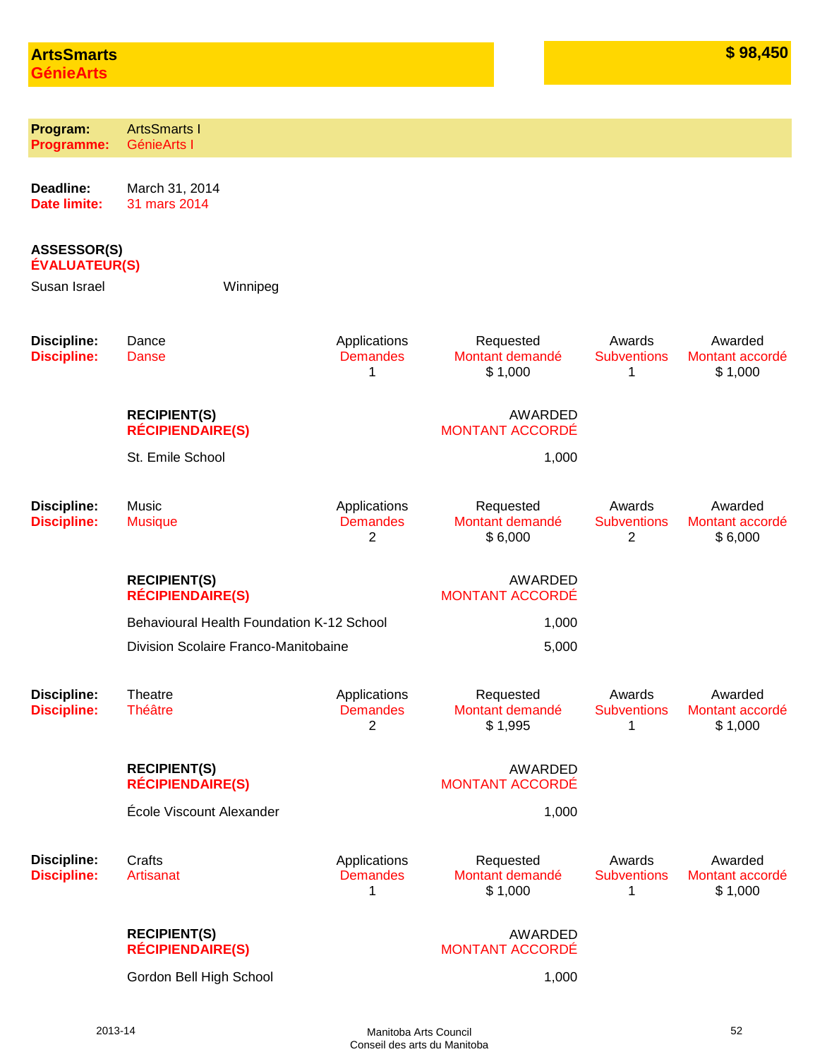## ArtsSmarts
## GénieArts

**$ 98,450**

**Program:** ArtsSmarts I
**Programme:** GénieArts I

**Deadline:** March 31, 2014
**Date limite:** 31 mars 2014

**ASSESSOR(S)**
**ÉVALUATEUR(S)**

Susan Israel — Winnipeg

| Discipline / Discipline | Applications / Demandes | Requested / Montant demandé | Awards / Subventions | Awarded / Montant accordé |
|---|---|---|---|---|
| Dance / Danse | 1 | $ 1,000 | 1 | $ 1,000 |

| RECIPIENT(S) / RÉCIPIENDAIRE(S) | AWARDED / MONTANT ACCORDÉ |
|---|---|
| St. Emile School | 1,000 |

| Discipline / Discipline | Applications / Demandes | Requested / Montant demandé | Awards / Subventions | Awarded / Montant accordé |
|---|---|---|---|---|
| Music / Musique | 2 | $ 6,000 | 2 | $ 6,000 |

| RECIPIENT(S) / RÉCIPIENDAIRE(S) | AWARDED / MONTANT ACCORDÉ |
|---|---|
| Behavioural Health Foundation K-12 School | 1,000 |
| Division Scolaire Franco-Manitobaine | 5,000 |

| Discipline / Discipline | Applications / Demandes | Requested / Montant demandé | Awards / Subventions | Awarded / Montant accordé |
|---|---|---|---|---|
| Theatre / Théâtre | 2 | $ 1,995 | 1 | $ 1,000 |

| RECIPIENT(S) / RÉCIPIENDAIRE(S) | AWARDED / MONTANT ACCORDÉ |
|---|---|
| École Viscount Alexander | 1,000 |

| Discipline / Discipline | Applications / Demandes | Requested / Montant demandé | Awards / Subventions | Awarded / Montant accordé |
|---|---|---|---|---|
| Crafts / Artisanat | 1 | $ 1,000 | 1 | $ 1,000 |

| RECIPIENT(S) / RÉCIPIENDAIRE(S) | AWARDED / MONTANT ACCORDÉ |
|---|---|
| Gordon Bell High School | 1,000 |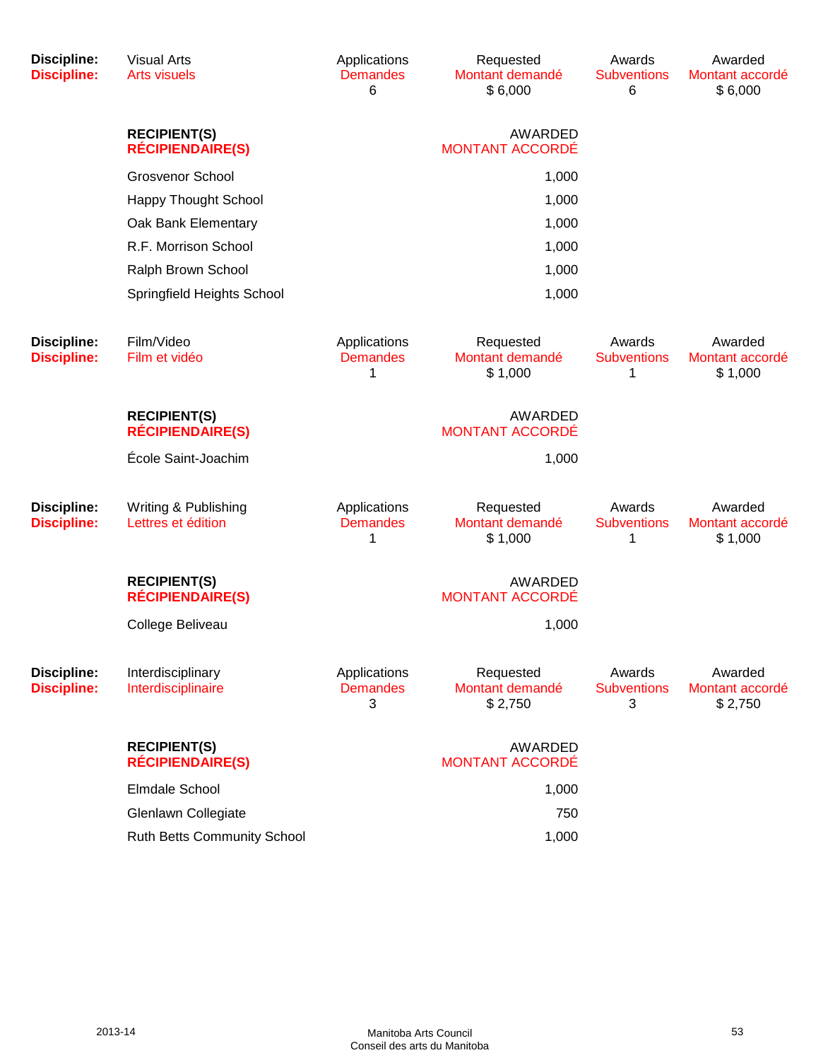| Discipline: | Visual Arts | Applications | Requested | Awards | Awarded |
|---|---|---|---|---|---|
| Discipline: | Arts visuels | Demandes | Montant demandé | Subventions | Montant accordé |
| | | 6 | $ 6,000 | 6 | $ 6,000 |

| RECIPIENT(S) / RÉCIPIENDAIRE(S) | AWARDED / MONTANT ACCORDÉ |
|---|---|
| Grosvenor School | 1,000 |
| Happy Thought School | 1,000 |
| Oak Bank Elementary | 1,000 |
| R.F. Morrison School | 1,000 |
| Ralph Brown School | 1,000 |
| Springfield Heights School | 1,000 |

| Discipline: | Film/Video | Applications | Requested | Awards | Awarded |
|---|---|---|---|---|---|
| Discipline: | Film et vidéo | Demandes | Montant demandé | Subventions | Montant accordé |
| | | 1 | $ 1,000 | 1 | $ 1,000 |

| RECIPIENT(S) / RÉCIPIENDAIRE(S) | AWARDED / MONTANT ACCORDÉ |
|---|---|
| École Saint-Joachim | 1,000 |

| Discipline: | Writing & Publishing | Applications | Requested | Awards | Awarded |
|---|---|---|---|---|---|
| Discipline: | Lettres et édition | Demandes | Montant demandé | Subventions | Montant accordé |
| | | 1 | $ 1,000 | 1 | $ 1,000 |

| RECIPIENT(S) / RÉCIPIENDAIRE(S) | AWARDED / MONTANT ACCORDÉ |
|---|---|
| College Beliveau | 1,000 |

| Discipline: | Interdisciplinary | Applications | Requested | Awards | Awarded |
|---|---|---|---|---|---|
| Discipline: | Interdisciplinaire | Demandes | Montant demandé | Subventions | Montant accordé |
| | | 3 | $ 2,750 | 3 | $ 2,750 |

| RECIPIENT(S) / RÉCIPIENDAIRE(S) | AWARDED / MONTANT ACCORDÉ |
|---|---|
| Elmdale School | 1,000 |
| Glenlawn Collegiate | 750 |
| Ruth Betts Community School | 1,000 |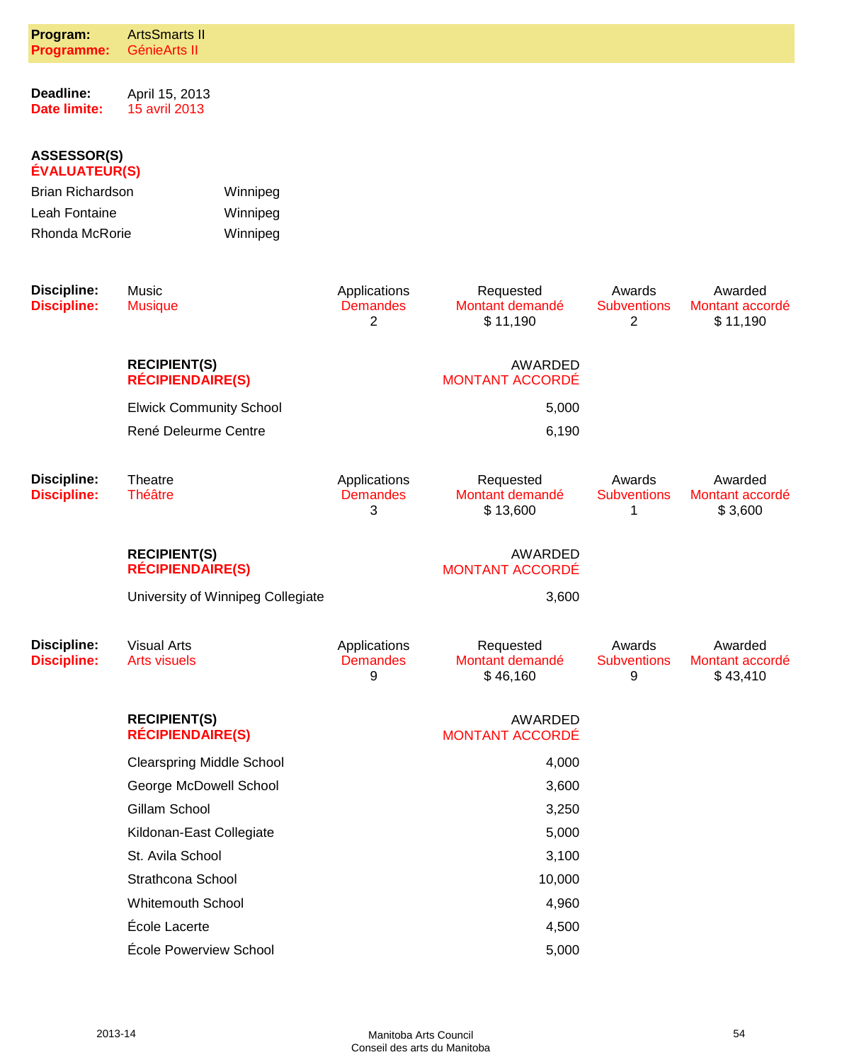**Program:** ArtsSmarts II
**Programme:** GénieArts II

**Deadline:** April 15, 2013
**Date limite:** 15 avril 2013

**ASSESSOR(S)**
**ÉVALUATEUR(S)**

| | |
|---|---|
| Brian Richardson | Winnipeg |
| Leah Fontaine | Winnipeg |
| Rhonda McRorie | Winnipeg |

| Discipline: / Discipline: | Applications / Demandes | Requested / Montant demandé | Awards / Subventions | Awarded / Montant accordé |
|---|---|---|---|---|
| Music / Musique | 2 | $ 11,190 | 2 | $ 11,190 |

| RECIPIENT(S) / RÉCIPIENDAIRE(S) | AWARDED / MONTANT ACCORDÉ |
|---|---|
| Elwick Community School | 5,000 |
| René Deleurme Centre | 6,190 |

| Discipline: / Discipline: | Applications / Demandes | Requested / Montant demandé | Awards / Subventions | Awarded / Montant accordé |
|---|---|---|---|---|
| Theatre / Théâtre | 3 | $ 13,600 | 1 | $ 3,600 |

| RECIPIENT(S) / RÉCIPIENDAIRE(S) | AWARDED / MONTANT ACCORDÉ |
|---|---|
| University of Winnipeg Collegiate | 3,600 |

| Discipline: / Discipline: | Applications / Demandes | Requested / Montant demandé | Awards / Subventions | Awarded / Montant accordé |
|---|---|---|---|---|
| Visual Arts / Arts visuels | 9 | $ 46,160 | 9 | $ 43,410 |

| RECIPIENT(S) / RÉCIPIENDAIRE(S) | AWARDED / MONTANT ACCORDÉ |
|---|---|
| Clearspring Middle School | 4,000 |
| George McDowell School | 3,600 |
| Gillam School | 3,250 |
| Kildonan-East Collegiate | 5,000 |
| St. Avila School | 3,100 |
| Strathcona School | 10,000 |
| Whitemouth School | 4,960 |
| École Lacerte | 4,500 |
| École Powerview School | 5,000 |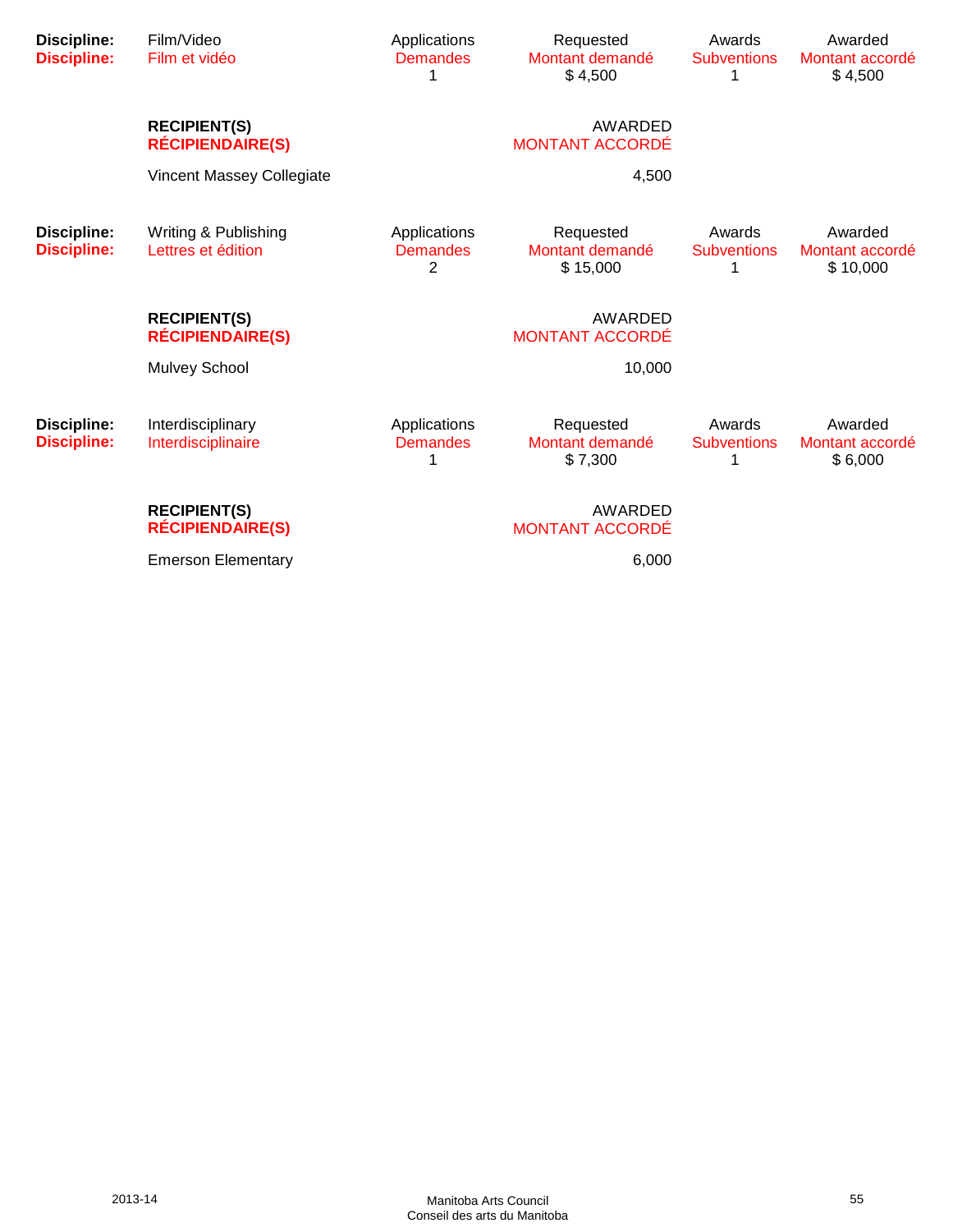| Discipline: | Film/Video | Applications | Requested | Awards | Awarded |
|---|---|---|---|---|---|
| Discipline: | Film et vidéo | Demandes | Montant demandé | Subventions | Montant accordé |
| | | 1 | $ 4,500 | 1 | $ 4,500 |

| **RECIPIENT(S)** **RÉCIPIENDAIRE(S)** | AWARDED MONTANT ACCORDÉ |
|---|---|
| Vincent Massey Collegiate | 4,500 |

| Discipline: | Writing & Publishing | Applications | Requested | Awards | Awarded |
|---|---|---|---|---|---|
| Discipline: | Lettres et édition | Demandes | Montant demandé | Subventions | Montant accordé |
| | | 2 | $ 15,000 | 1 | $ 10,000 |

| **RECIPIENT(S)** **RÉCIPIENDAIRE(S)** | AWARDED MONTANT ACCORDÉ |
|---|---|
| Mulvey School | 10,000 |

| Discipline: | Interdisciplinary | Applications | Requested | Awards | Awarded |
|---|---|---|---|---|---|
| Discipline: | Interdisciplinaire | Demandes | Montant demandé | Subventions | Montant accordé |
| | | 1 | $ 7,300 | 1 | $ 6,000 |

| **RECIPIENT(S)** **RÉCIPIENDAIRE(S)** | AWARDED MONTANT ACCORDÉ |
|---|---|
| Emerson Elementary | 6,000 |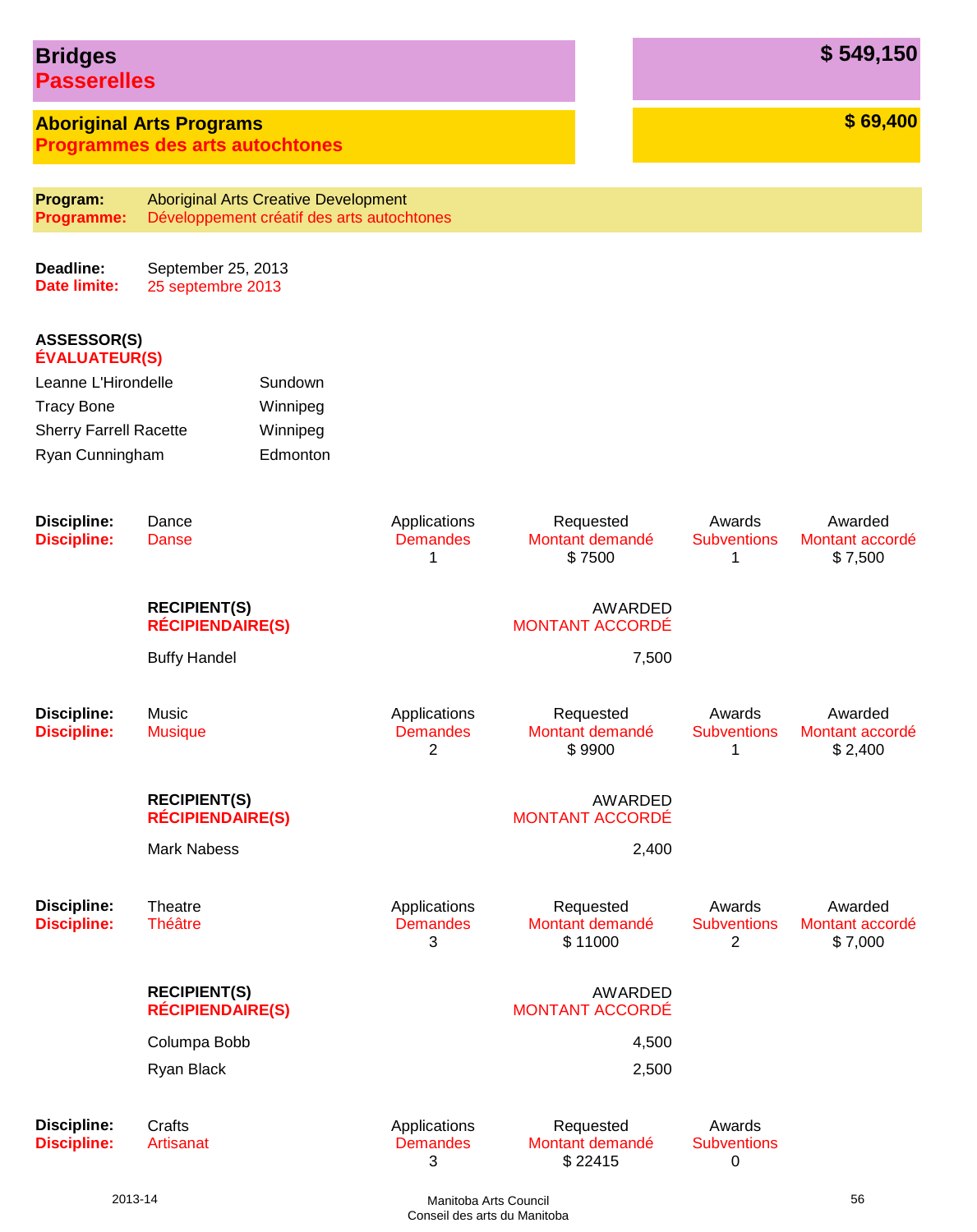## Bridges
## Passerelles

**$ 549,150**

### Aboriginal Arts Programs
### Programmes des arts autochtones

**$ 69,400**

**Program:** Aboriginal Arts Creative Development
**Programme:** Développement créatif des arts autochtones

**Deadline:** September 25, 2013
**Date limite:** 25 septembre 2013

**ASSESSOR(S)**
**ÉVALUATEUR(S)**

| | |
|---|---|
| Leanne L'Hirondelle | Sundown |
| Tracy Bone | Winnipeg |
| Sherry Farrell Racette | Winnipeg |
| Ryan Cunningham | Edmonton |

**Discipline:** Dance
**Discipline:** Danse

| Applications / Demandes | Requested / Montant demandé | Awards / Subventions | Awarded / Montant accordé |
|---|---|---|---|
| 1 | $ 7500 | 1 | $ 7,500 |

| RECIPIENT(S) / RÉCIPIENDAIRE(S) | AWARDED / MONTANT ACCORDÉ |
|---|---|
| Buffy Handel | 7,500 |

**Discipline:** Music
**Discipline:** Musique

| Applications / Demandes | Requested / Montant demandé | Awards / Subventions | Awarded / Montant accordé |
|---|---|---|---|
| 2 | $ 9900 | 1 | $ 2,400 |

| RECIPIENT(S) / RÉCIPIENDAIRE(S) | AWARDED / MONTANT ACCORDÉ |
|---|---|
| Mark Nabess | 2,400 |

**Discipline:** Theatre
**Discipline:** Théâtre

| Applications / Demandes | Requested / Montant demandé | Awards / Subventions | Awarded / Montant accordé |
|---|---|---|---|
| 3 | $ 11000 | 2 | $ 7,000 |

| RECIPIENT(S) / RÉCIPIENDAIRE(S) | AWARDED / MONTANT ACCORDÉ |
|---|---|
| Columpa Bobb | 4,500 |
| Ryan Black | 2,500 |

**Discipline:** Crafts
**Discipline:** Artisanat

| Applications / Demandes | Requested / Montant demandé | Awards / Subventions |
|---|---|---|
| 3 | $ 22415 | 0 |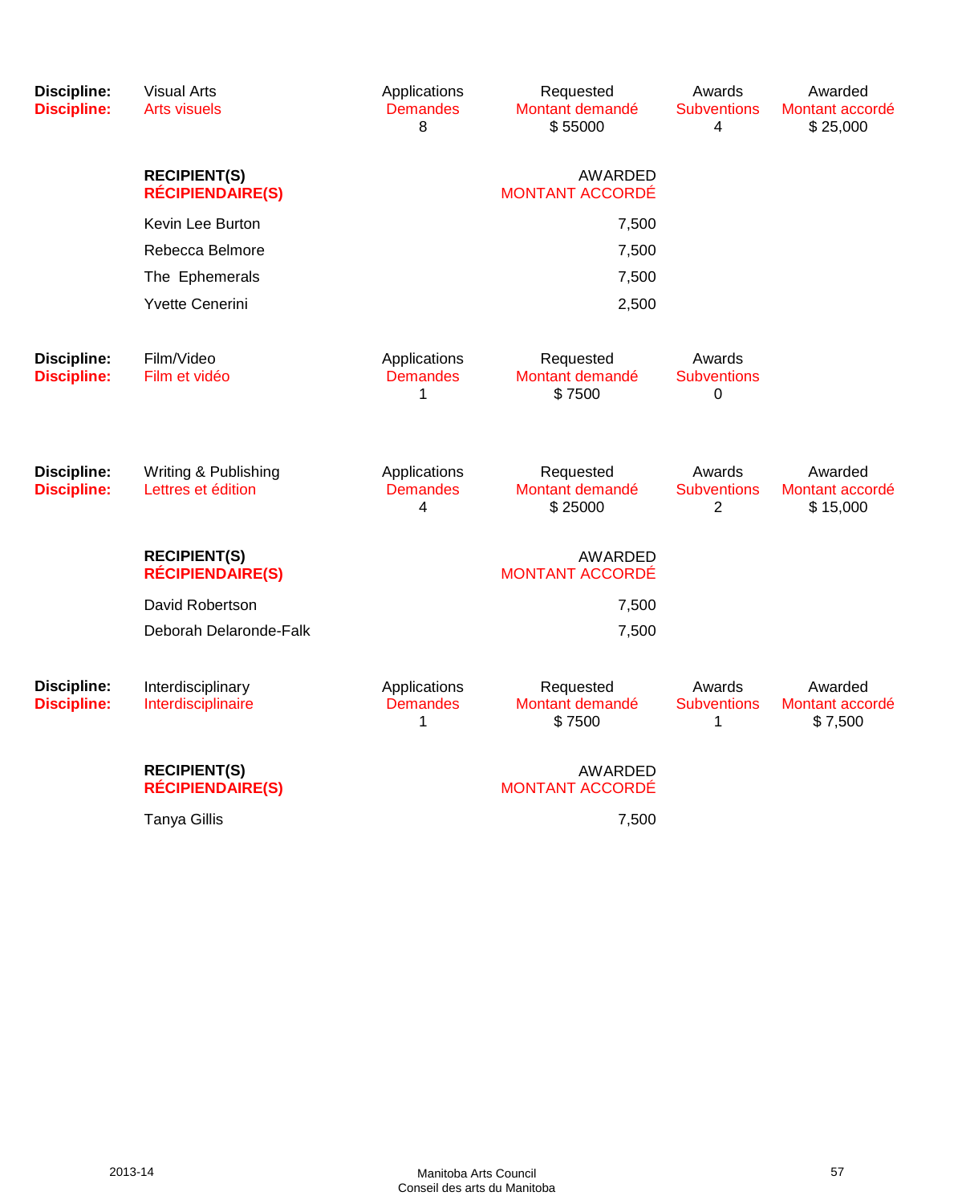| Discipline: | Visual Arts | Applications | Requested | Awards | Awarded |
|---|---|---|---|---|---|
| Discipline: | Arts visuels | Demandes | Montant demandé | Subventions | Montant accordé |
| | | 8 | $ 55000 | 4 | $ 25,000 |

| RECIPIENT(S) / RÉCIPIENDAIRE(S) | AWARDED / MONTANT ACCORDÉ |
|---|---|
| Kevin Lee Burton | 7,500 |
| Rebecca Belmore | 7,500 |
| The Ephemerals | 7,500 |
| Yvette Cenerini | 2,500 |

| Discipline: | Film/Video | Applications | Requested | Awards |
|---|---|---|---|---|
| Discipline: | Film et vidéo | Demandes | Montant demandé | Subventions |
| | | 1 | $ 7500 | 0 |

| Discipline: | Writing & Publishing | Applications | Requested | Awards | Awarded |
|---|---|---|---|---|---|
| Discipline: | Lettres et édition | Demandes | Montant demandé | Subventions | Montant accordé |
| | | 4 | $ 25000 | 2 | $ 15,000 |

| RECIPIENT(S) / RÉCIPIENDAIRE(S) | AWARDED / MONTANT ACCORDÉ |
|---|---|
| David Robertson | 7,500 |
| Deborah Delaronde-Falk | 7,500 |

| Discipline: | Interdisciplinary | Applications | Requested | Awards | Awarded |
|---|---|---|---|---|---|
| Discipline: | Interdisciplinaire | Demandes | Montant demandé | Subventions | Montant accordé |
| | | 1 | $ 7500 | 1 | $ 7,500 |

| RECIPIENT(S) / RÉCIPIENDAIRE(S) | AWARDED / MONTANT ACCORDÉ |
|---|---|
| Tanya Gillis | 7,500 |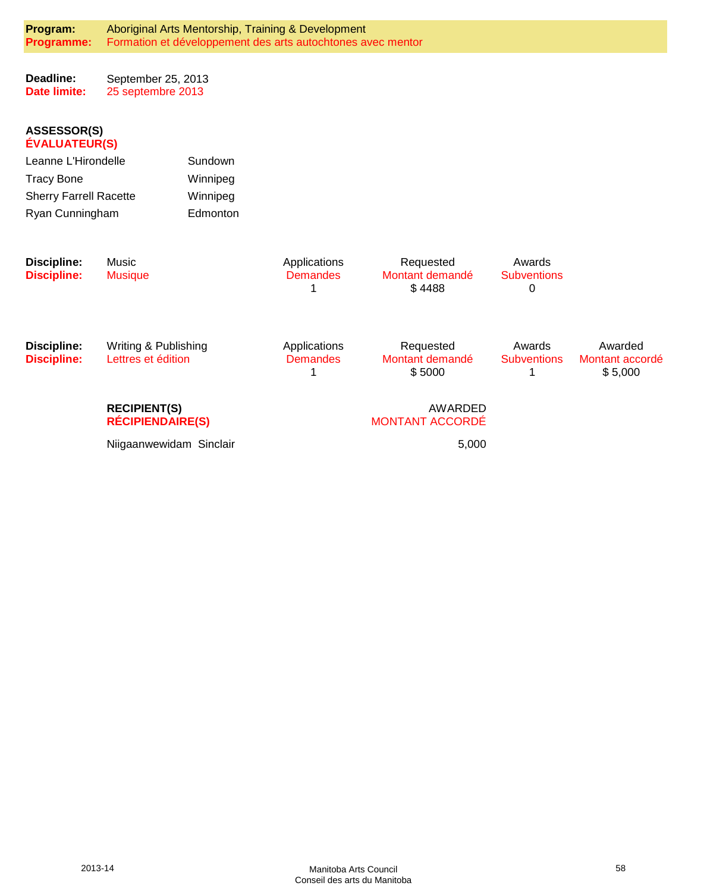**Program:** Aboriginal Arts Mentorship, Training & Development
**Programme:** Formation et développement des arts autochtones avec mentor

**Deadline:** September 25, 2013
**Date limite:** 25 septembre 2013

**ASSESSOR(S)**
**ÉVALUATEUR(S)**

| | |
|---|---|
| Leanne L'Hirondelle | Sundown |
| Tracy Bone | Winnipeg |
| Sherry Farrell Racette | Winnipeg |
| Ryan Cunningham | Edmonton |

| **Discipline:** / **Discipline:** | | Applications / Demandes | Requested / Montant demandé | Awards / Subventions |
|---|---|---|---|---|
| | Music / Musique | 1 | $ 4488 | 0 |

| **Discipline:** / **Discipline:** | | Applications / Demandes | Requested / Montant demandé | Awards / Subventions | Awarded / Montant accordé |
|---|---|---|---|---|---|
| | Writing & Publishing / Lettres et édition | 1 | $ 5000 | 1 | $ 5,000 |

| **RECIPIENT(S)** / **RÉCIPIENDAIRE(S)** | AWARDED / MONTANT ACCORDÉ |
|---|---|
| Niigaanwewidam Sinclair | 5,000 |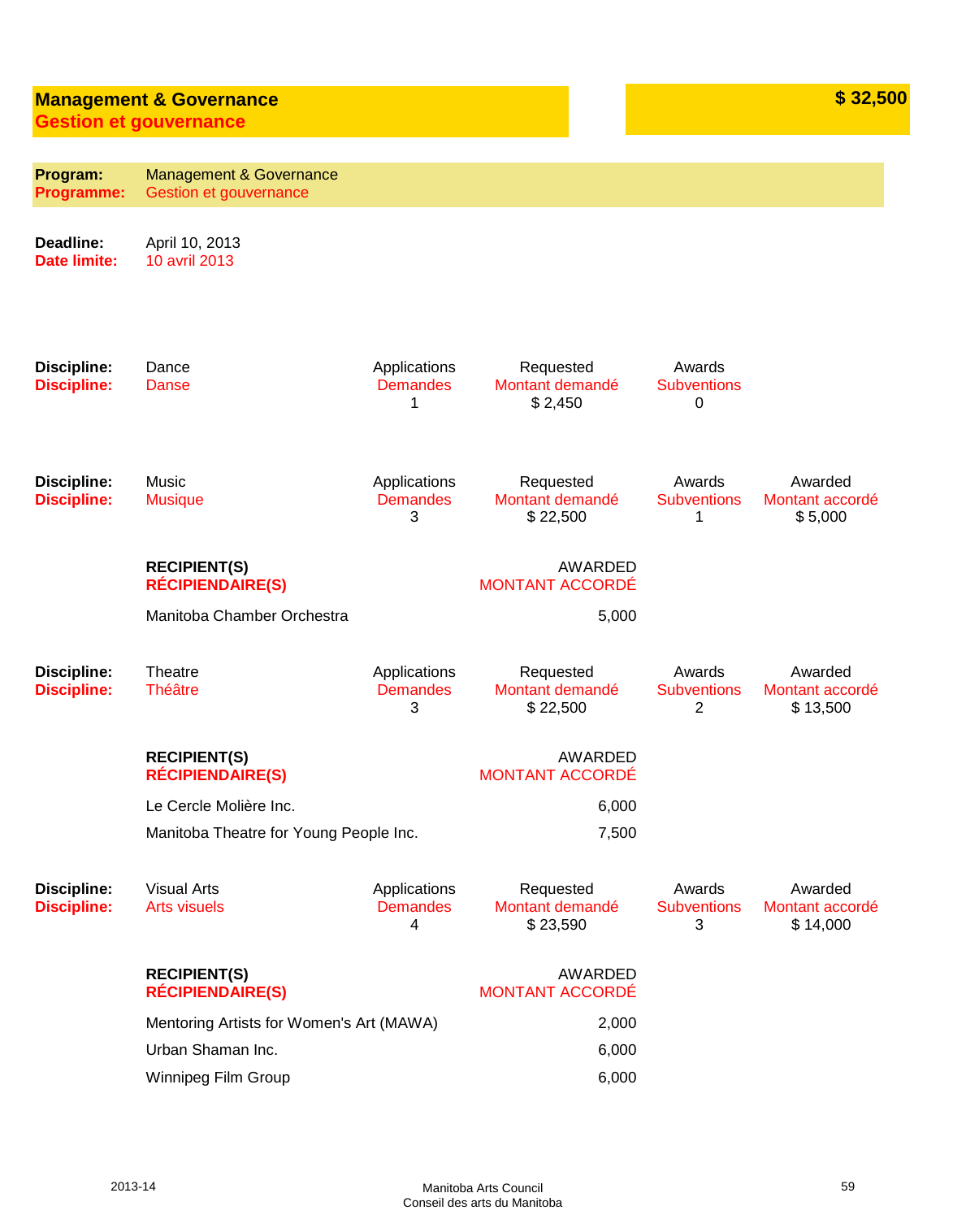## Management & Governance
## Gestion et gouvernance

**$ 32,500**

**Program:** Management & Governance
**Programme:** Gestion et gouvernance

**Deadline:** April 10, 2013
**Date limite:** 10 avril 2013

| Discipline / Discipline | Applications / Demandes | Requested / Montant demandé | Awards / Subventions | Awarded / Montant accordé |
|---|---|---|---|---|
| Dance / Danse | 1 | $ 2,450 | 0 | |

| Discipline / Discipline | Applications / Demandes | Requested / Montant demandé | Awards / Subventions | Awarded / Montant accordé |
|---|---|---|---|---|
| Music / Musique | 3 | $ 22,500 | 1 | $ 5,000 |

| RECIPIENT(S) / RÉCIPIENDAIRE(S) | AWARDED / MONTANT ACCORDÉ |
|---|---|
| Manitoba Chamber Orchestra | 5,000 |

| Discipline / Discipline | Applications / Demandes | Requested / Montant demandé | Awards / Subventions | Awarded / Montant accordé |
|---|---|---|---|---|
| Theatre / Théâtre | 3 | $ 22,500 | 2 | $ 13,500 |

| RECIPIENT(S) / RÉCIPIENDAIRE(S) | AWARDED / MONTANT ACCORDÉ |
|---|---|
| Le Cercle Molière Inc. | 6,000 |
| Manitoba Theatre for Young People Inc. | 7,500 |

| Discipline / Discipline | Applications / Demandes | Requested / Montant demandé | Awards / Subventions | Awarded / Montant accordé |
|---|---|---|---|---|
| Visual Arts / Arts visuels | 4 | $ 23,590 | 3 | $ 14,000 |

| RECIPIENT(S) / RÉCIPIENDAIRE(S) | AWARDED / MONTANT ACCORDÉ |
|---|---|
| Mentoring Artists for Women's Art (MAWA) | 2,000 |
| Urban Shaman Inc. | 6,000 |
| Winnipeg Film Group | 6,000 |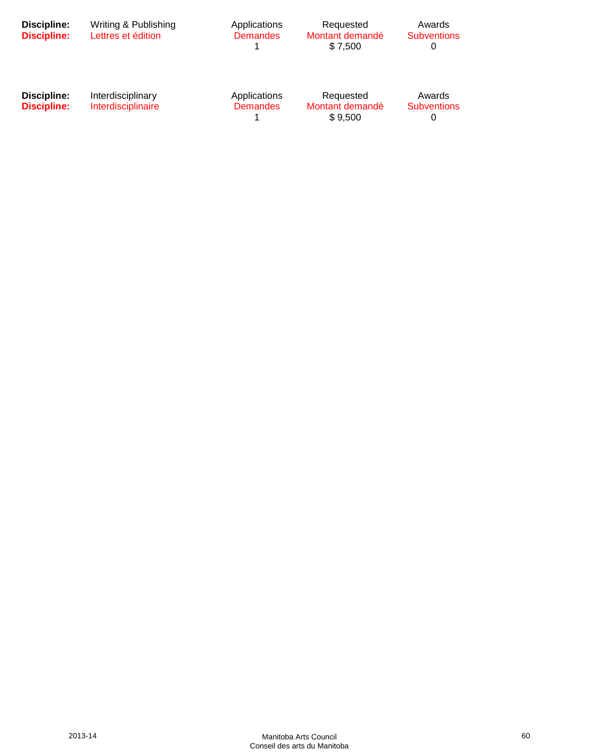| **Discipline:** | Writing & Publishing | Applications | Requested | Awards |
|---|---|---|---|---|
| **Discipline:** | Lettres et édition | Demandes | Montant demandé | Subventions |
| | | 1 | $ 7,500 | 0 |

| **Discipline:** | Interdisciplinary | Applications | Requested | Awards |
|---|---|---|---|---|
| **Discipline:** | Interdisciplinaire | Demandes | Montant demandé | Subventions |
| | | 1 | $ 9,500 | 0 |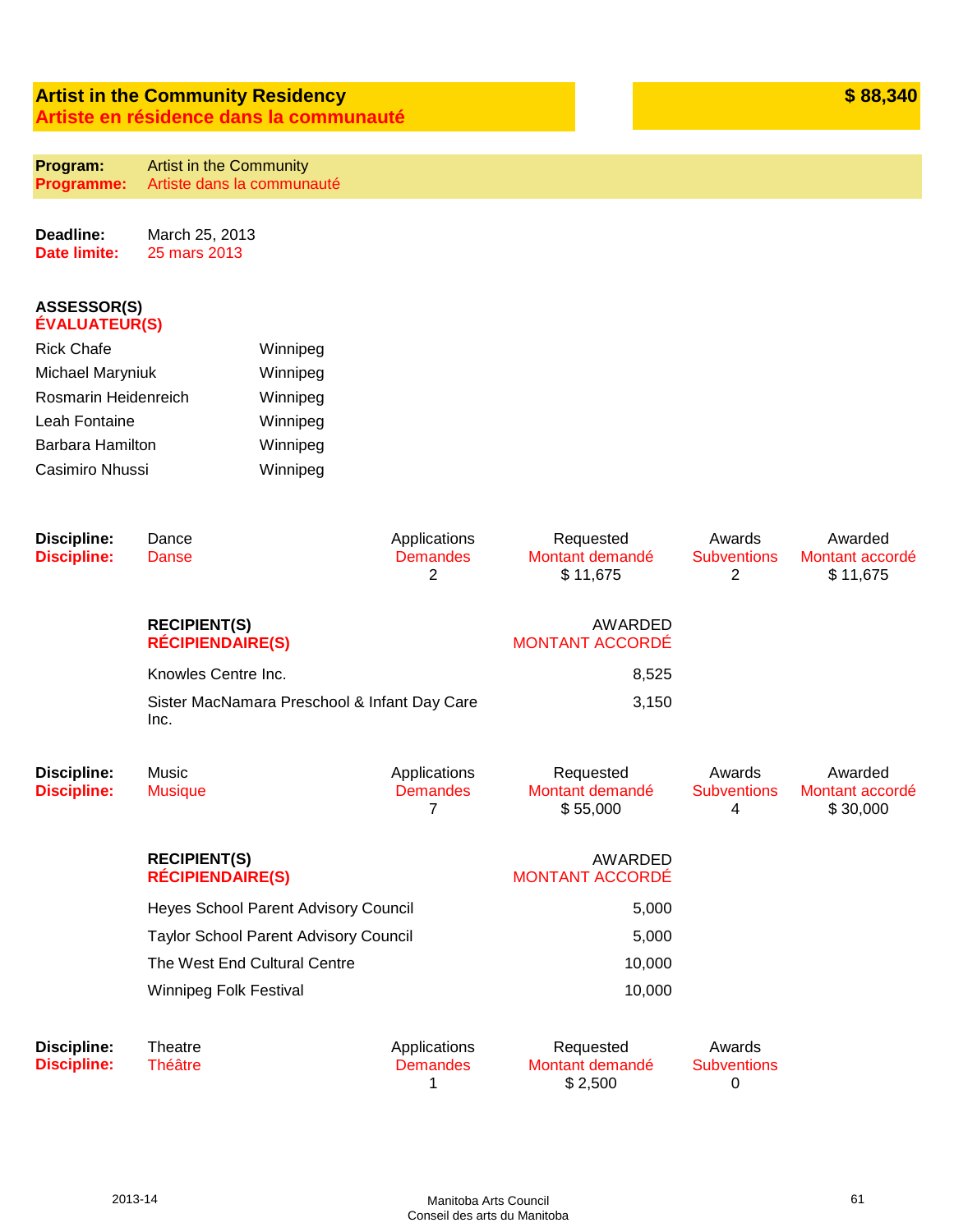## Artist in the Community Residency
## Artiste en résidence dans la communauté

**$ 88,340**

| | |
|---|---|
| **Program:** | Artist in the Community |
| **Programme:** | Artiste dans la communauté |

**Deadline:** March 25, 2013
**Date limite:** 25 mars 2013

**ASSESSOR(S)**
**ÉVALUATEUR(S)**

| | |
|---|---|
| Rick Chafe | Winnipeg |
| Michael Maryniuk | Winnipeg |
| Rosmarin Heidenreich | Winnipeg |
| Leah Fontaine | Winnipeg |
| Barbara Hamilton | Winnipeg |
| Casimiro Nhussi | Winnipeg |

| Discipline: / Discipline: | Applications / Demandes | Requested / Montant demandé | Awards / Subventions | Awarded / Montant accordé |
|---|---|---|---|---|
| Dance / Danse | 2 | $ 11,675 | 2 | $ 11,675 |

| RECIPIENT(S) / RÉCIPIENDAIRE(S) | AWARDED / MONTANT ACCORDÉ |
|---|---|
| Knowles Centre Inc. | 8,525 |
| Sister MacNamara Preschool & Infant Day Care Inc. | 3,150 |

| Discipline: / Discipline: | Applications / Demandes | Requested / Montant demandé | Awards / Subventions | Awarded / Montant accordé |
|---|---|---|---|---|
| Music / Musique | 7 | $ 55,000 | 4 | $ 30,000 |

| RECIPIENT(S) / RÉCIPIENDAIRE(S) | AWARDED / MONTANT ACCORDÉ |
|---|---|
| Heyes School Parent Advisory Council | 5,000 |
| Taylor School Parent Advisory Council | 5,000 |
| The West End Cultural Centre | 10,000 |
| Winnipeg Folk Festival | 10,000 |

| Discipline: / Discipline: | Applications / Demandes | Requested / Montant demandé | Awards / Subventions |
|---|---|---|---|
| Theatre / Théâtre | 1 | $ 2,500 | 0 |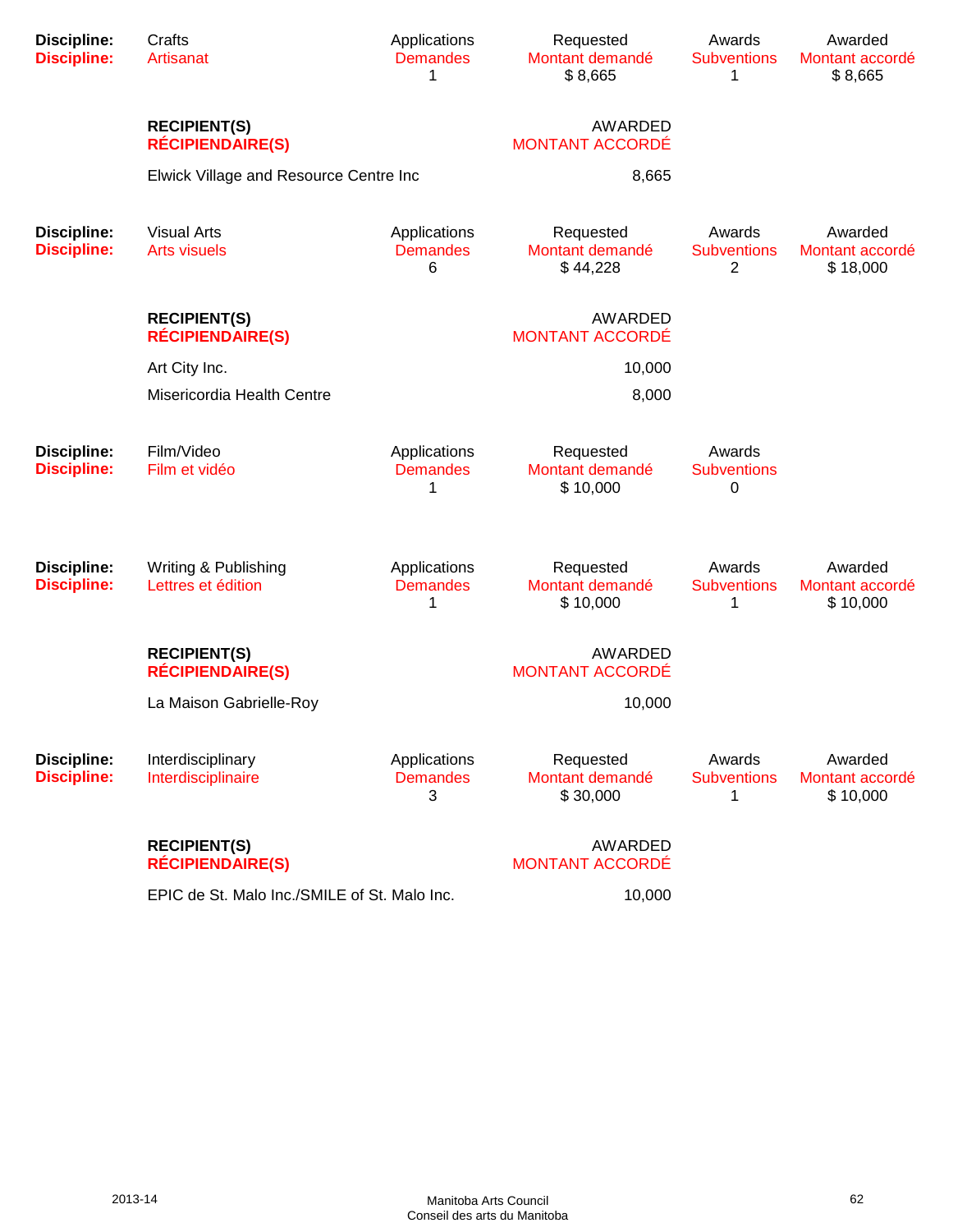| Discipline: | Crafts | Applications | Requested | Awards | Awarded |
|---|---|---|---|---|---|
| Discipline: | Artisanat | Demandes | Montant demandé | Subventions | Montant accordé |
| | | 1 | $ 8,665 | 1 | $ 8,665 |

| RECIPIENT(S) / RÉCIPIENDAIRE(S) | AWARDED / MONTANT ACCORDÉ |
|---|---|
| Elwick Village and Resource Centre Inc | 8,665 |

| Discipline: | Visual Arts | Applications | Requested | Awards | Awarded |
|---|---|---|---|---|---|
| Discipline: | Arts visuels | Demandes | Montant demandé | Subventions | Montant accordé |
| | | 6 | $ 44,228 | 2 | $ 18,000 |

| RECIPIENT(S) / RÉCIPIENDAIRE(S) | AWARDED / MONTANT ACCORDÉ |
|---|---|
| Art City Inc. | 10,000 |
| Misericordia Health Centre | 8,000 |

| Discipline: | Film/Video | Applications | Requested | Awards |
|---|---|---|---|---|
| Discipline: | Film et vidéo | Demandes | Montant demandé | Subventions |
| | | 1 | $ 10,000 | 0 |

| Discipline: | Writing & Publishing | Applications | Requested | Awards | Awarded |
|---|---|---|---|---|---|
| Discipline: | Lettres et édition | Demandes | Montant demandé | Subventions | Montant accordé |
| | | 1 | $ 10,000 | 1 | $ 10,000 |

| RECIPIENT(S) / RÉCIPIENDAIRE(S) | AWARDED / MONTANT ACCORDÉ |
|---|---|
| La Maison Gabrielle-Roy | 10,000 |

| Discipline: | Interdisciplinary | Applications | Requested | Awards | Awarded |
|---|---|---|---|---|---|
| Discipline: | Interdisciplinaire | Demandes | Montant demandé | Subventions | Montant accordé |
| | | 3 | $ 30,000 | 1 | $ 10,000 |

| RECIPIENT(S) / RÉCIPIENDAIRE(S) | AWARDED / MONTANT ACCORDÉ |
|---|---|
| EPIC de St. Malo Inc./SMILE of St. Malo Inc. | 10,000 |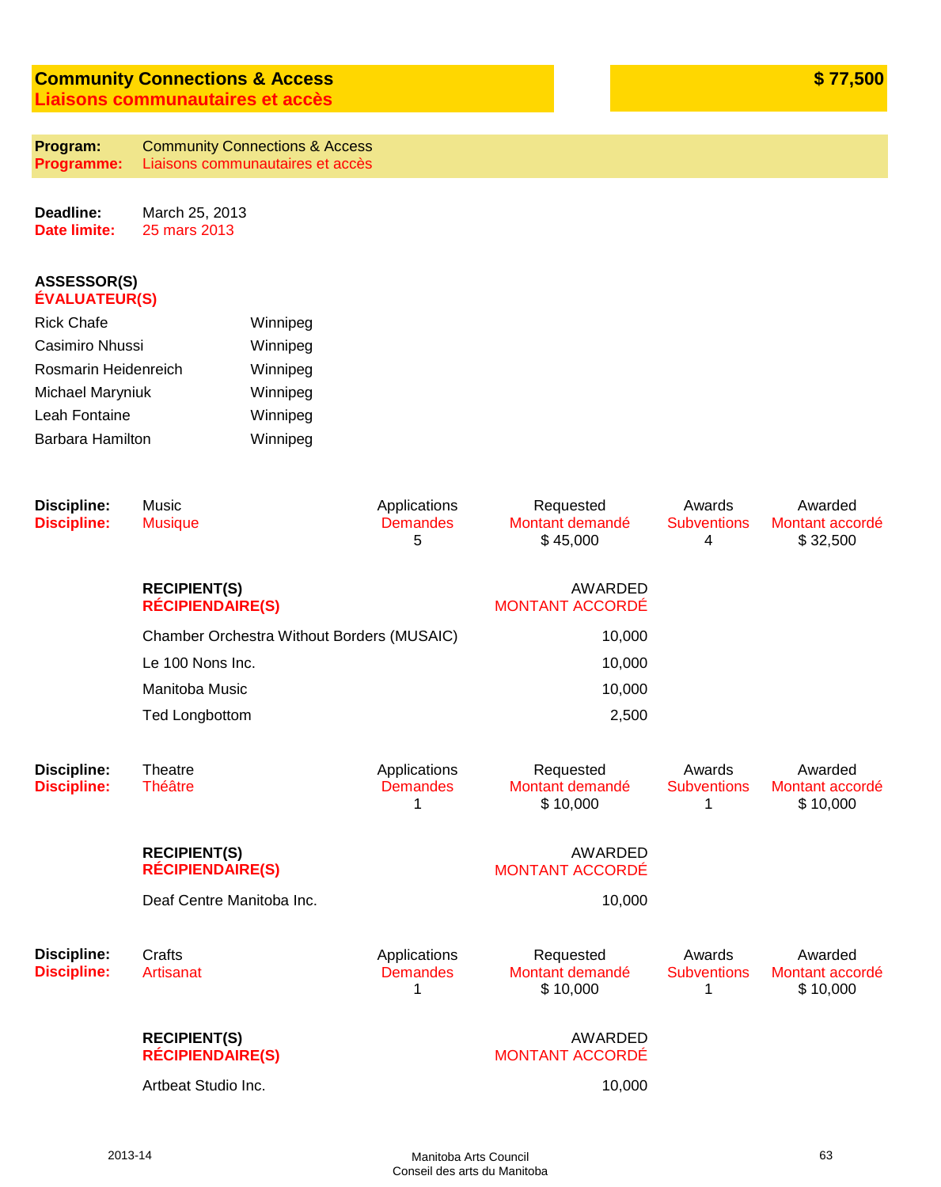## Community Connections & Access
## Liaisons communautaires et accès

**$ 77,500**

**Program:** Community Connections & Access
**Programme:** Liaisons communautaires et accès

**Deadline:** March 25, 2013
**Date limite:** 25 mars 2013

**ASSESSOR(S)**
**ÉVALUATEUR(S)**

| | |
|---|---|
| Rick Chafe | Winnipeg |
| Casimiro Nhussi | Winnipeg |
| Rosmarin Heidenreich | Winnipeg |
| Michael Maryniuk | Winnipeg |
| Leah Fontaine | Winnipeg |
| Barbara Hamilton | Winnipeg |

| Discipline: / Discipline: | | Applications / Demandes | Requested / Montant demandé | Awards / Subventions | Awarded / Montant accordé |
|---|---|---|---|---|---|
| Music / Musique | | 5 | $ 45,000 | 4 | $ 32,500 |

| RECIPIENT(S) / RÉCIPIENDAIRE(S) | AWARDED / MONTANT ACCORDÉ |
|---|---|
| Chamber Orchestra Without Borders (MUSAIC) | 10,000 |
| Le 100 Nons Inc. | 10,000 |
| Manitoba Music | 10,000 |
| Ted Longbottom | 2,500 |

| Discipline: / Discipline: | | Applications / Demandes | Requested / Montant demandé | Awards / Subventions | Awarded / Montant accordé |
|---|---|---|---|---|---|
| Theatre / Théâtre | | 1 | $ 10,000 | 1 | $ 10,000 |

| RECIPIENT(S) / RÉCIPIENDAIRE(S) | AWARDED / MONTANT ACCORDÉ |
|---|---|
| Deaf Centre Manitoba Inc. | 10,000 |

| Discipline: / Discipline: | | Applications / Demandes | Requested / Montant demandé | Awards / Subventions | Awarded / Montant accordé |
|---|---|---|---|---|---|
| Crafts / Artisanat | | 1 | $ 10,000 | 1 | $ 10,000 |

| RECIPIENT(S) / RÉCIPIENDAIRE(S) | AWARDED / MONTANT ACCORDÉ |
|---|---|
| Artbeat Studio Inc. | 10,000 |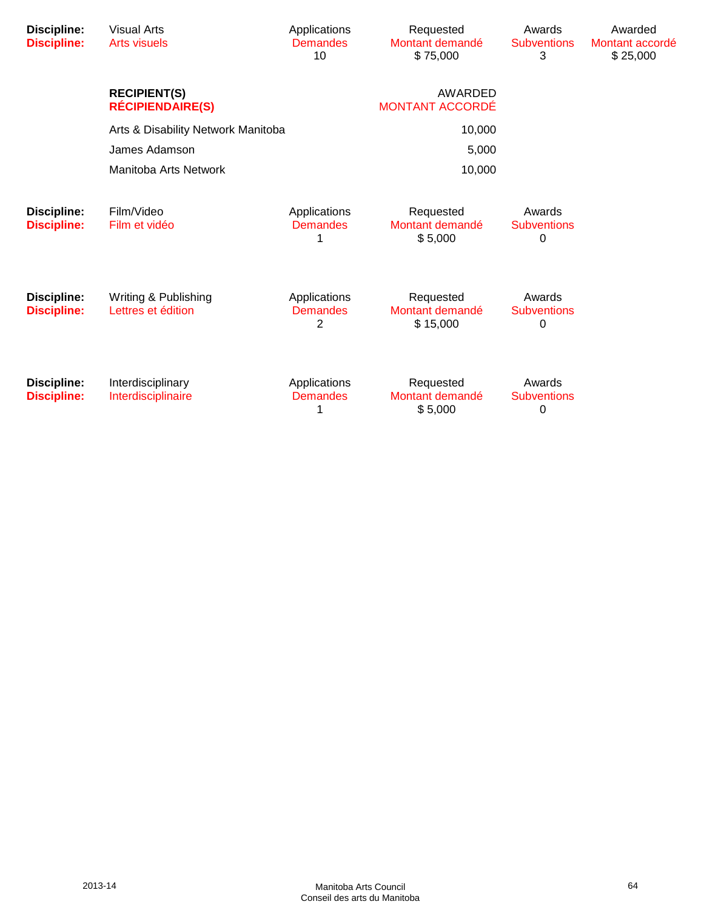| Discipline: | Visual Arts | Applications | Requested | Awards | Awarded |
|---|---|---|---|---|---|
| **Discipline:** | Arts visuels | Demandes | Montant demandé | Subventions | Montant accordé |
| | | 10 | $ 75,000 | 3 | $ 25,000 |

| RECIPIENT(S) | AWARDED |
|---|---|
| **RÉCIPIENDAIRE(S)** | MONTANT ACCORDÉ |
| Arts & Disability Network Manitoba | 10,000 |
| James Adamson | 5,000 |
| Manitoba Arts Network | 10,000 |

| Discipline: | Film/Video | Applications | Requested | Awards |
|---|---|---|---|---|
| **Discipline:** | Film et vidéo | Demandes | Montant demandé | Subventions |
| | | 1 | $ 5,000 | 0 |

| Discipline: | Writing & Publishing | Applications | Requested | Awards |
|---|---|---|---|---|
| **Discipline:** | Lettres et édition | Demandes | Montant demandé | Subventions |
| | | 2 | $ 15,000 | 0 |

| Discipline: | Interdisciplinary | Applications | Requested | Awards |
|---|---|---|---|---|
| **Discipline:** | Interdisciplinaire | Demandes | Montant demandé | Subventions |
| | | 1 | $ 5,000 | 0 |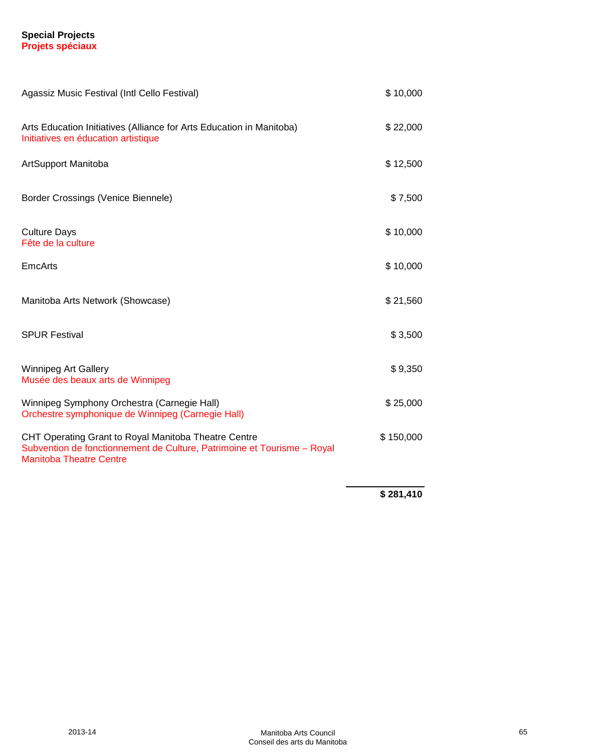**Special Projects**
**Projets spéciaux**

| | |
|---|---|
| Agassiz Music Festival (Intl Cello Festival) | $ 10,000 |
| Arts Education Initiatives (Alliance for Arts Education in Manitoba)<br>Initiatives en éducation artistique | $ 22,000 |
| ArtSupport Manitoba | $ 12,500 |
| Border Crossings (Venice Biennele) | $ 7,500 |
| Culture Days<br>Fête de la culture | $ 10,000 |
| EmcArts | $ 10,000 |
| Manitoba Arts Network (Showcase) | $ 21,560 |
| SPUR Festival | $ 3,500 |
| Winnipeg Art Gallery<br>Musée des beaux arts de Winnipeg | $ 9,350 |
| Winnipeg Symphony Orchestra (Carnegie Hall)<br>Orchestre symphonique de Winnipeg (Carnegie Hall) | $ 25,000 |
| CHT Operating Grant to Royal Manitoba Theatre Centre<br>Subvention de fonctionnement de Culture, Patrimoine et Tourisme – Royal Manitoba Theatre Centre | $ 150,000 |
| | **$ 281,410** |